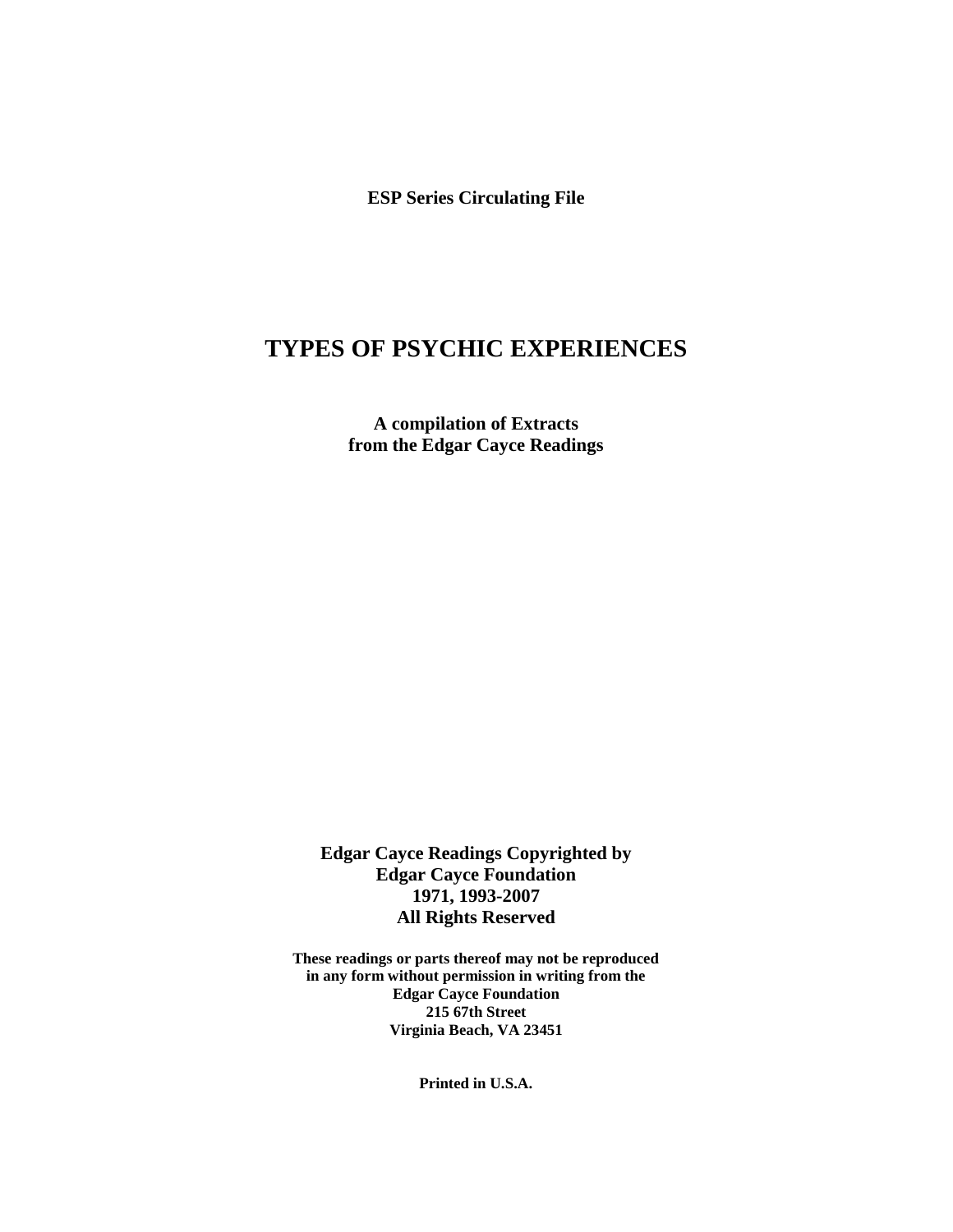**ESP Series Circulating File**

# TYPES OF PSYCHIC EXPERIENCES

**A compilation of Extracts**
**from the Edgar Cayce Readings**

**Edgar Cayce Readings Copyrighted by**
**Edgar Cayce Foundation**
**1971, 1993-2007**
**All Rights Reserved**

**These readings or parts thereof may not be reproduced**
**in any form without permission in writing from the**
**Edgar Cayce Foundation**
**215 67th Street**
**Virginia Beach, VA 23451**

**Printed in U.S.A.**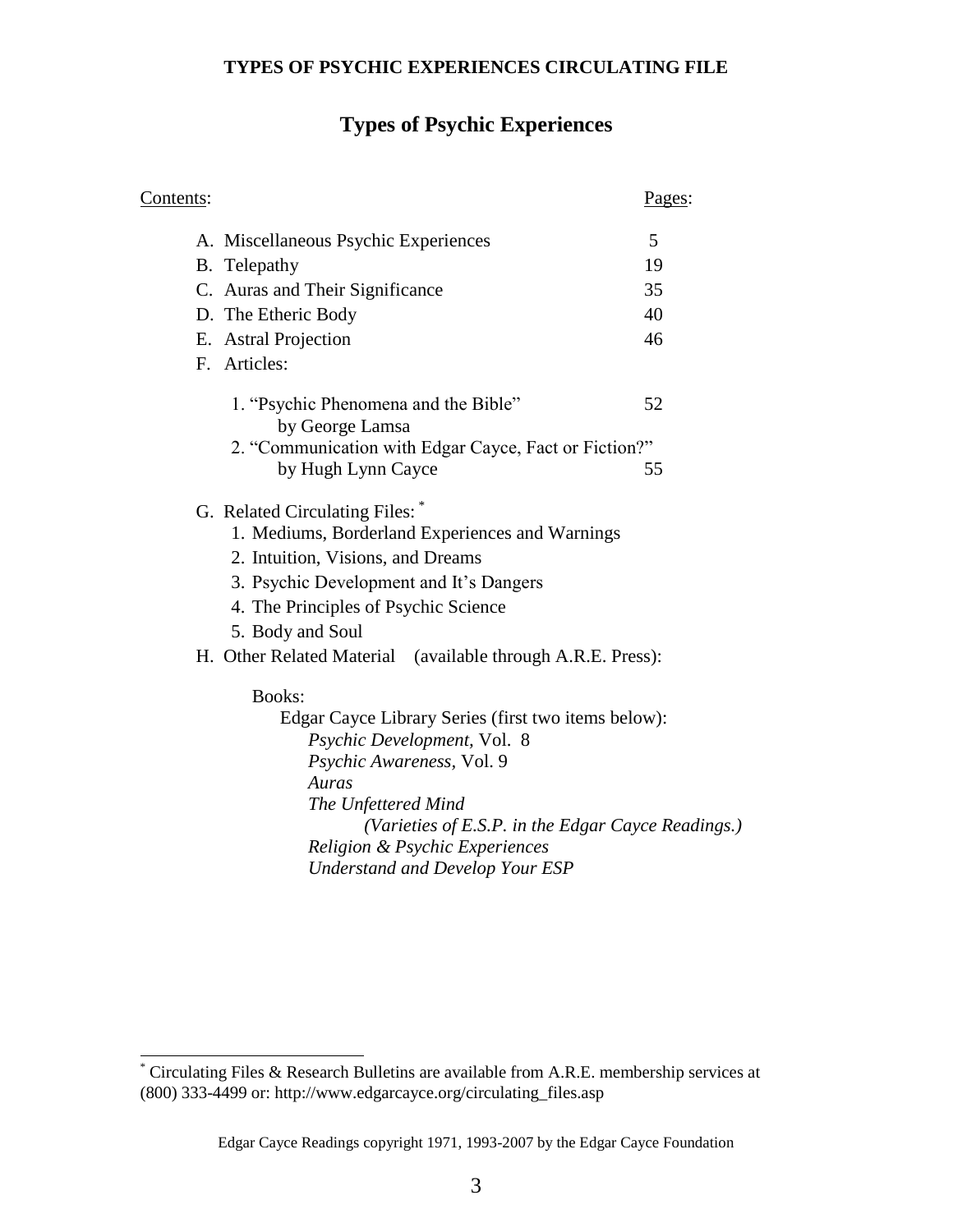**TYPES OF PSYCHIC EXPERIENCES CIRCULATING FILE**

# Types of Psychic Experiences

| Contents: | Pages: |
|---|---|
| A. Miscellaneous Psychic Experiences | 5 |
| B. Telepathy | 19 |
| C. Auras and Their Significance | 35 |
| D. The Etheric Body | 40 |
| E. Astral Projection | 46 |
| F. Articles: | |
| 1. "Psychic Phenomena and the Bible" by George Lamsa | 52 |
| 2. "Communication with Edgar Cayce, Fact or Fiction?" by Hugh Lynn Cayce | 55 |

G. Related Circulating Files: *
1. Mediums, Borderland Experiences and Warnings
2. Intuition, Visions, and Dreams
3. Psychic Development and It's Dangers
4. The Principles of Psychic Science
5. Body and Soul

H. Other Related Material (available through A.R.E. Press):

Books:

Edgar Cayce Library Series (first two items below):

*Psychic Development*, Vol. 8
*Psychic Awareness*, Vol. 9
*Auras*
*The Unfettered Mind*
*(Varieties of E.S.P. in the Edgar Cayce Readings.)*
*Religion & Psychic Experiences*
*Understand and Develop Your ESP*

---

* Circulating Files & Research Bulletins are available from A.R.E. membership services at (800) 333-4499 or: http://www.edgarcayce.org/circulating_files.asp

Edgar Cayce Readings copyright 1971, 1993-2007 by the Edgar Cayce Foundation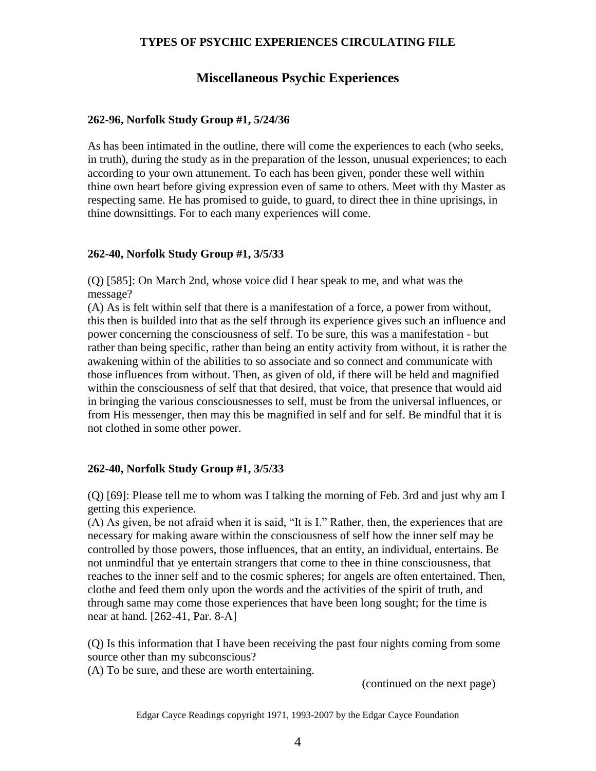## Miscellaneous Psychic Experiences

### 262-96, Norfolk Study Group #1, 5/24/36

As has been intimated in the outline, there will come the experiences to each (who seeks, in truth), during the study as in the preparation of the lesson, unusual experiences; to each according to your own attunement. To each has been given, ponder these well within thine own heart before giving expression even of same to others. Meet with thy Master as respecting same. He has promised to guide, to guard, to direct thee in thine uprisings, in thine downsittings. For to each many experiences will come.

### 262-40, Norfolk Study Group #1, 3/5/33

(Q) [585]: On March 2nd, whose voice did I hear speak to me, and what was the message?
(A) As is felt within self that there is a manifestation of a force, a power from without, this then is builded into that as the self through its experience gives such an influence and power concerning the consciousness of self. To be sure, this was a manifestation - but rather than being specific, rather than being an entity activity from without, it is rather the awakening within of the abilities to so associate and so connect and communicate with those influences from without. Then, as given of old, if there will be held and magnified within the consciousness of self that that desired, that voice, that presence that would aid in bringing the various consciousnesses to self, must be from the universal influences, or from His messenger, then may this be magnified in self and for self. Be mindful that it is not clothed in some other power.

### 262-40, Norfolk Study Group #1, 3/5/33

(Q) [69]: Please tell me to whom was I talking the morning of Feb. 3rd and just why am I getting this experience.
(A) As given, be not afraid when it is said, "It is I." Rather, then, the experiences that are necessary for making aware within the consciousness of self how the inner self may be controlled by those powers, those influences, that an entity, an individual, entertains. Be not unmindful that ye entertain strangers that come to thee in thine consciousness, that reaches to the inner self and to the cosmic spheres; for angels are often entertained. Then, clothe and feed them only upon the words and the activities of the spirit of truth, and through same may come those experiences that have been long sought; for the time is near at hand. [262-41, Par. 8-A]

(Q) Is this information that I have been receiving the past four nights coming from some source other than my subconscious?
(A) To be sure, and these are worth entertaining.

(continued on the next page)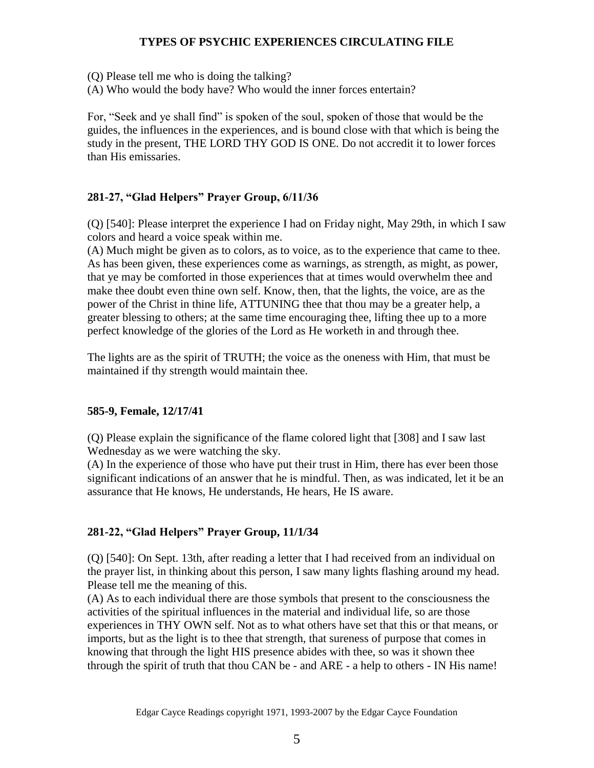(Q) Please tell me who is doing the talking?
(A) Who would the body have? Who would the inner forces entertain?

For, "Seek and ye shall find" is spoken of the soul, spoken of those that would be the guides, the influences in the experiences, and is bound close with that which is being the study in the present, THE LORD THY GOD IS ONE. Do not accredit it to lower forces than His emissaries.

### 281-27, "Glad Helpers" Prayer Group, 6/11/36

(Q) [540]: Please interpret the experience I had on Friday night, May 29th, in which I saw colors and heard a voice speak within me.
(A) Much might be given as to colors, as to voice, as to the experience that came to thee. As has been given, these experiences come as warnings, as strength, as might, as power, that ye may be comforted in those experiences that at times would overwhelm thee and make thee doubt even thine own self. Know, then, that the lights, the voice, are as the power of the Christ in thine life, ATTUNING thee that thou may be a greater help, a greater blessing to others; at the same time encouraging thee, lifting thee up to a more perfect knowledge of the glories of the Lord as He worketh in and through thee.

The lights are as the spirit of TRUTH; the voice as the oneness with Him, that must be maintained if thy strength would maintain thee.

### 585-9, Female, 12/17/41

(Q) Please explain the significance of the flame colored light that [308] and I saw last Wednesday as we were watching the sky.
(A) In the experience of those who have put their trust in Him, there has ever been those significant indications of an answer that he is mindful. Then, as was indicated, let it be an assurance that He knows, He understands, He hears, He IS aware.

### 281-22, "Glad Helpers" Prayer Group, 11/1/34

(Q) [540]: On Sept. 13th, after reading a letter that I had received from an individual on the prayer list, in thinking about this person, I saw many lights flashing around my head. Please tell me the meaning of this.
(A) As to each individual there are those symbols that present to the consciousness the activities of the spiritual influences in the material and individual life, so are those experiences in THY OWN self. Not as to what others have set that this or that means, or imports, but as the light is to thee that strength, that sureness of purpose that comes in knowing that through the light HIS presence abides with thee, so was it shown thee through the spirit of truth that thou CAN be - and ARE - a help to others - IN His name!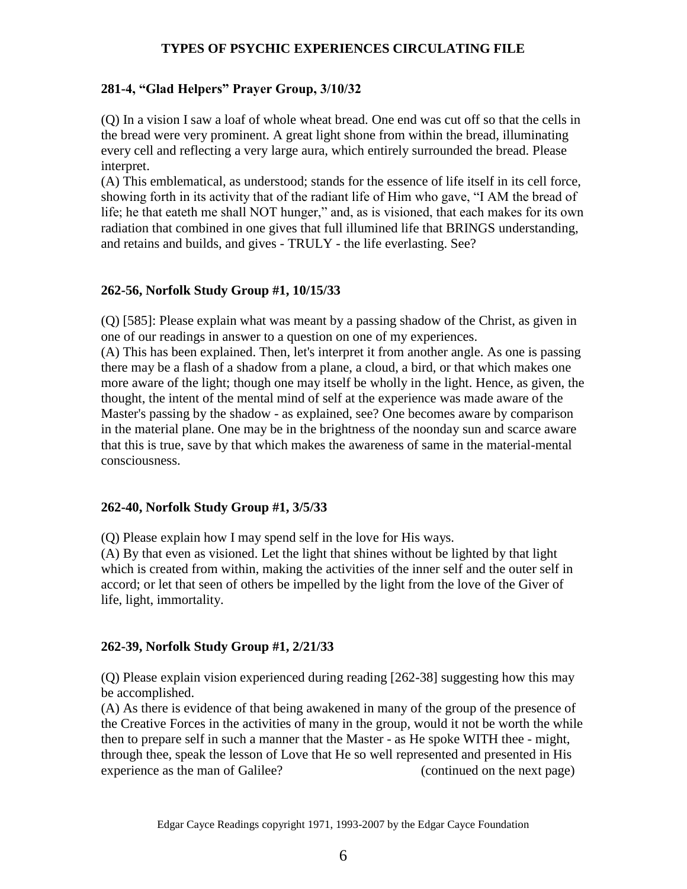# TYPES OF PSYCHIC EXPERIENCES CIRCULATING FILE

### 281-4, "Glad Helpers" Prayer Group, 3/10/32

(Q) In a vision I saw a loaf of whole wheat bread. One end was cut off so that the cells in the bread were very prominent. A great light shone from within the bread, illuminating every cell and reflecting a very large aura, which entirely surrounded the bread. Please interpret.

(A) This emblematical, as understood; stands for the essence of life itself in its cell force, showing forth in its activity that of the radiant life of Him who gave, "I AM the bread of life; he that eateth me shall NOT hunger," and, as is visioned, that each makes for its own radiation that combined in one gives that full illumined life that BRINGS understanding, and retains and builds, and gives - TRULY - the life everlasting. See?

### 262-56, Norfolk Study Group #1, 10/15/33

(Q) [585]: Please explain what was meant by a passing shadow of the Christ, as given in one of our readings in answer to a question on one of my experiences.

(A) This has been explained. Then, let's interpret it from another angle. As one is passing there may be a flash of a shadow from a plane, a cloud, a bird, or that which makes one more aware of the light; though one may itself be wholly in the light. Hence, as given, the thought, the intent of the mental mind of self at the experience was made aware of the Master's passing by the shadow - as explained, see? One becomes aware by comparison in the material plane. One may be in the brightness of the noonday sun and scarce aware that this is true, save by that which makes the awareness of same in the material-mental consciousness.

### 262-40, Norfolk Study Group #1, 3/5/33

(Q) Please explain how I may spend self in the love for His ways.

(A) By that even as visioned. Let the light that shines without be lighted by that light which is created from within, making the activities of the inner self and the outer self in accord; or let that seen of others be impelled by the light from the love of the Giver of life, light, immortality.

### 262-39, Norfolk Study Group #1, 2/21/33

(Q) Please explain vision experienced during reading [262-38] suggesting how this may be accomplished.

(A) As there is evidence of that being awakened in many of the group of the presence of the Creative Forces in the activities of many in the group, would it not be worth the while then to prepare self in such a manner that the Master - as He spoke WITH thee - might, through thee, speak the lesson of Love that He so well represented and presented in His experience as the man of Galilee? (continued on the next page)

Edgar Cayce Readings copyright 1971, 1993-2007 by the Edgar Cayce Foundation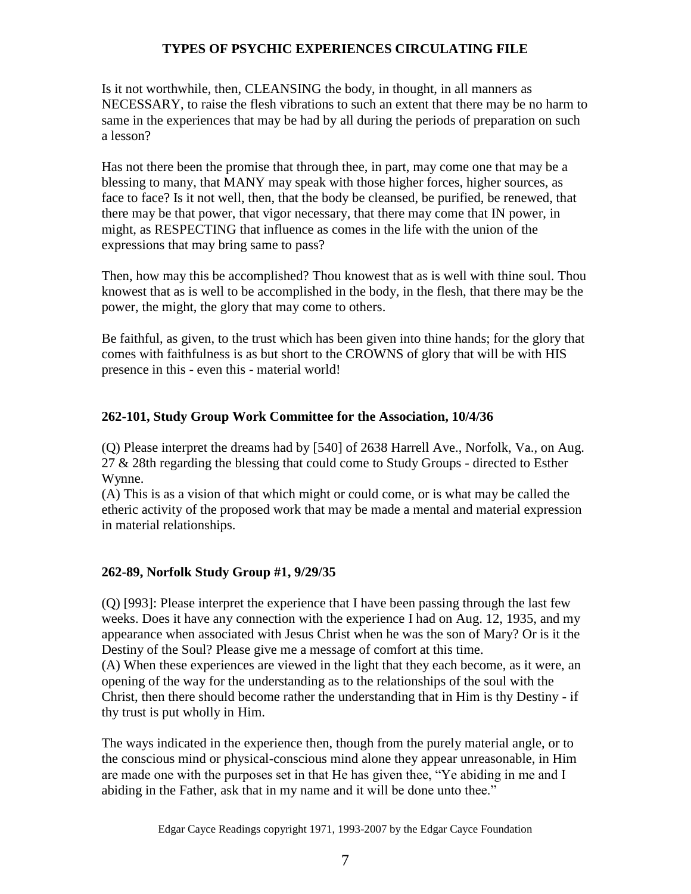Is it not worthwhile, then, CLEANSING the body, in thought, in all manners as NECESSARY, to raise the flesh vibrations to such an extent that there may be no harm to same in the experiences that may be had by all during the periods of preparation on such a lesson?

Has not there been the promise that through thee, in part, may come one that may be a blessing to many, that MANY may speak with those higher forces, higher sources, as face to face? Is it not well, then, that the body be cleansed, be purified, be renewed, that there may be that power, that vigor necessary, that there may come that IN power, in might, as RESPECTING that influence as comes in the life with the union of the expressions that may bring same to pass?

Then, how may this be accomplished? Thou knowest that as is well with thine soul. Thou knowest that as is well to be accomplished in the body, in the flesh, that there may be the power, the might, the glory that may come to others.

Be faithful, as given, to the trust which has been given into thine hands; for the glory that comes with faithfulness is as but short to the CROWNS of glory that will be with HIS presence in this - even this - material world!

### 262-101, Study Group Work Committee for the Association, 10/4/36

(Q) Please interpret the dreams had by [540] of 2638 Harrell Ave., Norfolk, Va., on Aug. 27 & 28th regarding the blessing that could come to Study Groups - directed to Esther Wynne.
(A) This is as a vision of that which might or could come, or is what may be called the etheric activity of the proposed work that may be made a mental and material expression in material relationships.

### 262-89, Norfolk Study Group #1, 9/29/35

(Q) [993]: Please interpret the experience that I have been passing through the last few weeks. Does it have any connection with the experience I had on Aug. 12, 1935, and my appearance when associated with Jesus Christ when he was the son of Mary? Or is it the Destiny of the Soul? Please give me a message of comfort at this time.
(A) When these experiences are viewed in the light that they each become, as it were, an opening of the way for the understanding as to the relationships of the soul with the Christ, then there should become rather the understanding that in Him is thy Destiny - if thy trust is put wholly in Him.

The ways indicated in the experience then, though from the purely material angle, or to the conscious mind or physical-conscious mind alone they appear unreasonable, in Him are made one with the purposes set in that He has given thee, "Ye abiding in me and I abiding in the Father, ask that in my name and it will be done unto thee."

Edgar Cayce Readings copyright 1971, 1993-2007 by the Edgar Cayce Foundation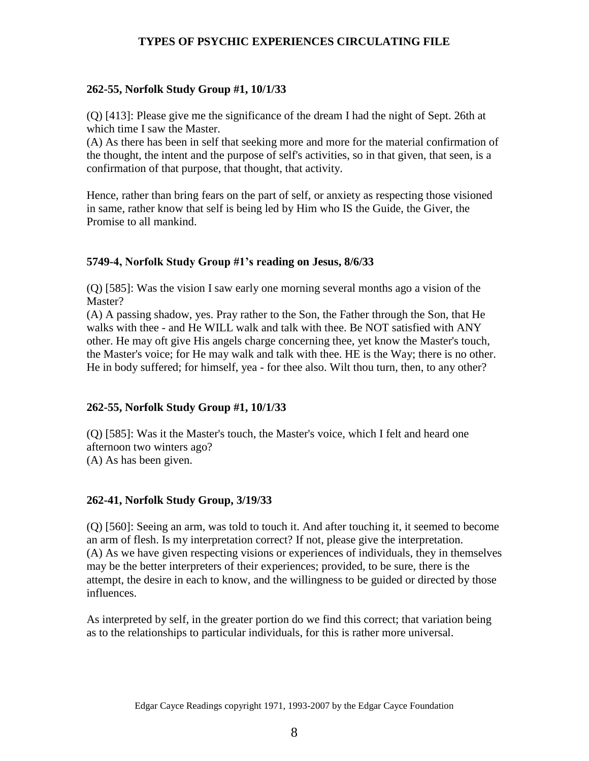**262-55, Norfolk Study Group #1, 10/1/33**

(Q) [413]: Please give me the significance of the dream I had the night of Sept. 26th at which time I saw the Master.
(A) As there has been in self that seeking more and more for the material confirmation of the thought, the intent and the purpose of self's activities, so in that given, that seen, is a confirmation of that purpose, that thought, that activity.

Hence, rather than bring fears on the part of self, or anxiety as respecting those visioned in same, rather know that self is being led by Him who IS the Guide, the Giver, the Promise to all mankind.

**5749-4, Norfolk Study Group #1's reading on Jesus, 8/6/33**

(Q) [585]: Was the vision I saw early one morning several months ago a vision of the Master?
(A) A passing shadow, yes. Pray rather to the Son, the Father through the Son, that He walks with thee - and He WILL walk and talk with thee. Be NOT satisfied with ANY other. He may oft give His angels charge concerning thee, yet know the Master's touch, the Master's voice; for He may walk and talk with thee. HE is the Way; there is no other. He in body suffered; for himself, yea - for thee also. Wilt thou turn, then, to any other?

**262-55, Norfolk Study Group #1, 10/1/33**

(Q) [585]: Was it the Master's touch, the Master's voice, which I felt and heard one afternoon two winters ago?
(A) As has been given.

**262-41, Norfolk Study Group, 3/19/33**

(Q) [560]: Seeing an arm, was told to touch it. And after touching it, it seemed to become an arm of flesh. Is my interpretation correct? If not, please give the interpretation.
(A) As we have given respecting visions or experiences of individuals, they in themselves may be the better interpreters of their experiences; provided, to be sure, there is the attempt, the desire in each to know, and the willingness to be guided or directed by those influences.

As interpreted by self, in the greater portion do we find this correct; that variation being as to the relationships to particular individuals, for this is rather more universal.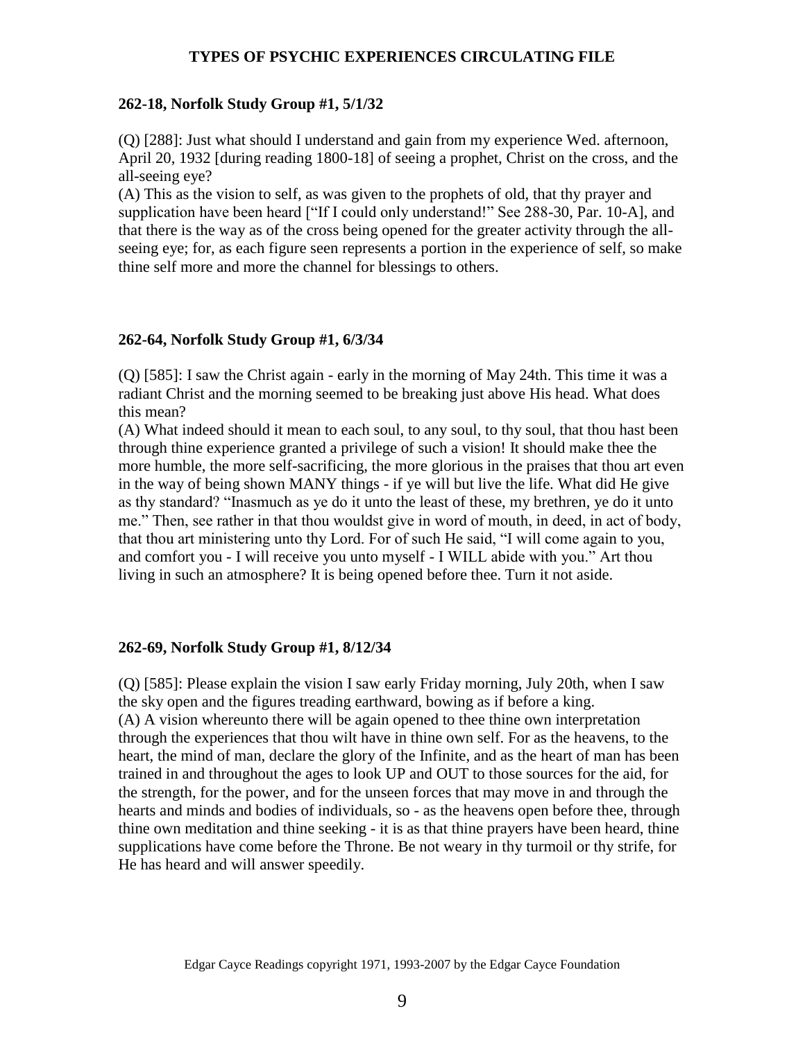**262-18, Norfolk Study Group #1, 5/1/32**

(Q) [288]: Just what should I understand and gain from my experience Wed. afternoon, April 20, 1932 [during reading 1800-18] of seeing a prophet, Christ on the cross, and the all-seeing eye?
(A) This as the vision to self, as was given to the prophets of old, that thy prayer and supplication have been heard ["If I could only understand!" See 288-30, Par. 10-A], and that there is the way as of the cross being opened for the greater activity through the all-seeing eye; for, as each figure seen represents a portion in the experience of self, so make thine self more and more the channel for blessings to others.

**262-64, Norfolk Study Group #1, 6/3/34**

(Q) [585]: I saw the Christ again - early in the morning of May 24th. This time it was a radiant Christ and the morning seemed to be breaking just above His head. What does this mean?
(A) What indeed should it mean to each soul, to any soul, to thy soul, that thou hast been through thine experience granted a privilege of such a vision! It should make thee the more humble, the more self-sacrificing, the more glorious in the praises that thou art even in the way of being shown MANY things - if ye will but live the life. What did He give as thy standard? "Inasmuch as ye do it unto the least of these, my brethren, ye do it unto me." Then, see rather in that thou wouldst give in word of mouth, in deed, in act of body, that thou art ministering unto thy Lord. For of such He said, "I will come again to you, and comfort you - I will receive you unto myself - I WILL abide with you." Art thou living in such an atmosphere? It is being opened before thee. Turn it not aside.

**262-69, Norfolk Study Group #1, 8/12/34**

(Q) [585]: Please explain the vision I saw early Friday morning, July 20th, when I saw the sky open and the figures treading earthward, bowing as if before a king.
(A) A vision whereunto there will be again opened to thee thine own interpretation through the experiences that thou wilt have in thine own self. For as the heavens, to the heart, the mind of man, declare the glory of the Infinite, and as the heart of man has been trained in and throughout the ages to look UP and OUT to those sources for the aid, for the strength, for the power, and for the unseen forces that may move in and through the hearts and minds and bodies of individuals, so - as the heavens open before thee, through thine own meditation and thine seeking - it is as that thine prayers have been heard, thine supplications have come before the Throne. Be not weary in thy turmoil or thy strife, for He has heard and will answer speedily.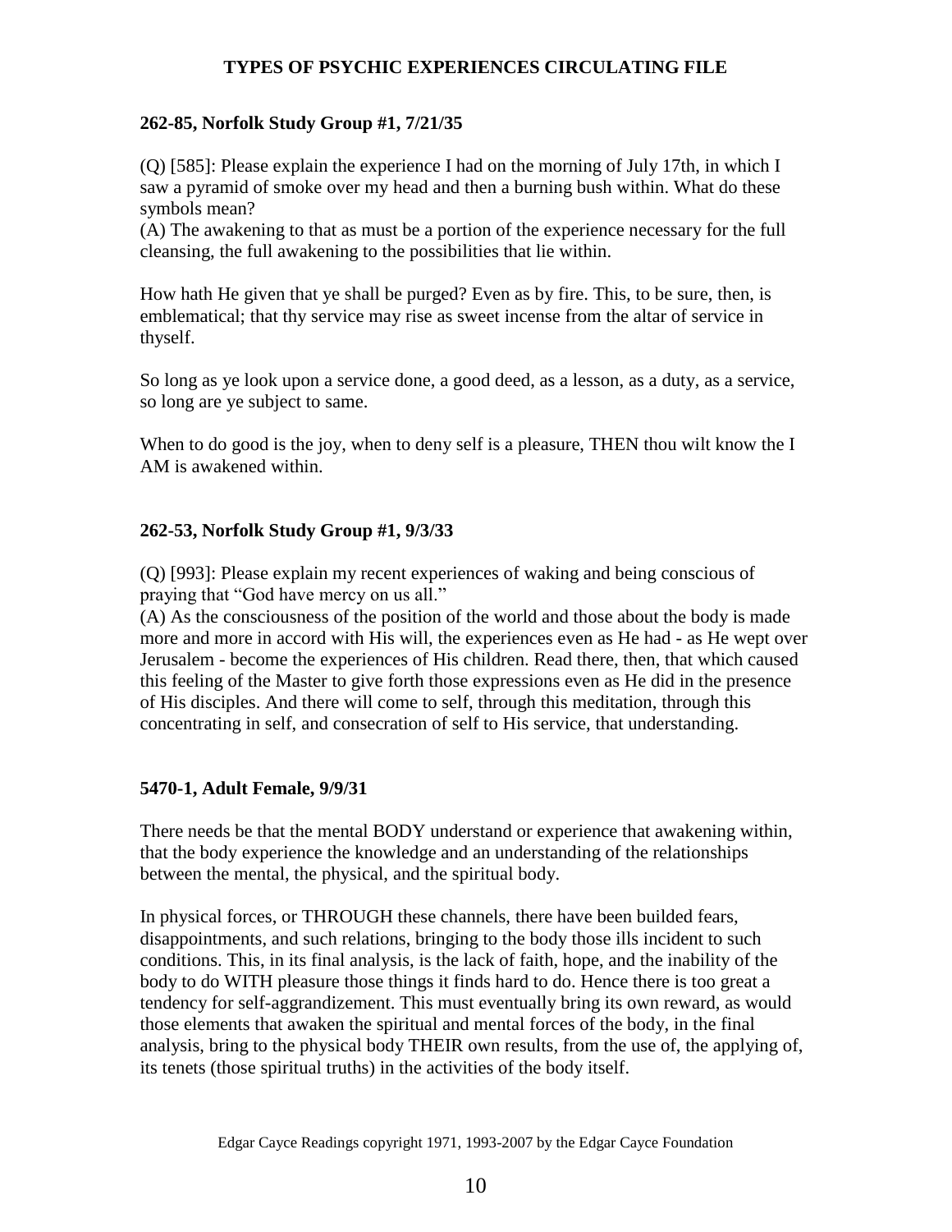**262-85, Norfolk Study Group #1, 7/21/35**

(Q) [585]: Please explain the experience I had on the morning of July 17th, in which I saw a pyramid of smoke over my head and then a burning bush within. What do these symbols mean?
(A) The awakening to that as must be a portion of the experience necessary for the full cleansing, the full awakening to the possibilities that lie within.

How hath He given that ye shall be purged? Even as by fire. This, to be sure, then, is emblematical; that thy service may rise as sweet incense from the altar of service in thyself.

So long as ye look upon a service done, a good deed, as a lesson, as a duty, as a service, so long are ye subject to same.

When to do good is the joy, when to deny self is a pleasure, THEN thou wilt know the I AM is awakened within.

**262-53, Norfolk Study Group #1, 9/3/33**

(Q) [993]: Please explain my recent experiences of waking and being conscious of praying that "God have mercy on us all."
(A) As the consciousness of the position of the world and those about the body is made more and more in accord with His will, the experiences even as He had - as He wept over Jerusalem - become the experiences of His children. Read there, then, that which caused this feeling of the Master to give forth those expressions even as He did in the presence of His disciples. And there will come to self, through this meditation, through this concentrating in self, and consecration of self to His service, that understanding.

**5470-1, Adult Female, 9/9/31**

There needs be that the mental BODY understand or experience that awakening within, that the body experience the knowledge and an understanding of the relationships between the mental, the physical, and the spiritual body.

In physical forces, or THROUGH these channels, there have been builded fears, disappointments, and such relations, bringing to the body those ills incident to such conditions. This, in its final analysis, is the lack of faith, hope, and the inability of the body to do WITH pleasure those things it finds hard to do. Hence there is too great a tendency for self-aggrandizement. This must eventually bring its own reward, as would those elements that awaken the spiritual and mental forces of the body, in the final analysis, bring to the physical body THEIR own results, from the use of, the applying of, its tenets (those spiritual truths) in the activities of the body itself.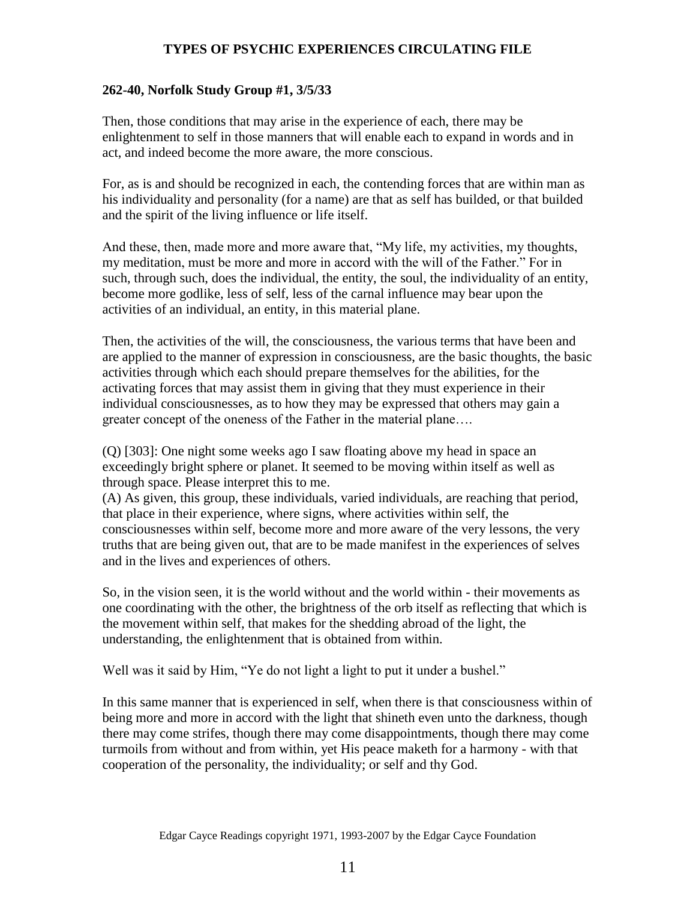**262-40, Norfolk Study Group #1, 3/5/33**

Then, those conditions that may arise in the experience of each, there may be enlightenment to self in those manners that will enable each to expand in words and in act, and indeed become the more aware, the more conscious.

For, as is and should be recognized in each, the contending forces that are within man as his individuality and personality (for a name) are that as self has builded, or that builded and the spirit of the living influence or life itself.

And these, then, made more and more aware that, "My life, my activities, my thoughts, my meditation, must be more and more in accord with the will of the Father." For in such, through such, does the individual, the entity, the soul, the individuality of an entity, become more godlike, less of self, less of the carnal influence may bear upon the activities of an individual, an entity, in this material plane.

Then, the activities of the will, the consciousness, the various terms that have been and are applied to the manner of expression in consciousness, are the basic thoughts, the basic activities through which each should prepare themselves for the abilities, for the activating forces that may assist them in giving that they must experience in their individual consciousnesses, as to how they may be expressed that others may gain a greater concept of the oneness of the Father in the material plane….

(Q) [303]: One night some weeks ago I saw floating above my head in space an exceedingly bright sphere or planet. It seemed to be moving within itself as well as through space. Please interpret this to me.
(A) As given, this group, these individuals, varied individuals, are reaching that period, that place in their experience, where signs, where activities within self, the consciousnesses within self, become more and more aware of the very lessons, the very truths that are being given out, that are to be made manifest in the experiences of selves and in the lives and experiences of others.

So, in the vision seen, it is the world without and the world within - their movements as one coordinating with the other, the brightness of the orb itself as reflecting that which is the movement within self, that makes for the shedding abroad of the light, the understanding, the enlightenment that is obtained from within.

Well was it said by Him, "Ye do not light a light to put it under a bushel."

In this same manner that is experienced in self, when there is that consciousness within of being more and more in accord with the light that shineth even unto the darkness, though there may come strifes, though there may come disappointments, though there may come turmoils from without and from within, yet His peace maketh for a harmony - with that cooperation of the personality, the individuality; or self and thy God.

Edgar Cayce Readings copyright 1971, 1993-2007 by the Edgar Cayce Foundation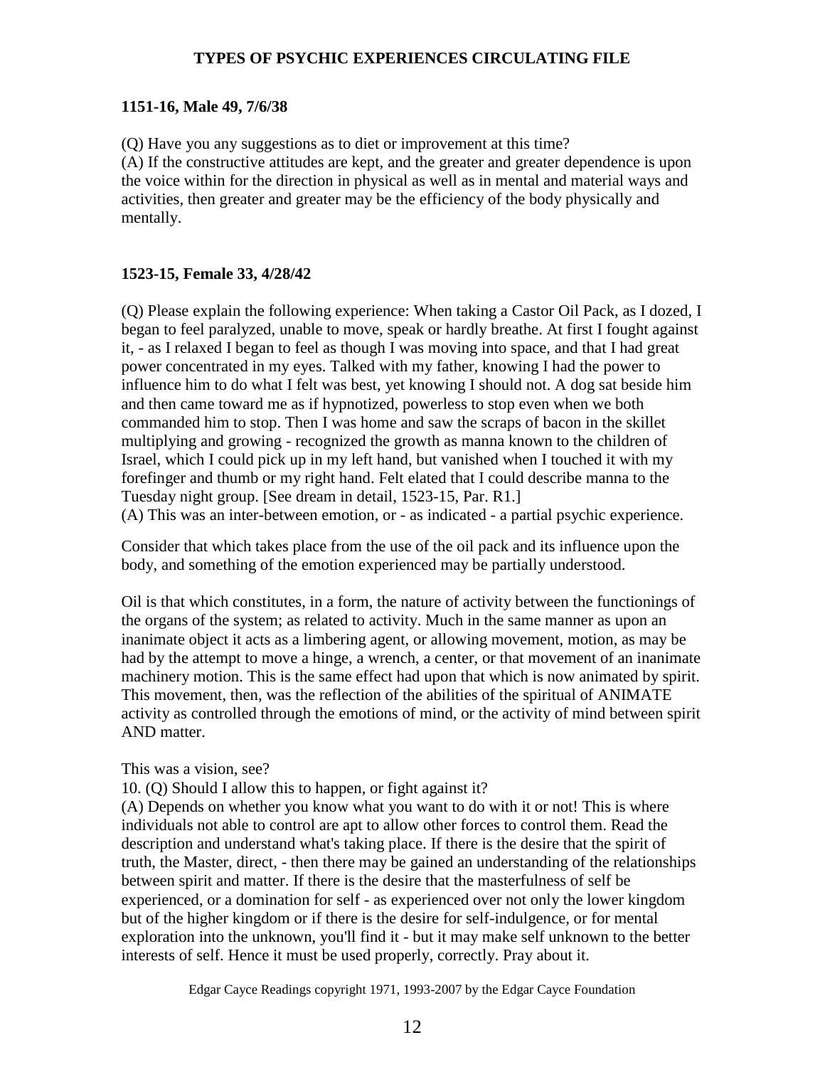**1151-16, Male 49, 7/6/38**

(Q) Have you any suggestions as to diet or improvement at this time?
(A) If the constructive attitudes are kept, and the greater and greater dependence is upon the voice within for the direction in physical as well as in mental and material ways and activities, then greater and greater may be the efficiency of the body physically and mentally.

**1523-15, Female 33, 4/28/42**

(Q) Please explain the following experience: When taking a Castor Oil Pack, as I dozed, I began to feel paralyzed, unable to move, speak or hardly breathe. At first I fought against it, - as I relaxed I began to feel as though I was moving into space, and that I had great power concentrated in my eyes. Talked with my father, knowing I had the power to influence him to do what I felt was best, yet knowing I should not. A dog sat beside him and then came toward me as if hypnotized, powerless to stop even when we both commanded him to stop. Then I was home and saw the scraps of bacon in the skillet multiplying and growing - recognized the growth as manna known to the children of Israel, which I could pick up in my left hand, but vanished when I touched it with my forefinger and thumb or my right hand. Felt elated that I could describe manna to the Tuesday night group. [See dream in detail, 1523-15, Par. R1.]
(A) This was an inter-between emotion, or - as indicated - a partial psychic experience.

Consider that which takes place from the use of the oil pack and its influence upon the body, and something of the emotion experienced may be partially understood.

Oil is that which constitutes, in a form, the nature of activity between the functionings of the organs of the system; as related to activity. Much in the same manner as upon an inanimate object it acts as a limbering agent, or allowing movement, motion, as may be had by the attempt to move a hinge, a wrench, a center, or that movement of an inanimate machinery motion. This is the same effect had upon that which is now animated by spirit. This movement, then, was the reflection of the abilities of the spiritual of ANIMATE activity as controlled through the emotions of mind, or the activity of mind between spirit AND matter.

This was a vision, see?
10. (Q) Should I allow this to happen, or fight against it?
(A) Depends on whether you know what you want to do with it or not! This is where individuals not able to control are apt to allow other forces to control them. Read the description and understand what's taking place. If there is the desire that the spirit of truth, the Master, direct, - then there may be gained an understanding of the relationships between spirit and matter. If there is the desire that the masterfulness of self be experienced, or a domination for self - as experienced over not only the lower kingdom but of the higher kingdom or if there is the desire for self-indulgence, or for mental exploration into the unknown, you'll find it - but it may make self unknown to the better interests of self. Hence it must be used properly, correctly. Pray about it.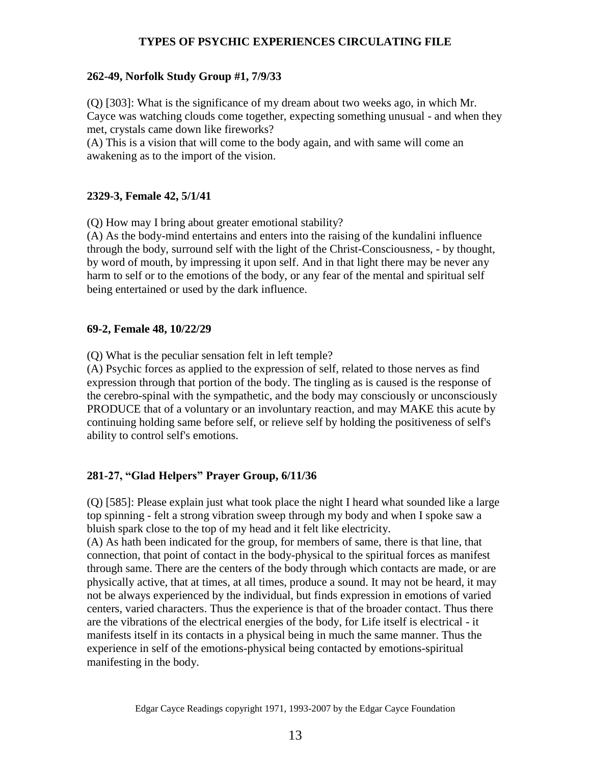**262-49, Norfolk Study Group #1, 7/9/33**

(Q) [303]: What is the significance of my dream about two weeks ago, in which Mr. Cayce was watching clouds come together, expecting something unusual - and when they met, crystals came down like fireworks?
(A) This is a vision that will come to the body again, and with same will come an awakening as to the import of the vision.

**2329-3, Female 42, 5/1/41**

(Q) How may I bring about greater emotional stability?
(A) As the body-mind entertains and enters into the raising of the kundalini influence through the body, surround self with the light of the Christ-Consciousness, - by thought, by word of mouth, by impressing it upon self. And in that light there may be never any harm to self or to the emotions of the body, or any fear of the mental and spiritual self being entertained or used by the dark influence.

**69-2, Female 48, 10/22/29**

(Q) What is the peculiar sensation felt in left temple?
(A) Psychic forces as applied to the expression of self, related to those nerves as find expression through that portion of the body. The tingling as is caused is the response of the cerebro-spinal with the sympathetic, and the body may consciously or unconsciously PRODUCE that of a voluntary or an involuntary reaction, and may MAKE this acute by continuing holding same before self, or relieve self by holding the positiveness of self's ability to control self's emotions.

**281-27, "Glad Helpers" Prayer Group, 6/11/36**

(Q) [585]: Please explain just what took place the night I heard what sounded like a large top spinning - felt a strong vibration sweep through my body and when I spoke saw a bluish spark close to the top of my head and it felt like electricity.
(A) As hath been indicated for the group, for members of same, there is that line, that connection, that point of contact in the body-physical to the spiritual forces as manifest through same. There are the centers of the body through which contacts are made, or are physically active, that at times, at all times, produce a sound. It may not be heard, it may not be always experienced by the individual, but finds expression in emotions of varied centers, varied characters. Thus the experience is that of the broader contact. Thus there are the vibrations of the electrical energies of the body, for Life itself is electrical - it manifests itself in its contacts in a physical being in much the same manner. Thus the experience in self of the emotions-physical being contacted by emotions-spiritual manifesting in the body.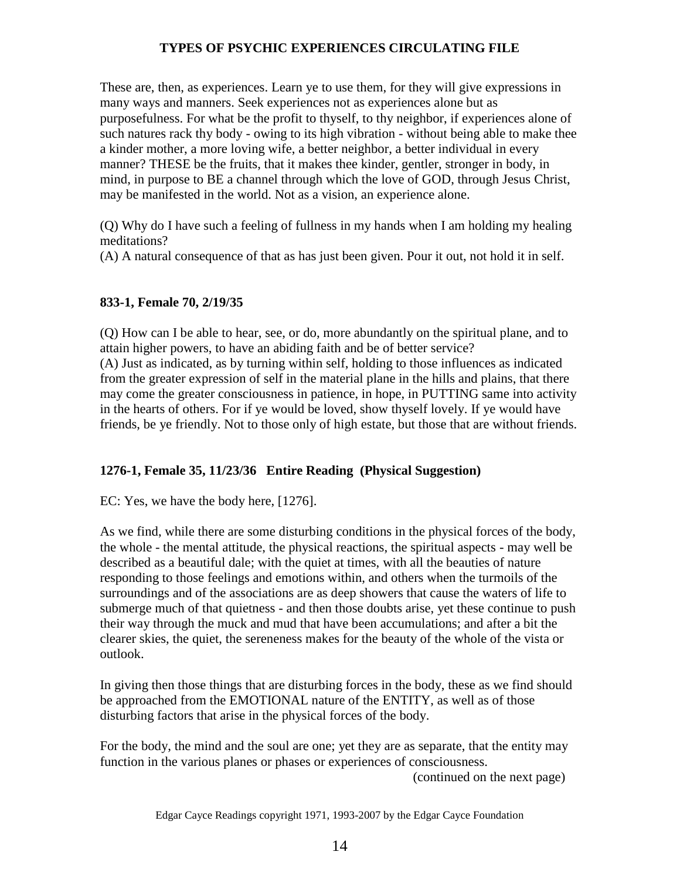These are, then, as experiences. Learn ye to use them, for they will give expressions in many ways and manners. Seek experiences not as experiences alone but as purposefulness. For what be the profit to thyself, to thy neighbor, if experiences alone of such natures rack thy body - owing to its high vibration - without being able to make thee a kinder mother, a more loving wife, a better neighbor, a better individual in every manner? THESE be the fruits, that it makes thee kinder, gentler, stronger in body, in mind, in purpose to BE a channel through which the love of GOD, through Jesus Christ, may be manifested in the world. Not as a vision, an experience alone.

(Q) Why do I have such a feeling of fullness in my hands when I am holding my healing meditations?
(A) A natural consequence of that as has just been given. Pour it out, not hold it in self.

**833-1, Female 70, 2/19/35**

(Q) How can I be able to hear, see, or do, more abundantly on the spiritual plane, and to attain higher powers, to have an abiding faith and be of better service?
(A) Just as indicated, as by turning within self, holding to those influences as indicated from the greater expression of self in the material plane in the hills and plains, that there may come the greater consciousness in patience, in hope, in PUTTING same into activity in the hearts of others. For if ye would be loved, show thyself lovely. If ye would have friends, be ye friendly. Not to those only of high estate, but those that are without friends.

**1276-1, Female 35, 11/23/36 Entire Reading (Physical Suggestion)**

EC: Yes, we have the body here, [1276].

As we find, while there are some disturbing conditions in the physical forces of the body, the whole - the mental attitude, the physical reactions, the spiritual aspects - may well be described as a beautiful dale; with the quiet at times, with all the beauties of nature responding to those feelings and emotions within, and others when the turmoils of the surroundings and of the associations are as deep showers that cause the waters of life to submerge much of that quietness - and then those doubts arise, yet these continue to push their way through the muck and mud that have been accumulations; and after a bit the clearer skies, the quiet, the sereneness makes for the beauty of the whole of the vista or outlook.

In giving then those things that are disturbing forces in the body, these as we find should be approached from the EMOTIONAL nature of the ENTITY, as well as of those disturbing factors that arise in the physical forces of the body.

For the body, the mind and the soul are one; yet they are as separate, that the entity may function in the various planes or phases or experiences of consciousness.

(continued on the next page)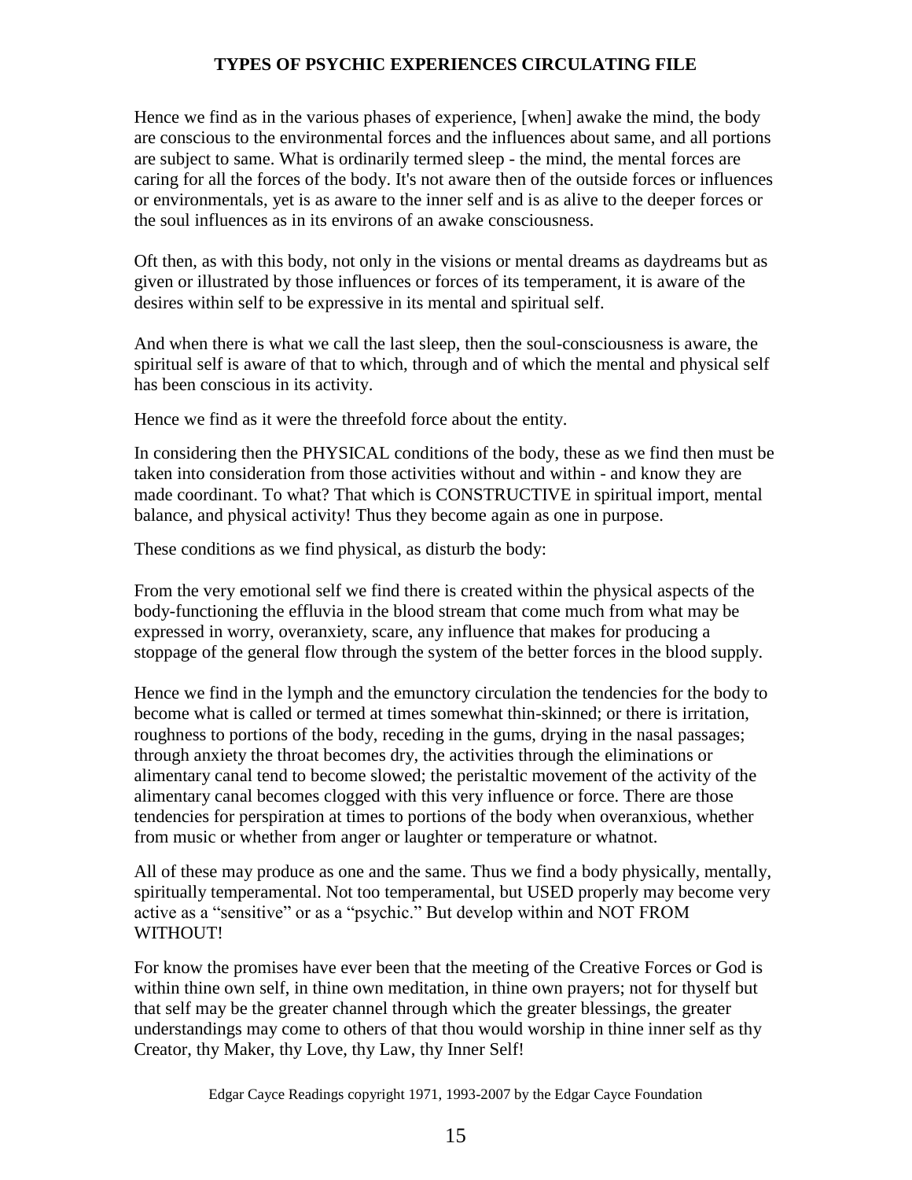Hence we find as in the various phases of experience, [when] awake the mind, the body are conscious to the environmental forces and the influences about same, and all portions are subject to same. What is ordinarily termed sleep - the mind, the mental forces are caring for all the forces of the body. It's not aware then of the outside forces or influences or environmentals, yet is as aware to the inner self and is as alive to the deeper forces or the soul influences as in its environs of an awake consciousness.

Oft then, as with this body, not only in the visions or mental dreams as daydreams but as given or illustrated by those influences or forces of its temperament, it is aware of the desires within self to be expressive in its mental and spiritual self.

And when there is what we call the last sleep, then the soul-consciousness is aware, the spiritual self is aware of that to which, through and of which the mental and physical self has been conscious in its activity.

Hence we find as it were the threefold force about the entity.

In considering then the PHYSICAL conditions of the body, these as we find then must be taken into consideration from those activities without and within - and know they are made coordinant. To what? That which is CONSTRUCTIVE in spiritual import, mental balance, and physical activity! Thus they become again as one in purpose.

These conditions as we find physical, as disturb the body:

From the very emotional self we find there is created within the physical aspects of the body-functioning the effluvia in the blood stream that come much from what may be expressed in worry, overanxiety, scare, any influence that makes for producing a stoppage of the general flow through the system of the better forces in the blood supply.

Hence we find in the lymph and the emunctory circulation the tendencies for the body to become what is called or termed at times somewhat thin-skinned; or there is irritation, roughness to portions of the body, receding in the gums, drying in the nasal passages; through anxiety the throat becomes dry, the activities through the eliminations or alimentary canal tend to become slowed; the peristaltic movement of the activity of the alimentary canal becomes clogged with this very influence or force. There are those tendencies for perspiration at times to portions of the body when overanxious, whether from music or whether from anger or laughter or temperature or whatnot.

All of these may produce as one and the same. Thus we find a body physically, mentally, spiritually temperamental. Not too temperamental, but USED properly may become very active as a "sensitive" or as a "psychic." But develop within and NOT FROM WITHOUT!

For know the promises have ever been that the meeting of the Creative Forces or God is within thine own self, in thine own meditation, in thine own prayers; not for thyself but that self may be the greater channel through which the greater blessings, the greater understandings may come to others of that thou would worship in thine inner self as thy Creator, thy Maker, thy Love, thy Law, thy Inner Self!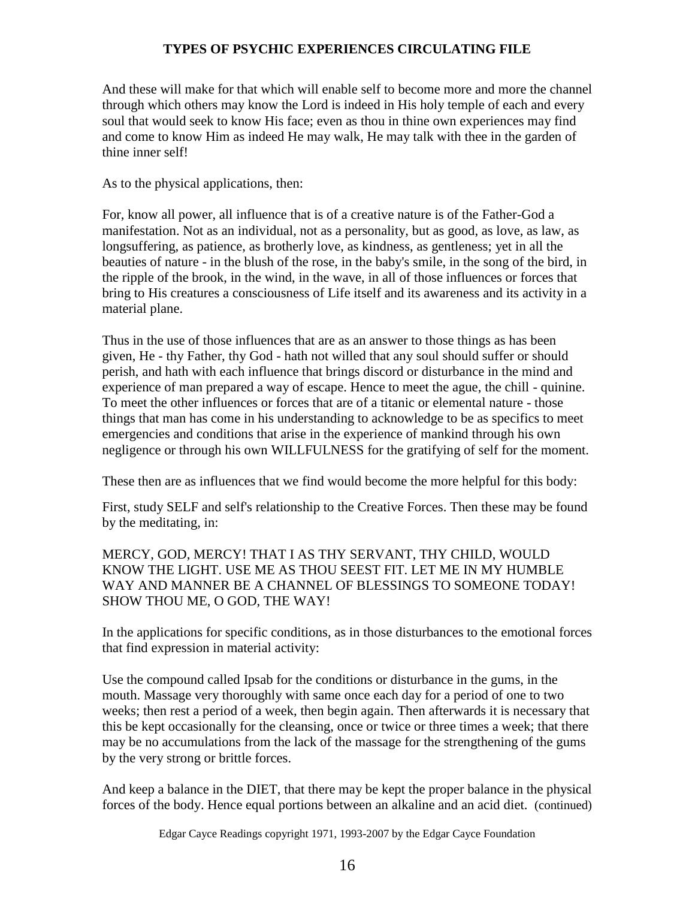And these will make for that which will enable self to become more and more the channel through which others may know the Lord is indeed in His holy temple of each and every soul that would seek to know His face; even as thou in thine own experiences may find and come to know Him as indeed He may walk, He may talk with thee in the garden of thine inner self!

As to the physical applications, then:

For, know all power, all influence that is of a creative nature is of the Father-God a manifestation. Not as an individual, not as a personality, but as good, as love, as law, as longsuffering, as patience, as brotherly love, as kindness, as gentleness; yet in all the beauties of nature - in the blush of the rose, in the baby's smile, in the song of the bird, in the ripple of the brook, in the wind, in the wave, in all of those influences or forces that bring to His creatures a consciousness of Life itself and its awareness and its activity in a material plane.

Thus in the use of those influences that are as an answer to those things as has been given, He - thy Father, thy God - hath not willed that any soul should suffer or should perish, and hath with each influence that brings discord or disturbance in the mind and experience of man prepared a way of escape. Hence to meet the ague, the chill - quinine. To meet the other influences or forces that are of a titanic or elemental nature - those things that man has come in his understanding to acknowledge to be as specifics to meet emergencies and conditions that arise in the experience of mankind through his own negligence or through his own WILLFULNESS for the gratifying of self for the moment.

These then are as influences that we find would become the more helpful for this body:

First, study SELF and self's relationship to the Creative Forces. Then these may be found by the meditating, in:

MERCY, GOD, MERCY! THAT I AS THY SERVANT, THY CHILD, WOULD KNOW THE LIGHT. USE ME AS THOU SEEST FIT. LET ME IN MY HUMBLE WAY AND MANNER BE A CHANNEL OF BLESSINGS TO SOMEONE TODAY! SHOW THOU ME, O GOD, THE WAY!

In the applications for specific conditions, as in those disturbances to the emotional forces that find expression in material activity:

Use the compound called Ipsab for the conditions or disturbance in the gums, in the mouth. Massage very thoroughly with same once each day for a period of one to two weeks; then rest a period of a week, then begin again. Then afterwards it is necessary that this be kept occasionally for the cleansing, once or twice or three times a week; that there may be no accumulations from the lack of the massage for the strengthening of the gums by the very strong or brittle forces.

And keep a balance in the DIET, that there may be kept the proper balance in the physical forces of the body. Hence equal portions between an alkaline and an acid diet. (continued)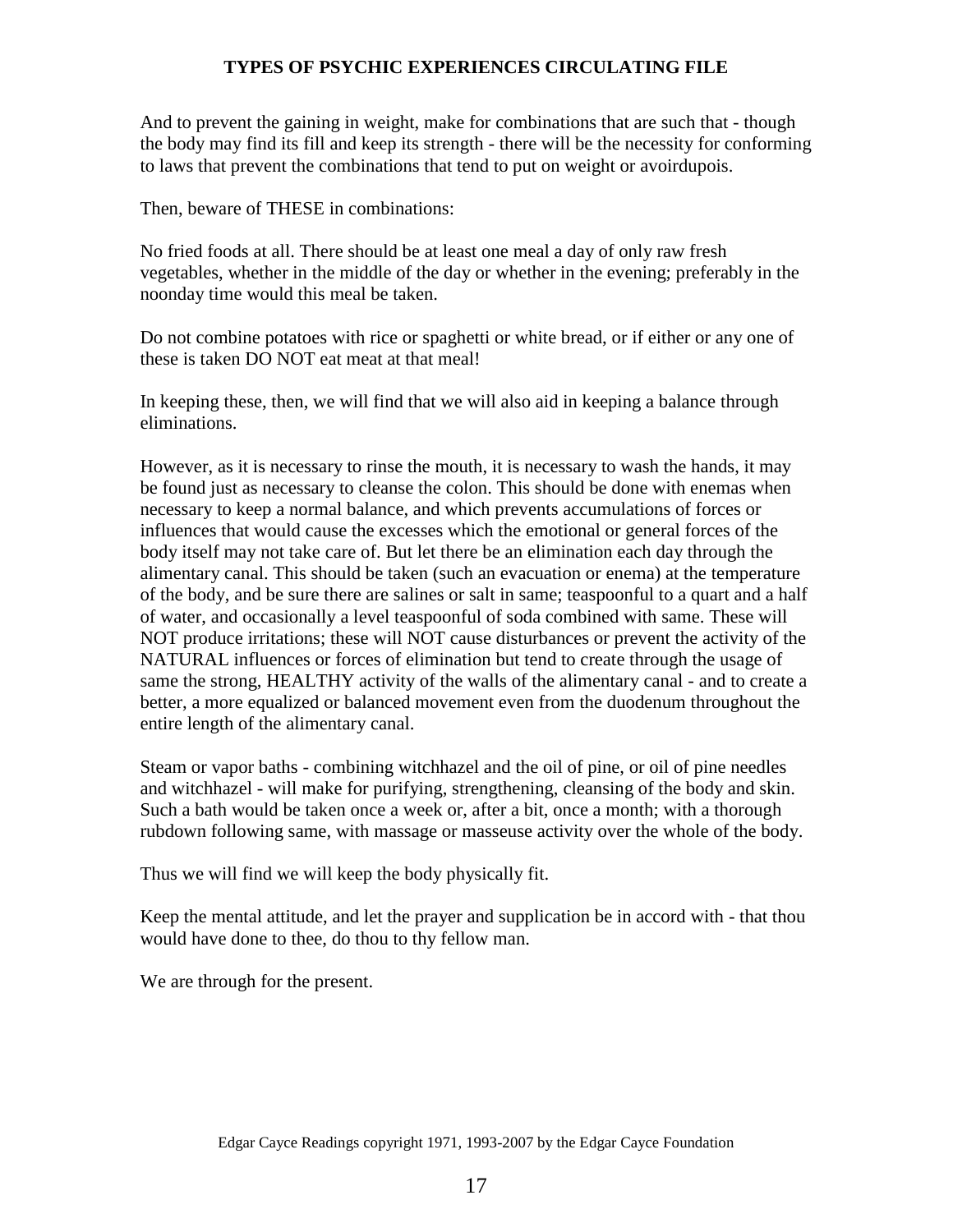And to prevent the gaining in weight, make for combinations that are such that - though the body may find its fill and keep its strength - there will be the necessity for conforming to laws that prevent the combinations that tend to put on weight or avoirdupois.

Then, beware of THESE in combinations:

No fried foods at all. There should be at least one meal a day of only raw fresh vegetables, whether in the middle of the day or whether in the evening; preferably in the noonday time would this meal be taken.

Do not combine potatoes with rice or spaghetti or white bread, or if either or any one of these is taken DO NOT eat meat at that meal!

In keeping these, then, we will find that we will also aid in keeping a balance through eliminations.

However, as it is necessary to rinse the mouth, it is necessary to wash the hands, it may be found just as necessary to cleanse the colon. This should be done with enemas when necessary to keep a normal balance, and which prevents accumulations of forces or influences that would cause the excesses which the emotional or general forces of the body itself may not take care of. But let there be an elimination each day through the alimentary canal. This should be taken (such an evacuation or enema) at the temperature of the body, and be sure there are salines or salt in same; teaspoonful to a quart and a half of water, and occasionally a level teaspoonful of soda combined with same. These will NOT produce irritations; these will NOT cause disturbances or prevent the activity of the NATURAL influences or forces of elimination but tend to create through the usage of same the strong, HEALTHY activity of the walls of the alimentary canal - and to create a better, a more equalized or balanced movement even from the duodenum throughout the entire length of the alimentary canal.

Steam or vapor baths - combining witchhazel and the oil of pine, or oil of pine needles and witchhazel - will make for purifying, strengthening, cleansing of the body and skin. Such a bath would be taken once a week or, after a bit, once a month; with a thorough rubdown following same, with massage or masseuse activity over the whole of the body.

Thus we will find we will keep the body physically fit.

Keep the mental attitude, and let the prayer and supplication be in accord with - that thou would have done to thee, do thou to thy fellow man.

We are through for the present.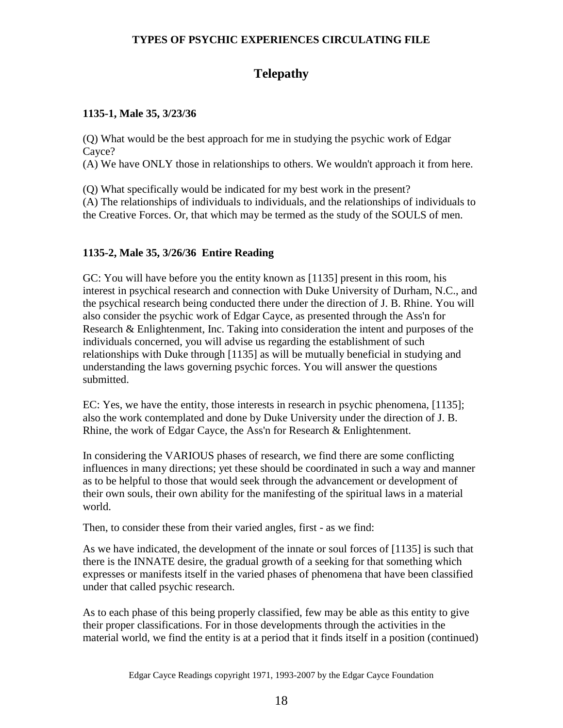# TYPES OF PSYCHIC EXPERIENCES CIRCULATING FILE

## Telepathy

**1135-1, Male 35, 3/23/36**

(Q) What would be the best approach for me in studying the psychic work of Edgar Cayce?
(A) We have ONLY those in relationships to others. We wouldn't approach it from here.

(Q) What specifically would be indicated for my best work in the present?
(A) The relationships of individuals to individuals, and the relationships of individuals to the Creative Forces. Or, that which may be termed as the study of the SOULS of men.

**1135-2, Male 35, 3/26/36 Entire Reading**

GC: You will have before you the entity known as [1135] present in this room, his interest in psychical research and connection with Duke University of Durham, N.C., and the psychical research being conducted there under the direction of J. B. Rhine. You will also consider the psychic work of Edgar Cayce, as presented through the Ass'n for Research & Enlightenment, Inc. Taking into consideration the intent and purposes of the individuals concerned, you will advise us regarding the establishment of such relationships with Duke through [1135] as will be mutually beneficial in studying and understanding the laws governing psychic forces. You will answer the questions submitted.

EC: Yes, we have the entity, those interests in research in psychic phenomena, [1135]; also the work contemplated and done by Duke University under the direction of J. B. Rhine, the work of Edgar Cayce, the Ass'n for Research & Enlightenment.

In considering the VARIOUS phases of research, we find there are some conflicting influences in many directions; yet these should be coordinated in such a way and manner as to be helpful to those that would seek through the advancement or development of their own souls, their own ability for the manifesting of the spiritual laws in a material world.

Then, to consider these from their varied angles, first - as we find:

As we have indicated, the development of the innate or soul forces of [1135] is such that there is the INNATE desire, the gradual growth of a seeking for that something which expresses or manifests itself in the varied phases of phenomena that have been classified under that called psychic research.

As to each phase of this being properly classified, few may be able as this entity to give their proper classifications. For in those developments through the activities in the material world, we find the entity is at a period that it finds itself in a position (continued)

Edgar Cayce Readings copyright 1971, 1993-2007 by the Edgar Cayce Foundation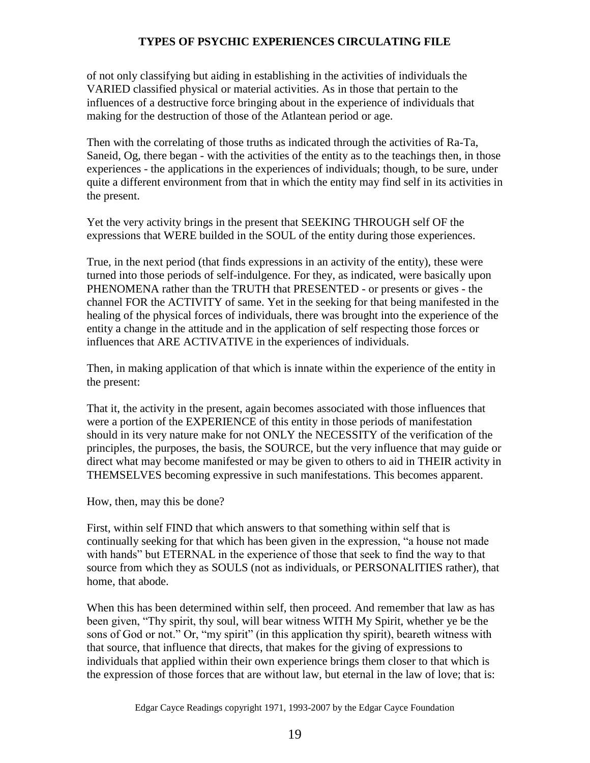of not only classifying but aiding in establishing in the activities of individuals the VARIED classified physical or material activities. As in those that pertain to the influences of a destructive force bringing about in the experience of individuals that making for the destruction of those of the Atlantean period or age.

Then with the correlating of those truths as indicated through the activities of Ra-Ta, Saneid, Og, there began - with the activities of the entity as to the teachings then, in those experiences - the applications in the experiences of individuals; though, to be sure, under quite a different environment from that in which the entity may find self in its activities in the present.

Yet the very activity brings in the present that SEEKING THROUGH self OF the expressions that WERE builded in the SOUL of the entity during those experiences.

True, in the next period (that finds expressions in an activity of the entity), these were turned into those periods of self-indulgence. For they, as indicated, were basically upon PHENOMENA rather than the TRUTH that PRESENTED - or presents or gives - the channel FOR the ACTIVITY of same. Yet in the seeking for that being manifested in the healing of the physical forces of individuals, there was brought into the experience of the entity a change in the attitude and in the application of self respecting those forces or influences that ARE ACTIVATIVE in the experiences of individuals.

Then, in making application of that which is innate within the experience of the entity in the present:

That it, the activity in the present, again becomes associated with those influences that were a portion of the EXPERIENCE of this entity in those periods of manifestation should in its very nature make for not ONLY the NECESSITY of the verification of the principles, the purposes, the basis, the SOURCE, but the very influence that may guide or direct what may become manifested or may be given to others to aid in THEIR activity in THEMSELVES becoming expressive in such manifestations. This becomes apparent.

How, then, may this be done?

First, within self FIND that which answers to that something within self that is continually seeking for that which has been given in the expression, "a house not made with hands" but ETERNAL in the experience of those that seek to find the way to that source from which they as SOULS (not as individuals, or PERSONALITIES rather), that home, that abode.

When this has been determined within self, then proceed. And remember that law as has been given, "Thy spirit, thy soul, will bear witness WITH My Spirit, whether ye be the sons of God or not." Or, "my spirit" (in this application thy spirit), beareth witness with that source, that influence that directs, that makes for the giving of expressions to individuals that applied within their own experience brings them closer to that which is the expression of those forces that are without law, but eternal in the law of love; that is: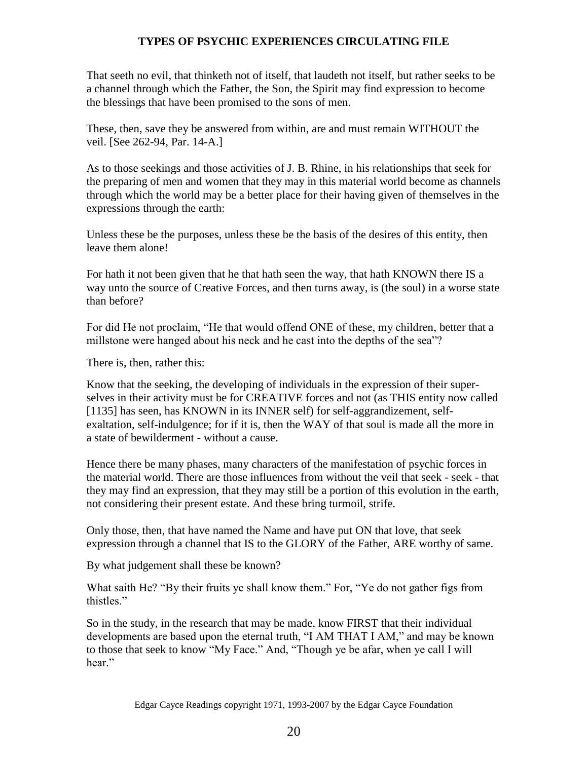That seeth no evil, that thinketh not of itself, that laudeth not itself, but rather seeks to be a channel through which the Father, the Son, the Spirit may find expression to become the blessings that have been promised to the sons of men.

These, then, save they be answered from within, are and must remain WITHOUT the veil. [See 262-94, Par. 14-A.]

As to those seekings and those activities of J. B. Rhine, in his relationships that seek for the preparing of men and women that they may in this material world become as channels through which the world may be a better place for their having given of themselves in the expressions through the earth:

Unless these be the purposes, unless these be the basis of the desires of this entity, then leave them alone!

For hath it not been given that he that hath seen the way, that hath KNOWN there IS a way unto the source of Creative Forces, and then turns away, is (the soul) in a worse state than before?

For did He not proclaim, "He that would offend ONE of these, my children, better that a millstone were hanged about his neck and he cast into the depths of the sea"?

There is, then, rather this:

Know that the seeking, the developing of individuals in the expression of their super-selves in their activity must be for CREATIVE forces and not (as THIS entity now called [1135] has seen, has KNOWN in its INNER self) for self-aggrandizement, self-exaltation, self-indulgence; for if it is, then the WAY of that soul is made all the more in a state of bewilderment - without a cause.

Hence there be many phases, many characters of the manifestation of psychic forces in the material world. There are those influences from without the veil that seek - seek - that they may find an expression, that they may still be a portion of this evolution in the earth, not considering their present estate. And these bring turmoil, strife.

Only those, then, that have named the Name and have put ON that love, that seek expression through a channel that IS to the GLORY of the Father, ARE worthy of same.

By what judgement shall these be known?

What saith He? "By their fruits ye shall know them." For, "Ye do not gather figs from thistles."

So in the study, in the research that may be made, know FIRST that their individual developments are based upon the eternal truth, "I AM THAT I AM," and may be known to those that seek to know "My Face." And, "Though ye be afar, when ye call I will hear."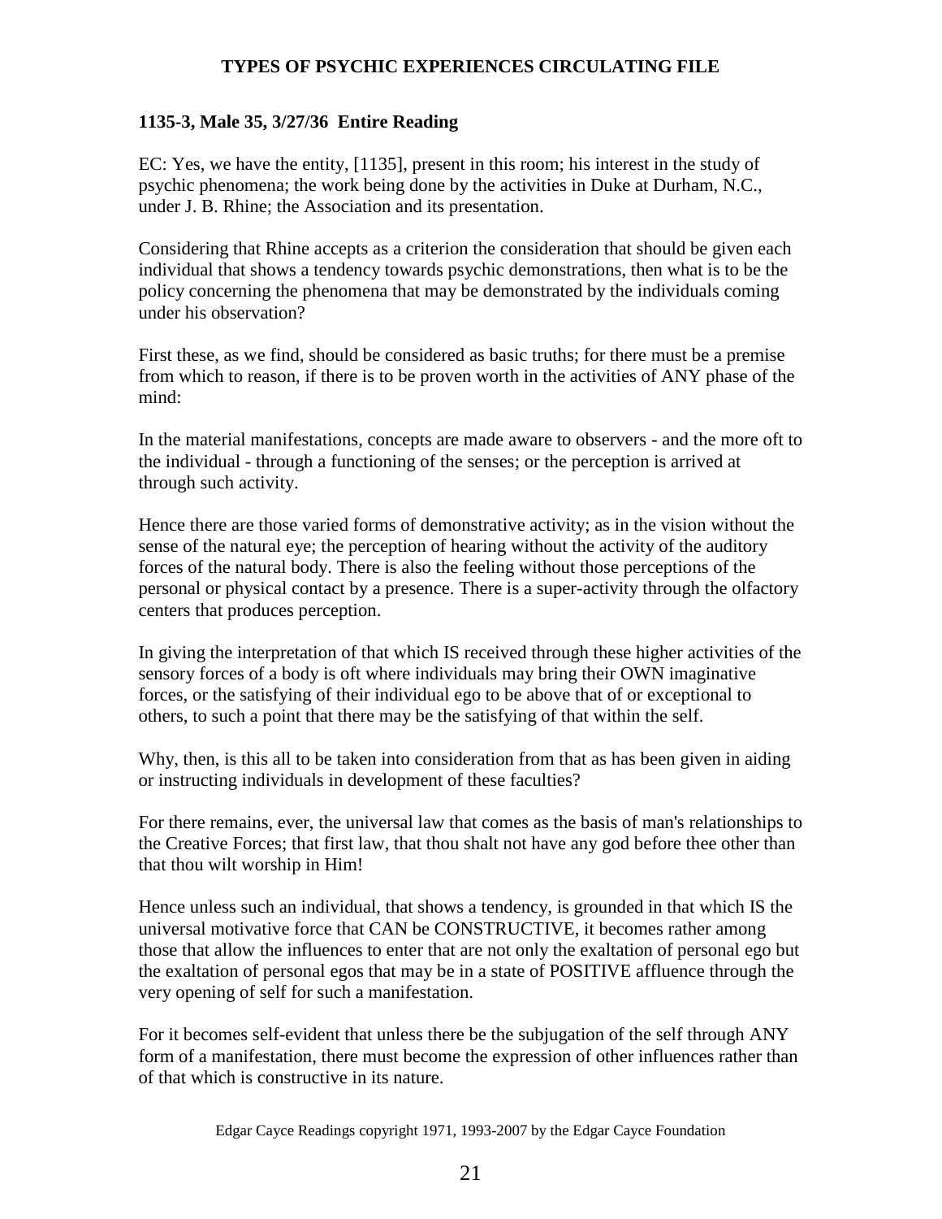**1135-3, Male 35, 3/27/36 Entire Reading**

EC: Yes, we have the entity, [1135], present in this room; his interest in the study of psychic phenomena; the work being done by the activities in Duke at Durham, N.C., under J. B. Rhine; the Association and its presentation.

Considering that Rhine accepts as a criterion the consideration that should be given each individual that shows a tendency towards psychic demonstrations, then what is to be the policy concerning the phenomena that may be demonstrated by the individuals coming under his observation?

First these, as we find, should be considered as basic truths; for there must be a premise from which to reason, if there is to be proven worth in the activities of ANY phase of the mind:

In the material manifestations, concepts are made aware to observers - and the more oft to the individual - through a functioning of the senses; or the perception is arrived at through such activity.

Hence there are those varied forms of demonstrative activity; as in the vision without the sense of the natural eye; the perception of hearing without the activity of the auditory forces of the natural body. There is also the feeling without those perceptions of the personal or physical contact by a presence. There is a super-activity through the olfactory centers that produces perception.

In giving the interpretation of that which IS received through these higher activities of the sensory forces of a body is oft where individuals may bring their OWN imaginative forces, or the satisfying of their individual ego to be above that of or exceptional to others, to such a point that there may be the satisfying of that within the self.

Why, then, is this all to be taken into consideration from that as has been given in aiding or instructing individuals in development of these faculties?

For there remains, ever, the universal law that comes as the basis of man's relationships to the Creative Forces; that first law, that thou shalt not have any god before thee other than that thou wilt worship in Him!

Hence unless such an individual, that shows a tendency, is grounded in that which IS the universal motivative force that CAN be CONSTRUCTIVE, it becomes rather among those that allow the influences to enter that are not only the exaltation of personal ego but the exaltation of personal egos that may be in a state of POSITIVE affluence through the very opening of self for such a manifestation.

For it becomes self-evident that unless there be the subjugation of the self through ANY form of a manifestation, there must become the expression of other influences rather than of that which is constructive in its nature.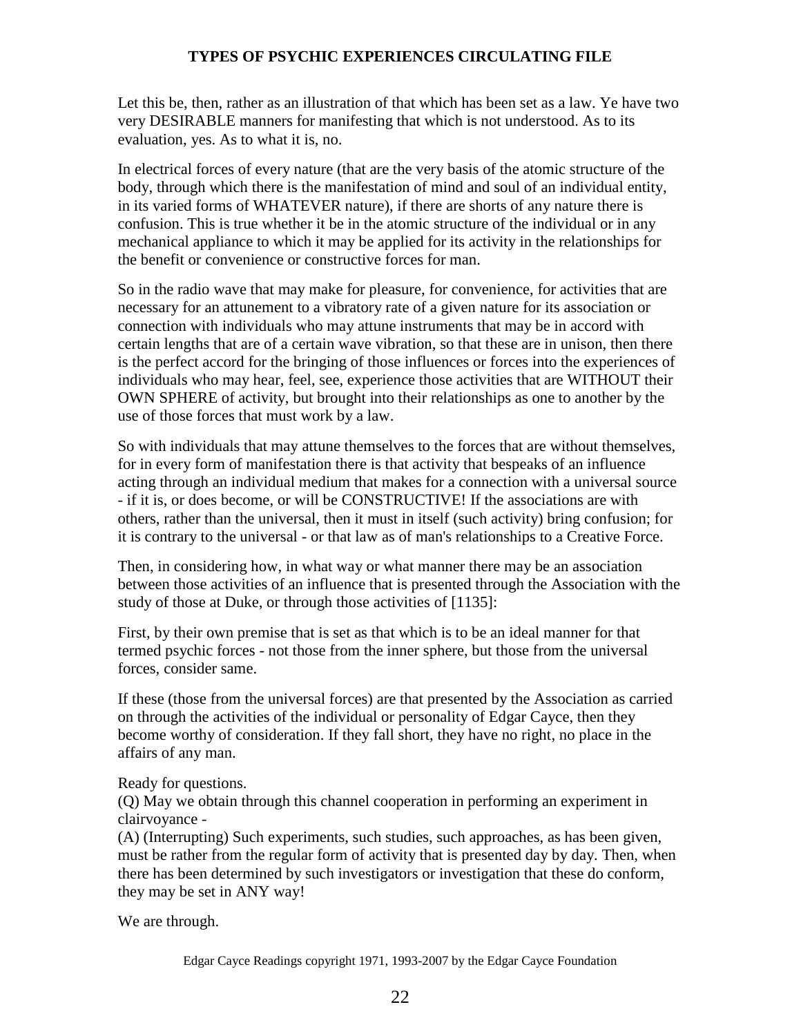Let this be, then, rather as an illustration of that which has been set as a law. Ye have two very DESIRABLE manners for manifesting that which is not understood. As to its evaluation, yes. As to what it is, no.

In electrical forces of every nature (that are the very basis of the atomic structure of the body, through which there is the manifestation of mind and soul of an individual entity, in its varied forms of WHATEVER nature), if there are shorts of any nature there is confusion. This is true whether it be in the atomic structure of the individual or in any mechanical appliance to which it may be applied for its activity in the relationships for the benefit or convenience or constructive forces for man.

So in the radio wave that may make for pleasure, for convenience, for activities that are necessary for an attunement to a vibratory rate of a given nature for its association or connection with individuals who may attune instruments that may be in accord with certain lengths that are of a certain wave vibration, so that these are in unison, then there is the perfect accord for the bringing of those influences or forces into the experiences of individuals who may hear, feel, see, experience those activities that are WITHOUT their OWN SPHERE of activity, but brought into their relationships as one to another by the use of those forces that must work by a law.

So with individuals that may attune themselves to the forces that are without themselves, for in every form of manifestation there is that activity that bespeaks of an influence acting through an individual medium that makes for a connection with a universal source - if it is, or does become, or will be CONSTRUCTIVE! If the associations are with others, rather than the universal, then it must in itself (such activity) bring confusion; for it is contrary to the universal - or that law as of man's relationships to a Creative Force.

Then, in considering how, in what way or what manner there may be an association between those activities of an influence that is presented through the Association with the study of those at Duke, or through those activities of [1135]:

First, by their own premise that is set as that which is to be an ideal manner for that termed psychic forces - not those from the inner sphere, but those from the universal forces, consider same.

If these (those from the universal forces) are that presented by the Association as carried on through the activities of the individual or personality of Edgar Cayce, then they become worthy of consideration. If they fall short, they have no right, no place in the affairs of any man.

Ready for questions.
(Q) May we obtain through this channel cooperation in performing an experiment in clairvoyance -
(A) (Interrupting) Such experiments, such studies, such approaches, as has been given, must be rather from the regular form of activity that is presented day by day. Then, when there has been determined by such investigators or investigation that these do conform, they may be set in ANY way!

We are through.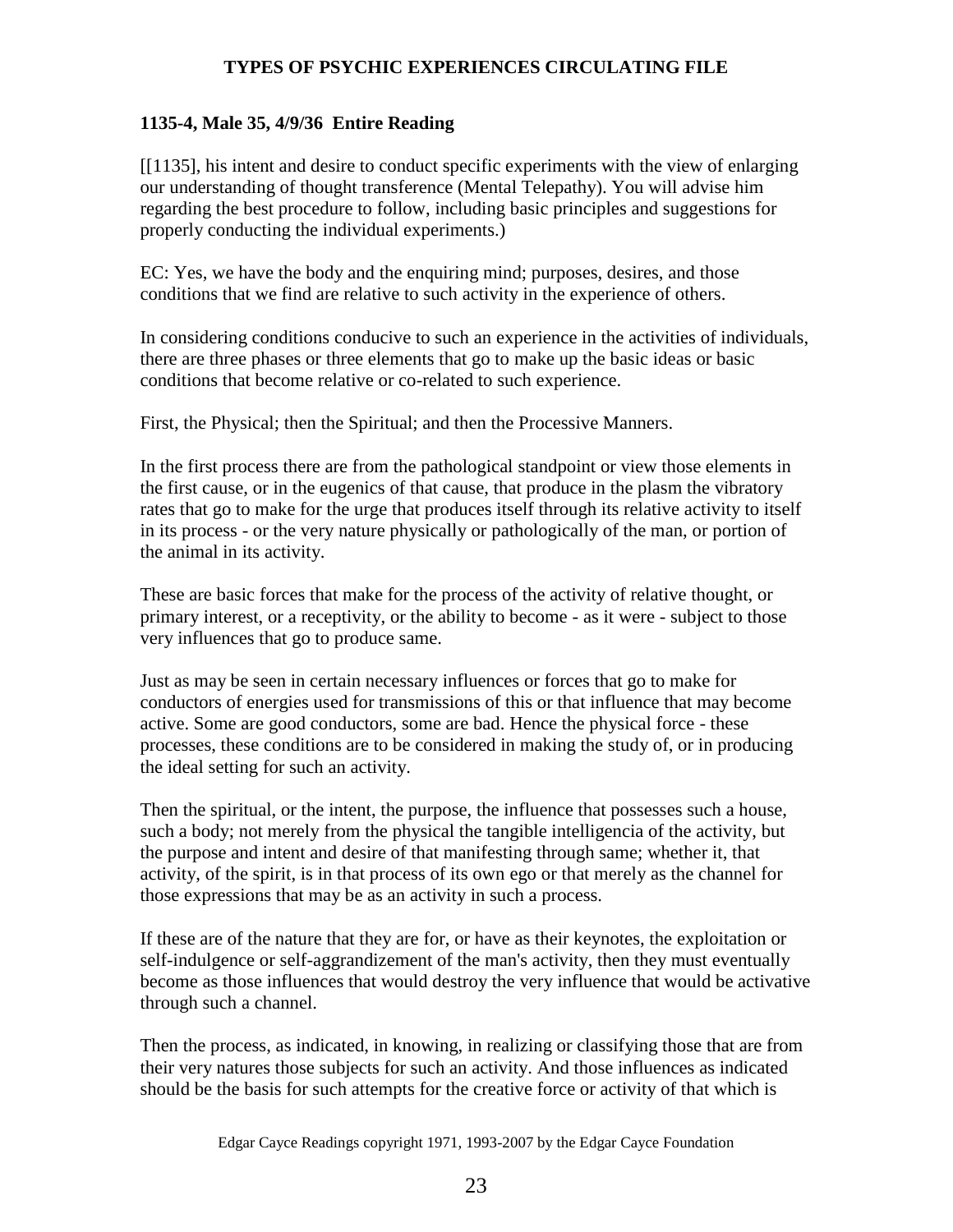## TYPES OF PSYCHIC EXPERIENCES CIRCULATING FILE

**1135-4, Male 35, 4/9/36 Entire Reading**

[[1135], his intent and desire to conduct specific experiments with the view of enlarging our understanding of thought transference (Mental Telepathy). You will advise him regarding the best procedure to follow, including basic principles and suggestions for properly conducting the individual experiments.)

EC: Yes, we have the body and the enquiring mind; purposes, desires, and those conditions that we find are relative to such activity in the experience of others.

In considering conditions conducive to such an experience in the activities of individuals, there are three phases or three elements that go to make up the basic ideas or basic conditions that become relative or co-related to such experience.

First, the Physical; then the Spiritual; and then the Processive Manners.

In the first process there are from the pathological standpoint or view those elements in the first cause, or in the eugenics of that cause, that produce in the plasm the vibratory rates that go to make for the urge that produces itself through its relative activity to itself in its process - or the very nature physically or pathologically of the man, or portion of the animal in its activity.

These are basic forces that make for the process of the activity of relative thought, or primary interest, or a receptivity, or the ability to become - as it were - subject to those very influences that go to produce same.

Just as may be seen in certain necessary influences or forces that go to make for conductors of energies used for transmissions of this or that influence that may become active. Some are good conductors, some are bad. Hence the physical force - these processes, these conditions are to be considered in making the study of, or in producing the ideal setting for such an activity.

Then the spiritual, or the intent, the purpose, the influence that possesses such a house, such a body; not merely from the physical the tangible intelligencia of the activity, but the purpose and intent and desire of that manifesting through same; whether it, that activity, of the spirit, is in that process of its own ego or that merely as the channel for those expressions that may be as an activity in such a process.

If these are of the nature that they are for, or have as their keynotes, the exploitation or self-indulgence or self-aggrandizement of the man's activity, then they must eventually become as those influences that would destroy the very influence that would be activative through such a channel.

Then the process, as indicated, in knowing, in realizing or classifying those that are from their very natures those subjects for such an activity. And those influences as indicated should be the basis for such attempts for the creative force or activity of that which is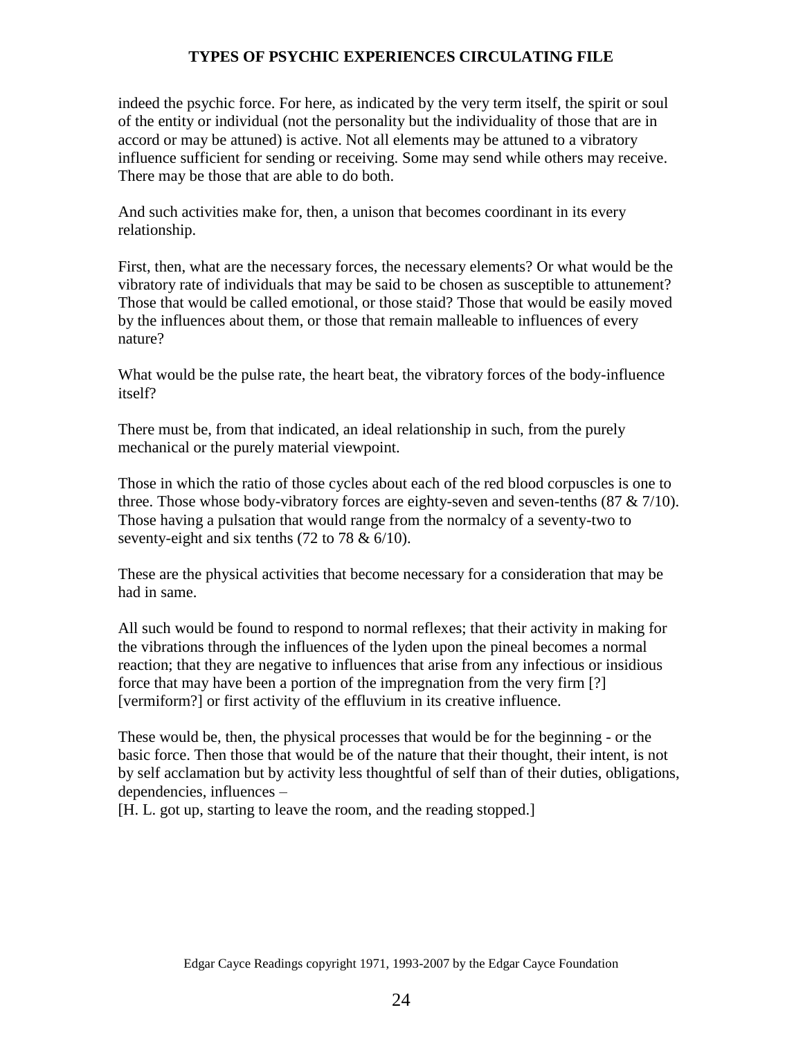indeed the psychic force. For here, as indicated by the very term itself, the spirit or soul of the entity or individual (not the personality but the individuality of those that are in accord or may be attuned) is active. Not all elements may be attuned to a vibratory influence sufficient for sending or receiving. Some may send while others may receive. There may be those that are able to do both.

And such activities make for, then, a unison that becomes coordinant in its every relationship.

First, then, what are the necessary forces, the necessary elements? Or what would be the vibratory rate of individuals that may be said to be chosen as susceptible to attunement? Those that would be called emotional, or those staid? Those that would be easily moved by the influences about them, or those that remain malleable to influences of every nature?

What would be the pulse rate, the heart beat, the vibratory forces of the body-influence itself?

There must be, from that indicated, an ideal relationship in such, from the purely mechanical or the purely material viewpoint.

Those in which the ratio of those cycles about each of the red blood corpuscles is one to three. Those whose body-vibratory forces are eighty-seven and seven-tenths (87 & 7/10). Those having a pulsation that would range from the normalcy of a seventy-two to seventy-eight and six tenths (72 to 78 & 6/10).

These are the physical activities that become necessary for a consideration that may be had in same.

All such would be found to respond to normal reflexes; that their activity in making for the vibrations through the influences of the lyden upon the pineal becomes a normal reaction; that they are negative to influences that arise from any infectious or insidious force that may have been a portion of the impregnation from the very firm [?] [vermiform?] or first activity of the effluvium in its creative influence.

These would be, then, the physical processes that would be for the beginning - or the basic force. Then those that would be of the nature that their thought, their intent, is not by self acclamation but by activity less thoughtful of self than of their duties, obligations, dependencies, influences –
[H. L. got up, starting to leave the room, and the reading stopped.]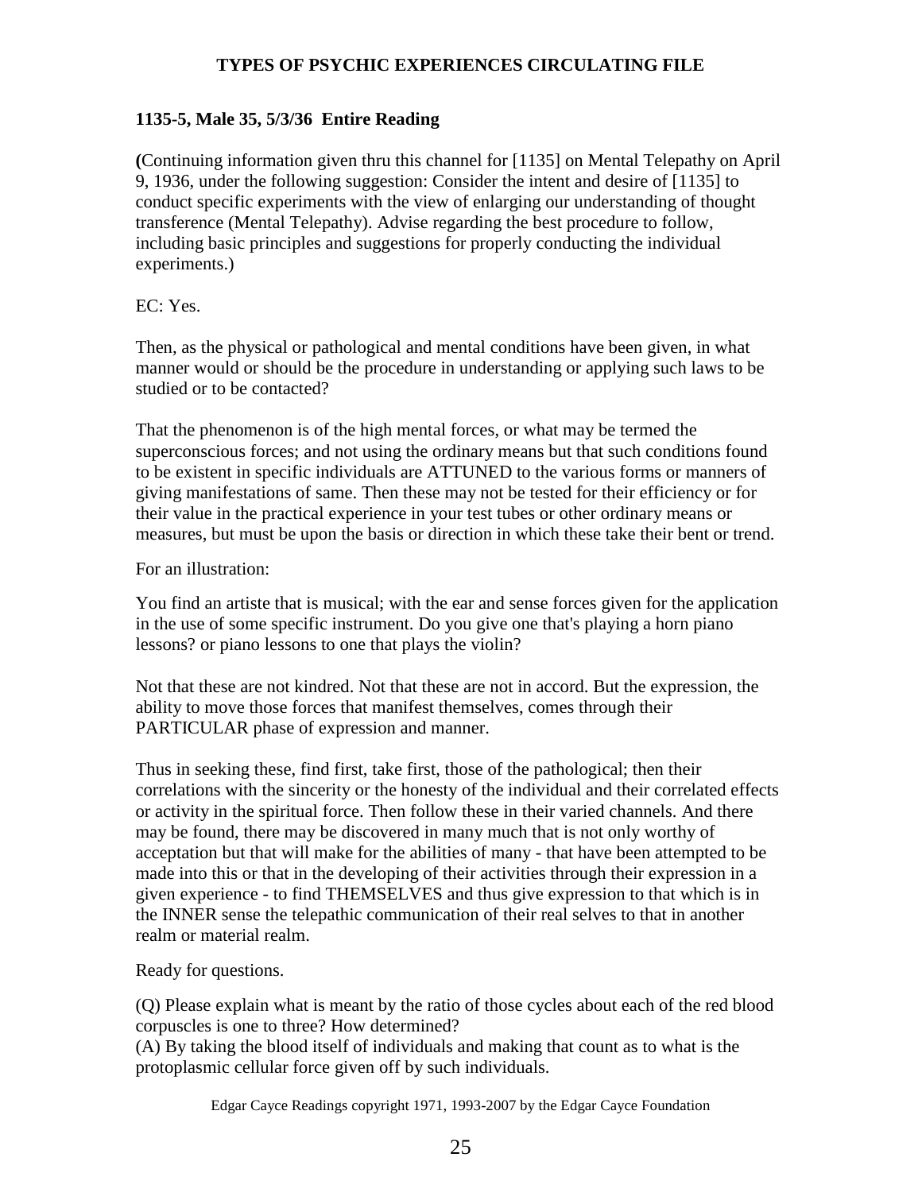**1135-5, Male 35, 5/3/36 Entire Reading**

**(**Continuing information given thru this channel for [1135] on Mental Telepathy on April 9, 1936, under the following suggestion: Consider the intent and desire of [1135] to conduct specific experiments with the view of enlarging our understanding of thought transference (Mental Telepathy). Advise regarding the best procedure to follow, including basic principles and suggestions for properly conducting the individual experiments.)

EC: Yes.

Then, as the physical or pathological and mental conditions have been given, in what manner would or should be the procedure in understanding or applying such laws to be studied or to be contacted?

That the phenomenon is of the high mental forces, or what may be termed the superconscious forces; and not using the ordinary means but that such conditions found to be existent in specific individuals are ATTUNED to the various forms or manners of giving manifestations of same. Then these may not be tested for their efficiency or for their value in the practical experience in your test tubes or other ordinary means or measures, but must be upon the basis or direction in which these take their bent or trend.

For an illustration:

You find an artiste that is musical; with the ear and sense forces given for the application in the use of some specific instrument. Do you give one that's playing a horn piano lessons? or piano lessons to one that plays the violin?

Not that these are not kindred. Not that these are not in accord. But the expression, the ability to move those forces that manifest themselves, comes through their PARTICULAR phase of expression and manner.

Thus in seeking these, find first, take first, those of the pathological; then their correlations with the sincerity or the honesty of the individual and their correlated effects or activity in the spiritual force. Then follow these in their varied channels. And there may be found, there may be discovered in many much that is not only worthy of acceptation but that will make for the abilities of many - that have been attempted to be made into this or that in the developing of their activities through their expression in a given experience - to find THEMSELVES and thus give expression to that which is in the INNER sense the telepathic communication of their real selves to that in another realm or material realm.

Ready for questions.

(Q) Please explain what is meant by the ratio of those cycles about each of the red blood corpuscles is one to three? How determined?
(A) By taking the blood itself of individuals and making that count as to what is the protoplasmic cellular force given off by such individuals.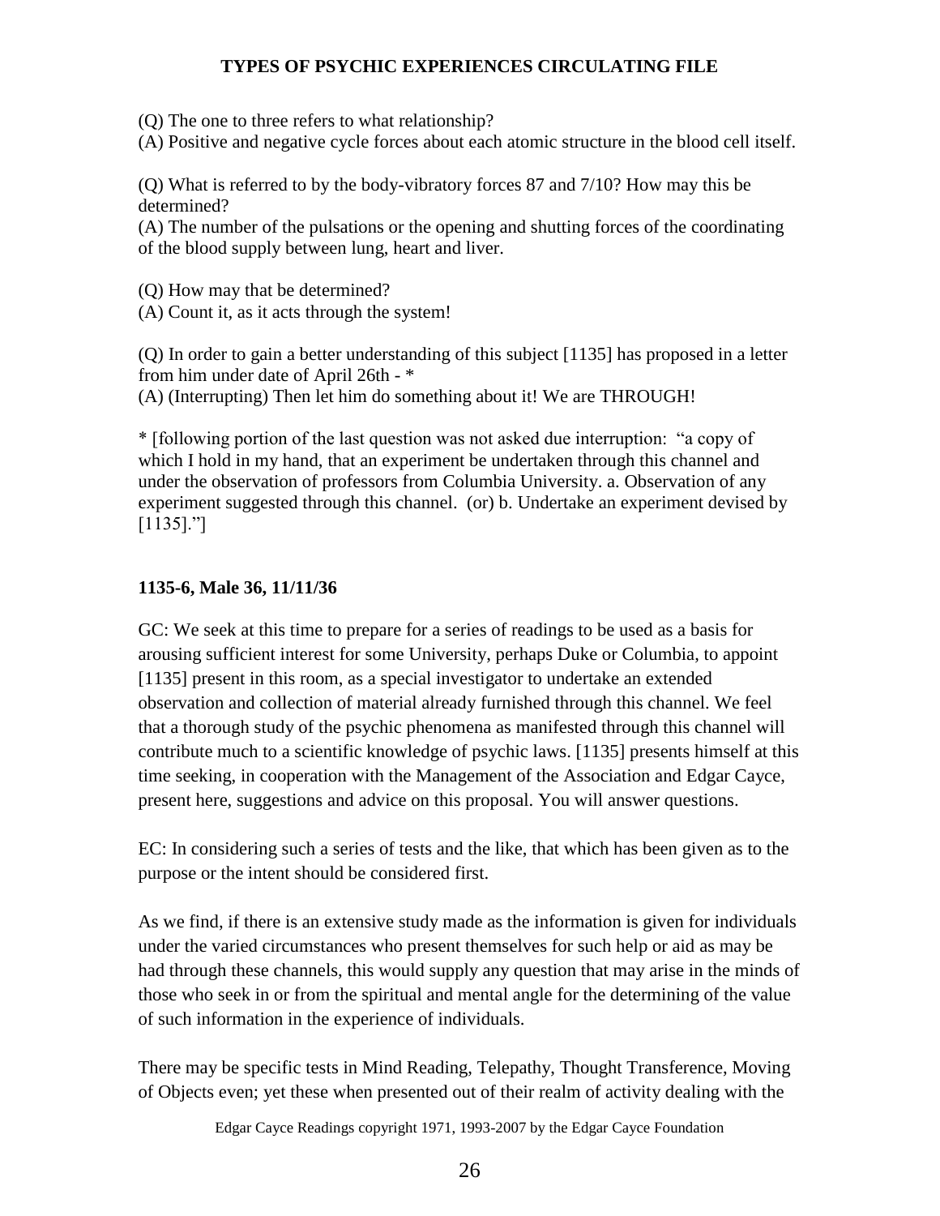(Q) The one to three refers to what relationship?
(A) Positive and negative cycle forces about each atomic structure in the blood cell itself.

(Q) What is referred to by the body-vibratory forces 87 and 7/10? How may this be determined?
(A) The number of the pulsations or the opening and shutting forces of the coordinating of the blood supply between lung, heart and liver.

(Q) How may that be determined?
(A) Count it, as it acts through the system!

(Q) In order to gain a better understanding of this subject [1135] has proposed in a letter from him under date of April 26th - *
(A) (Interrupting) Then let him do something about it! We are THROUGH!

* [following portion of the last question was not asked due interruption: "a copy of which I hold in my hand, that an experiment be undertaken through this channel and under the observation of professors from Columbia University. a. Observation of any experiment suggested through this channel. (or) b. Undertake an experiment devised by [1135]."]

**1135-6, Male 36, 11/11/36**

GC: We seek at this time to prepare for a series of readings to be used as a basis for arousing sufficient interest for some University, perhaps Duke or Columbia, to appoint [1135] present in this room, as a special investigator to undertake an extended observation and collection of material already furnished through this channel. We feel that a thorough study of the psychic phenomena as manifested through this channel will contribute much to a scientific knowledge of psychic laws. [1135] presents himself at this time seeking, in cooperation with the Management of the Association and Edgar Cayce, present here, suggestions and advice on this proposal. You will answer questions.

EC: In considering such a series of tests and the like, that which has been given as to the purpose or the intent should be considered first.

As we find, if there is an extensive study made as the information is given for individuals under the varied circumstances who present themselves for such help or aid as may be had through these channels, this would supply any question that may arise in the minds of those who seek in or from the spiritual and mental angle for the determining of the value of such information in the experience of individuals.

There may be specific tests in Mind Reading, Telepathy, Thought Transference, Moving of Objects even; yet these when presented out of their realm of activity dealing with the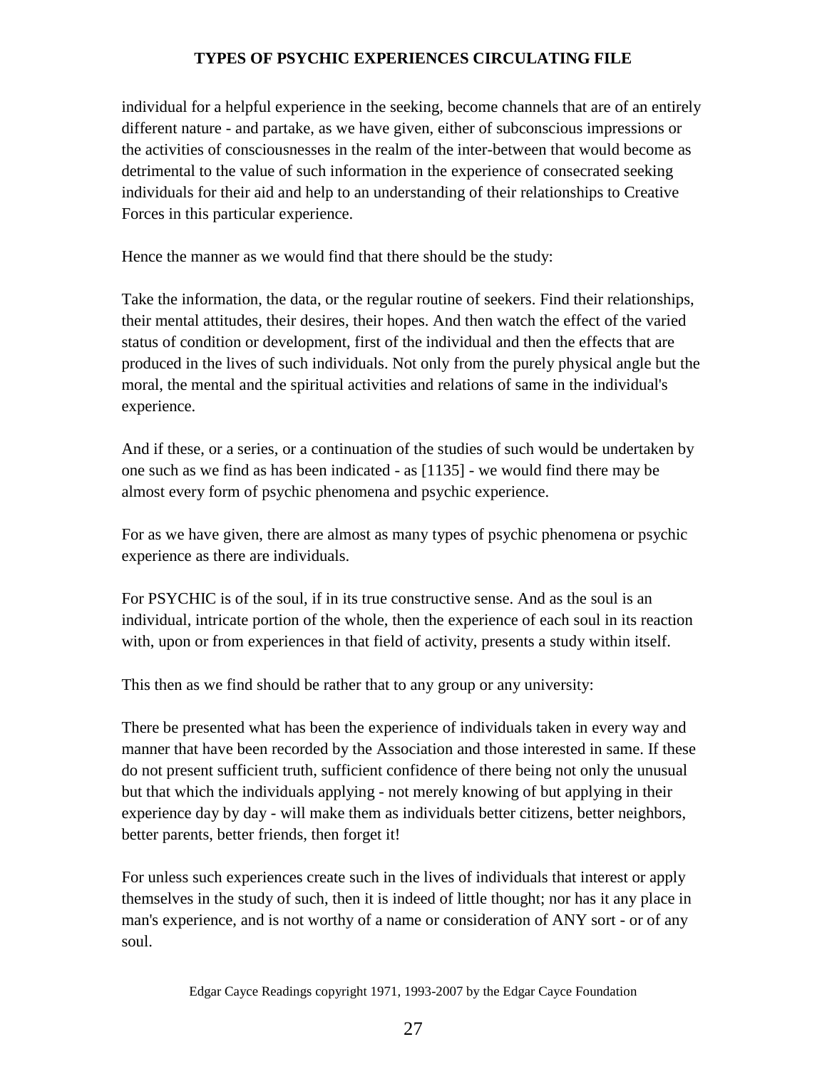individual for a helpful experience in the seeking, become channels that are of an entirely different nature - and partake, as we have given, either of subconscious impressions or the activities of consciousnesses in the realm of the inter-between that would become as detrimental to the value of such information in the experience of consecrated seeking individuals for their aid and help to an understanding of their relationships to Creative Forces in this particular experience.

Hence the manner as we would find that there should be the study:

Take the information, the data, or the regular routine of seekers. Find their relationships, their mental attitudes, their desires, their hopes. And then watch the effect of the varied status of condition or development, first of the individual and then the effects that are produced in the lives of such individuals. Not only from the purely physical angle but the moral, the mental and the spiritual activities and relations of same in the individual's experience.

And if these, or a series, or a continuation of the studies of such would be undertaken by one such as we find as has been indicated - as [1135] - we would find there may be almost every form of psychic phenomena and psychic experience.

For as we have given, there are almost as many types of psychic phenomena or psychic experience as there are individuals.

For PSYCHIC is of the soul, if in its true constructive sense. And as the soul is an individual, intricate portion of the whole, then the experience of each soul in its reaction with, upon or from experiences in that field of activity, presents a study within itself.

This then as we find should be rather that to any group or any university:

There be presented what has been the experience of individuals taken in every way and manner that have been recorded by the Association and those interested in same. If these do not present sufficient truth, sufficient confidence of there being not only the unusual but that which the individuals applying - not merely knowing of but applying in their experience day by day - will make them as individuals better citizens, better neighbors, better parents, better friends, then forget it!

For unless such experiences create such in the lives of individuals that interest or apply themselves in the study of such, then it is indeed of little thought; nor has it any place in man's experience, and is not worthy of a name or consideration of ANY sort - or of any soul.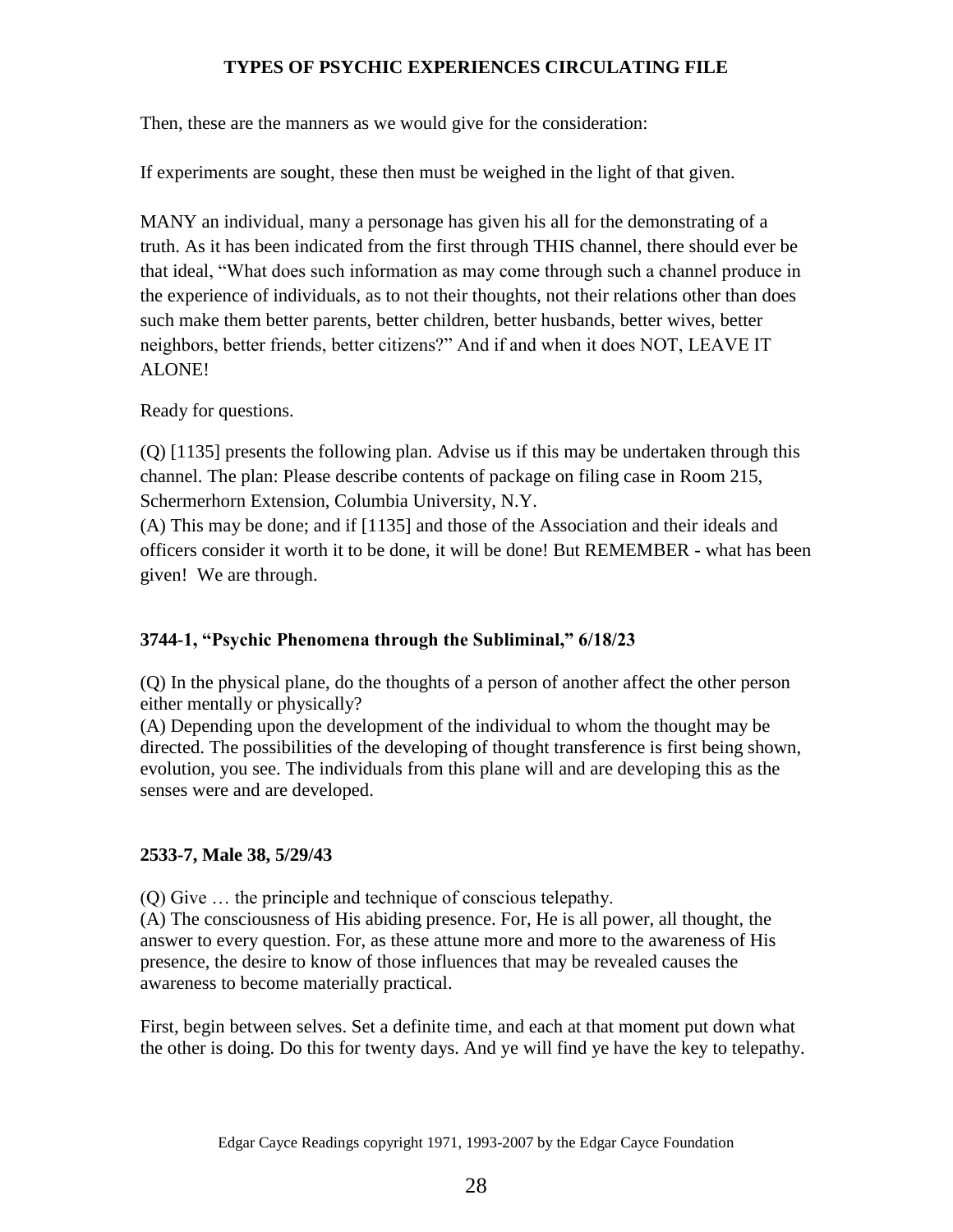Then, these are the manners as we would give for the consideration:

If experiments are sought, these then must be weighed in the light of that given.

MANY an individual, many a personage has given his all for the demonstrating of a truth. As it has been indicated from the first through THIS channel, there should ever be that ideal, "What does such information as may come through such a channel produce in the experience of individuals, as to not their thoughts, not their relations other than does such make them better parents, better children, better husbands, better wives, better neighbors, better friends, better citizens?" And if and when it does NOT, LEAVE IT ALONE!

Ready for questions.

(Q) [1135] presents the following plan. Advise us if this may be undertaken through this channel. The plan: Please describe contents of package on filing case in Room 215, Schermerhorn Extension, Columbia University, N.Y.
(A) This may be done; and if [1135] and those of the Association and their ideals and officers consider it worth it to be done, it will be done! But REMEMBER - what has been given! We are through.

### 3744-1, "Psychic Phenomena through the Subliminal," 6/18/23

(Q) In the physical plane, do the thoughts of a person of another affect the other person either mentally or physically?
(A) Depending upon the development of the individual to whom the thought may be directed. The possibilities of the developing of thought transference is first being shown, evolution, you see. The individuals from this plane will and are developing this as the senses were and are developed.

### 2533-7, Male 38, 5/29/43

(Q) Give … the principle and technique of conscious telepathy.
(A) The consciousness of His abiding presence. For, He is all power, all thought, the answer to every question. For, as these attune more and more to the awareness of His presence, the desire to know of those influences that may be revealed causes the awareness to become materially practical.

First, begin between selves. Set a definite time, and each at that moment put down what the other is doing. Do this for twenty days. And ye will find ye have the key to telepathy.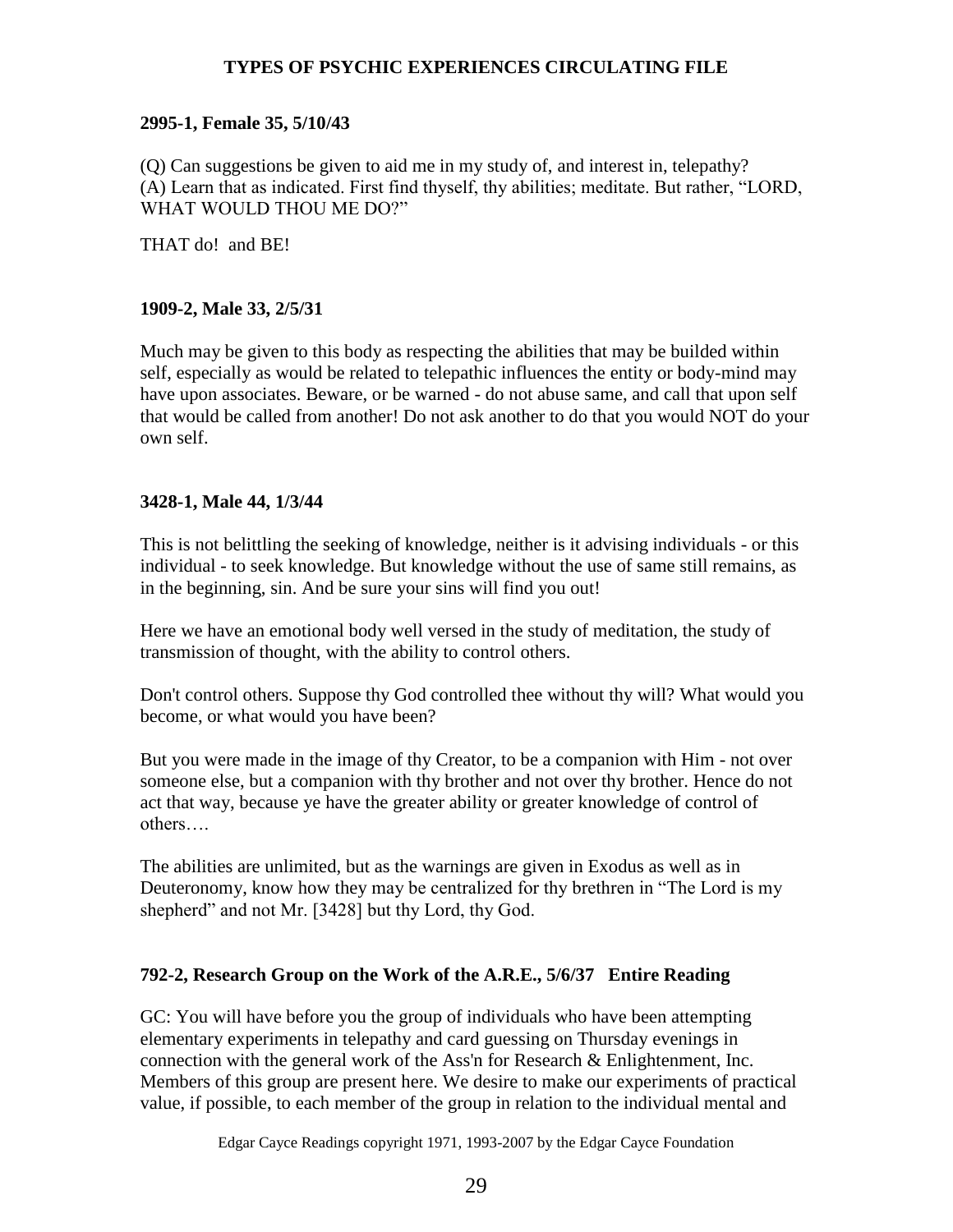# TYPES OF PSYCHIC EXPERIENCES CIRCULATING FILE

**2995-1, Female 35, 5/10/43**

(Q) Can suggestions be given to aid me in my study of, and interest in, telepathy?
(A) Learn that as indicated. First find thyself, thy abilities; meditate. But rather, "LORD, WHAT WOULD THOU ME DO?"

THAT do! and BE!

**1909-2, Male 33, 2/5/31**

Much may be given to this body as respecting the abilities that may be builded within self, especially as would be related to telepathic influences the entity or body-mind may have upon associates. Beware, or be warned - do not abuse same, and call that upon self that would be called from another! Do not ask another to do that you would NOT do your own self.

**3428-1, Male 44, 1/3/44**

This is not belittling the seeking of knowledge, neither is it advising individuals - or this individual - to seek knowledge. But knowledge without the use of same still remains, as in the beginning, sin. And be sure your sins will find you out!

Here we have an emotional body well versed in the study of meditation, the study of transmission of thought, with the ability to control others.

Don't control others. Suppose thy God controlled thee without thy will? What would you become, or what would you have been?

But you were made in the image of thy Creator, to be a companion with Him - not over someone else, but a companion with thy brother and not over thy brother. Hence do not act that way, because ye have the greater ability or greater knowledge of control of others….

The abilities are unlimited, but as the warnings are given in Exodus as well as in Deuteronomy, know how they may be centralized for thy brethren in "The Lord is my shepherd" and not Mr. [3428] but thy Lord, thy God.

**792-2, Research Group on the Work of the A.R.E., 5/6/37 Entire Reading**

GC: You will have before you the group of individuals who have been attempting elementary experiments in telepathy and card guessing on Thursday evenings in connection with the general work of the Ass'n for Research & Enlightenment, Inc. Members of this group are present here. We desire to make our experiments of practical value, if possible, to each member of the group in relation to the individual mental and

Edgar Cayce Readings copyright 1971, 1993-2007 by the Edgar Cayce Foundation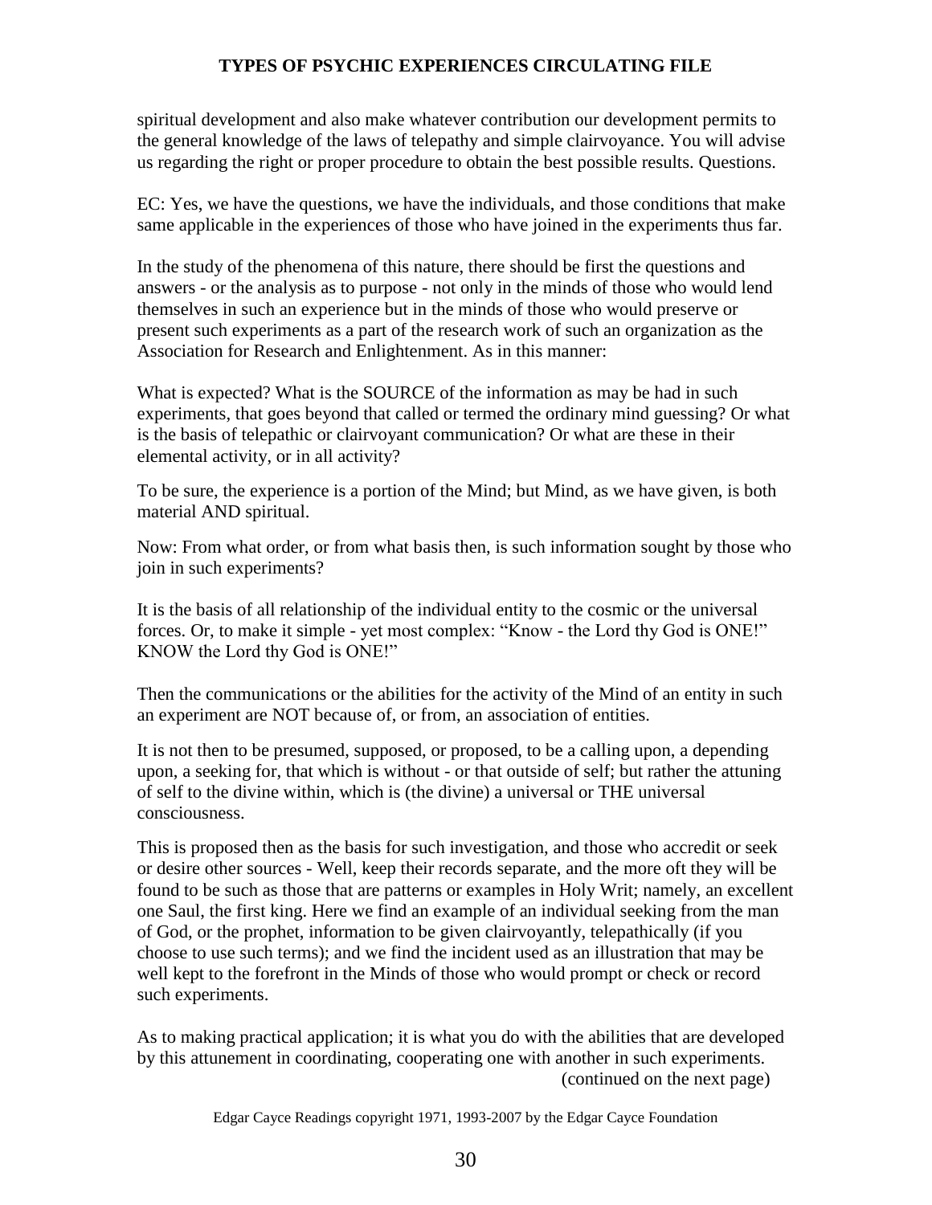spiritual development and also make whatever contribution our development permits to the general knowledge of the laws of telepathy and simple clairvoyance. You will advise us regarding the right or proper procedure to obtain the best possible results. Questions.

EC: Yes, we have the questions, we have the individuals, and those conditions that make same applicable in the experiences of those who have joined in the experiments thus far.

In the study of the phenomena of this nature, there should be first the questions and answers - or the analysis as to purpose - not only in the minds of those who would lend themselves in such an experience but in the minds of those who would preserve or present such experiments as a part of the research work of such an organization as the Association for Research and Enlightenment. As in this manner:

What is expected? What is the SOURCE of the information as may be had in such experiments, that goes beyond that called or termed the ordinary mind guessing? Or what is the basis of telepathic or clairvoyant communication? Or what are these in their elemental activity, or in all activity?

To be sure, the experience is a portion of the Mind; but Mind, as we have given, is both material AND spiritual.

Now: From what order, or from what basis then, is such information sought by those who join in such experiments?

It is the basis of all relationship of the individual entity to the cosmic or the universal forces. Or, to make it simple - yet most complex: "Know - the Lord thy God is ONE!" KNOW the Lord thy God is ONE!"

Then the communications or the abilities for the activity of the Mind of an entity in such an experiment are NOT because of, or from, an association of entities.

It is not then to be presumed, supposed, or proposed, to be a calling upon, a depending upon, a seeking for, that which is without - or that outside of self; but rather the attuning of self to the divine within, which is (the divine) a universal or THE universal consciousness.

This is proposed then as the basis for such investigation, and those who accredit or seek or desire other sources - Well, keep their records separate, and the more oft they will be found to be such as those that are patterns or examples in Holy Writ; namely, an excellent one Saul, the first king. Here we find an example of an individual seeking from the man of God, or the prophet, information to be given clairvoyantly, telepathically (if you choose to use such terms); and we find the incident used as an illustration that may be well kept to the forefront in the Minds of those who would prompt or check or record such experiments.

As to making practical application; it is what you do with the abilities that are developed by this attunement in coordinating, cooperating one with another in such experiments.

(continued on the next page)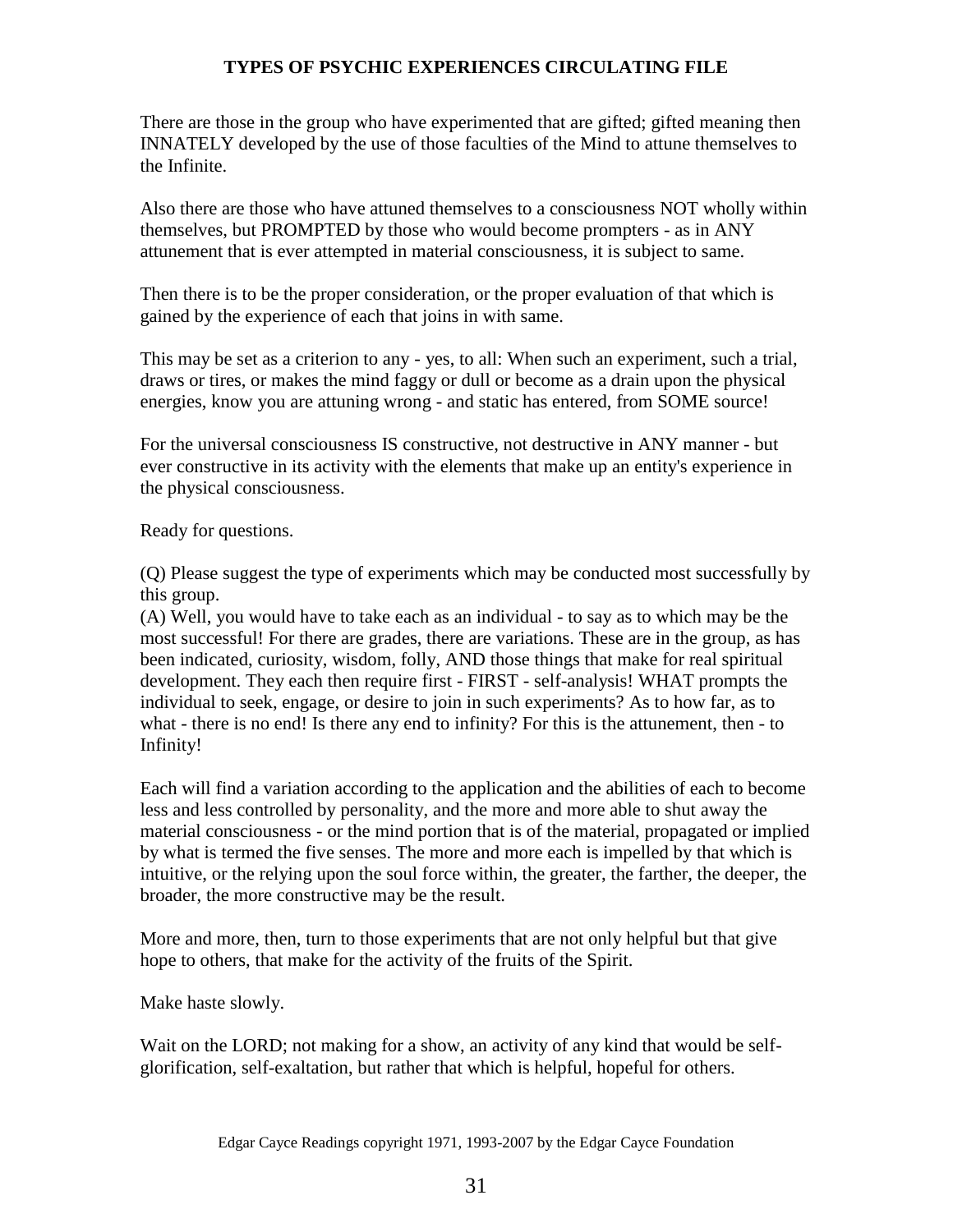There are those in the group who have experimented that are gifted; gifted meaning then INNATELY developed by the use of those faculties of the Mind to attune themselves to the Infinite.

Also there are those who have attuned themselves to a consciousness NOT wholly within themselves, but PROMPTED by those who would become prompters - as in ANY attunement that is ever attempted in material consciousness, it is subject to same.

Then there is to be the proper consideration, or the proper evaluation of that which is gained by the experience of each that joins in with same.

This may be set as a criterion to any - yes, to all: When such an experiment, such a trial, draws or tires, or makes the mind faggy or dull or become as a drain upon the physical energies, know you are attuning wrong - and static has entered, from SOME source!

For the universal consciousness IS constructive, not destructive in ANY manner - but ever constructive in its activity with the elements that make up an entity's experience in the physical consciousness.

Ready for questions.

(Q) Please suggest the type of experiments which may be conducted most successfully by this group.
(A) Well, you would have to take each as an individual - to say as to which may be the most successful! For there are grades, there are variations. These are in the group, as has been indicated, curiosity, wisdom, folly, AND those things that make for real spiritual development. They each then require first - FIRST - self-analysis! WHAT prompts the individual to seek, engage, or desire to join in such experiments? As to how far, as to what - there is no end! Is there any end to infinity? For this is the attunement, then - to Infinity!

Each will find a variation according to the application and the abilities of each to become less and less controlled by personality, and the more and more able to shut away the material consciousness - or the mind portion that is of the material, propagated or implied by what is termed the five senses. The more and more each is impelled by that which is intuitive, or the relying upon the soul force within, the greater, the farther, the deeper, the broader, the more constructive may be the result.

More and more, then, turn to those experiments that are not only helpful but that give hope to others, that make for the activity of the fruits of the Spirit.

Make haste slowly.

Wait on the LORD; not making for a show, an activity of any kind that would be self-glorification, self-exaltation, but rather that which is helpful, hopeful for others.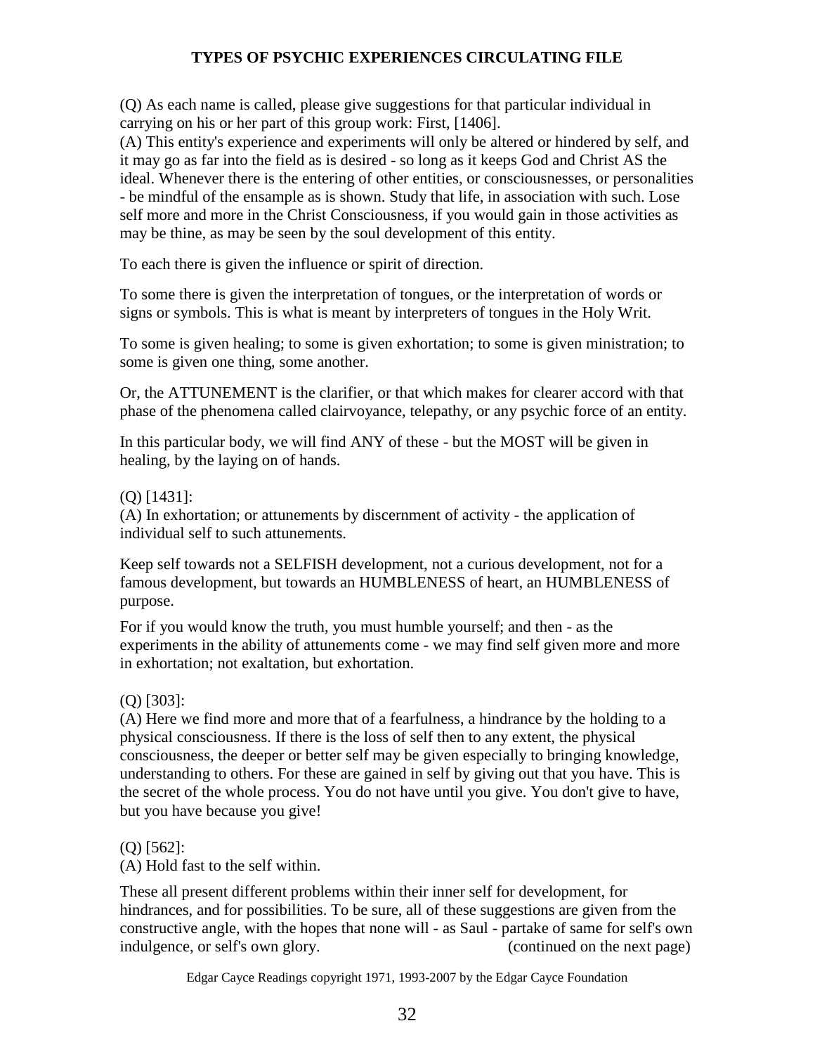(Q) As each name is called, please give suggestions for that particular individual in carrying on his or her part of this group work: First, [1406].
(A) This entity's experience and experiments will only be altered or hindered by self, and it may go as far into the field as is desired - so long as it keeps God and Christ AS the ideal. Whenever there is the entering of other entities, or consciousnesses, or personalities - be mindful of the ensample as is shown. Study that life, in association with such. Lose self more and more in the Christ Consciousness, if you would gain in those activities as may be thine, as may be seen by the soul development of this entity.

To each there is given the influence or spirit of direction.

To some there is given the interpretation of tongues, or the interpretation of words or signs or symbols. This is what is meant by interpreters of tongues in the Holy Writ.

To some is given healing; to some is given exhortation; to some is given ministration; to some is given one thing, some another.

Or, the ATTUNEMENT is the clarifier, or that which makes for clearer accord with that phase of the phenomena called clairvoyance, telepathy, or any psychic force of an entity.

In this particular body, we will find ANY of these - but the MOST will be given in healing, by the laying on of hands.

(Q) [1431]:
(A) In exhortation; or attunements by discernment of activity - the application of individual self to such attunements.

Keep self towards not a SELFISH development, not a curious development, not for a famous development, but towards an HUMBLENESS of heart, an HUMBLENESS of purpose.

For if you would know the truth, you must humble yourself; and then - as the experiments in the ability of attunements come - we may find self given more and more in exhortation; not exaltation, but exhortation.

(Q) [303]:
(A) Here we find more and more that of a fearfulness, a hindrance by the holding to a physical consciousness. If there is the loss of self then to any extent, the physical consciousness, the deeper or better self may be given especially to bringing knowledge, understanding to others. For these are gained in self by giving out that you have. This is the secret of the whole process. You do not have until you give. You don't give to have, but you have because you give!

(Q) [562]:
(A) Hold fast to the self within.

These all present different problems within their inner self for development, for hindrances, and for possibilities. To be sure, all of these suggestions are given from the constructive angle, with the hopes that none will - as Saul - partake of same for self's own indulgence, or self's own glory. (continued on the next page)

Edgar Cayce Readings copyright 1971, 1993-2007 by the Edgar Cayce Foundation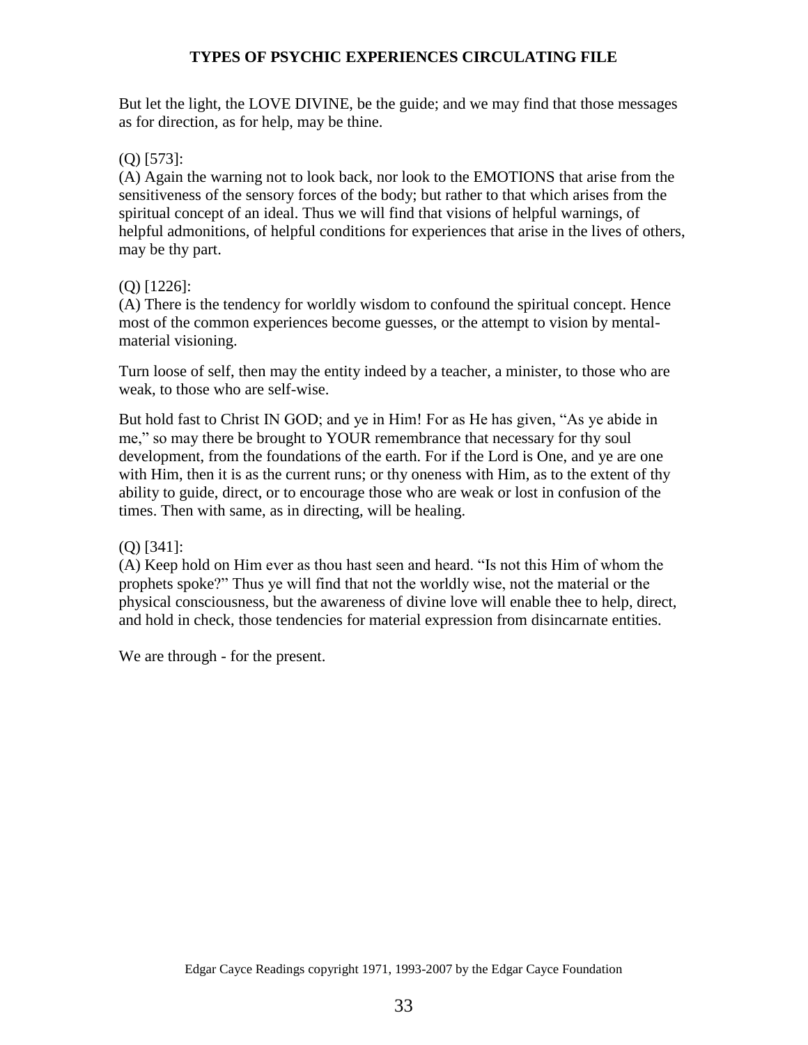But let the light, the LOVE DIVINE, be the guide; and we may find that those messages as for direction, as for help, may be thine.

(Q) [573]:
(A) Again the warning not to look back, nor look to the EMOTIONS that arise from the sensitiveness of the sensory forces of the body; but rather to that which arises from the spiritual concept of an ideal. Thus we will find that visions of helpful warnings, of helpful admonitions, of helpful conditions for experiences that arise in the lives of others, may be thy part.

(Q) [1226]:
(A) There is the tendency for worldly wisdom to confound the spiritual concept. Hence most of the common experiences become guesses, or the attempt to vision by mental-material visioning.

Turn loose of self, then may the entity indeed by a teacher, a minister, to those who are weak, to those who are self-wise.

But hold fast to Christ IN GOD; and ye in Him! For as He has given, "As ye abide in me," so may there be brought to YOUR remembrance that necessary for thy soul development, from the foundations of the earth. For if the Lord is One, and ye are one with Him, then it is as the current runs; or thy oneness with Him, as to the extent of thy ability to guide, direct, or to encourage those who are weak or lost in confusion of the times. Then with same, as in directing, will be healing.

(Q) [341]:
(A) Keep hold on Him ever as thou hast seen and heard. "Is not this Him of whom the prophets spoke?" Thus ye will find that not the worldly wise, not the material or the physical consciousness, but the awareness of divine love will enable thee to help, direct, and hold in check, those tendencies for material expression from disincarnate entities.

We are through - for the present.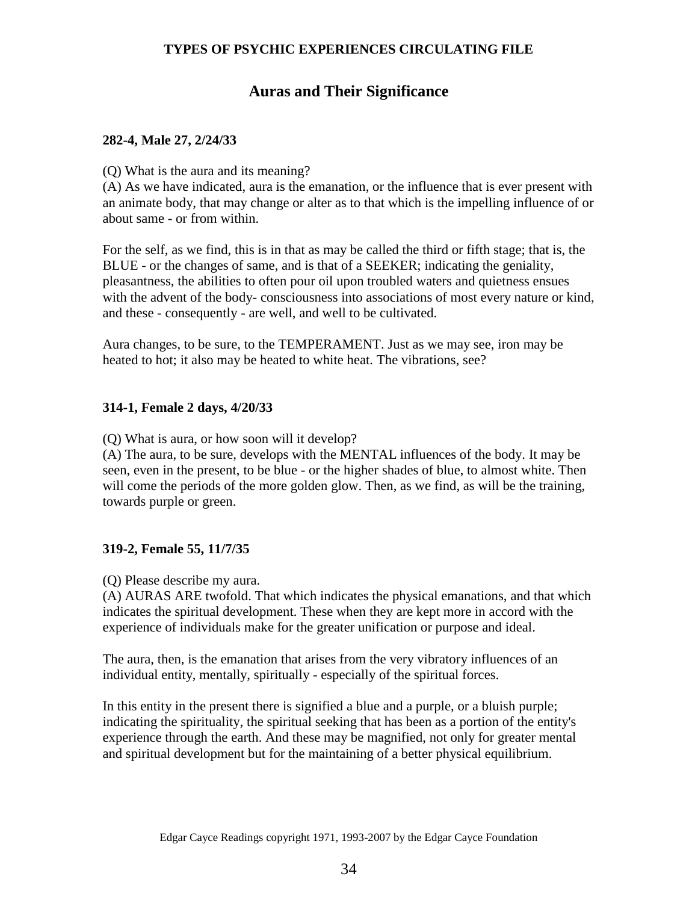## Auras and Their Significance

**282-4, Male 27, 2/24/33**

(Q) What is the aura and its meaning?
(A) As we have indicated, aura is the emanation, or the influence that is ever present with an animate body, that may change or alter as to that which is the impelling influence of or about same - or from within.

For the self, as we find, this is in that as may be called the third or fifth stage; that is, the BLUE - or the changes of same, and is that of a SEEKER; indicating the geniality, pleasantness, the abilities to often pour oil upon troubled waters and quietness ensues with the advent of the body- consciousness into associations of most every nature or kind, and these - consequently - are well, and well to be cultivated.

Aura changes, to be sure, to the TEMPERAMENT. Just as we may see, iron may be heated to hot; it also may be heated to white heat. The vibrations, see?

**314-1, Female 2 days, 4/20/33**

(Q) What is aura, or how soon will it develop?
(A) The aura, to be sure, develops with the MENTAL influences of the body. It may be seen, even in the present, to be blue - or the higher shades of blue, to almost white. Then will come the periods of the more golden glow. Then, as we find, as will be the training, towards purple or green.

**319-2, Female 55, 11/7/35**

(Q) Please describe my aura.
(A) AURAS ARE twofold. That which indicates the physical emanations, and that which indicates the spiritual development. These when they are kept more in accord with the experience of individuals make for the greater unification or purpose and ideal.

The aura, then, is the emanation that arises from the very vibratory influences of an individual entity, mentally, spiritually - especially of the spiritual forces.

In this entity in the present there is signified a blue and a purple, or a bluish purple; indicating the spirituality, the spiritual seeking that has been as a portion of the entity's experience through the earth. And these may be magnified, not only for greater mental and spiritual development but for the maintaining of a better physical equilibrium.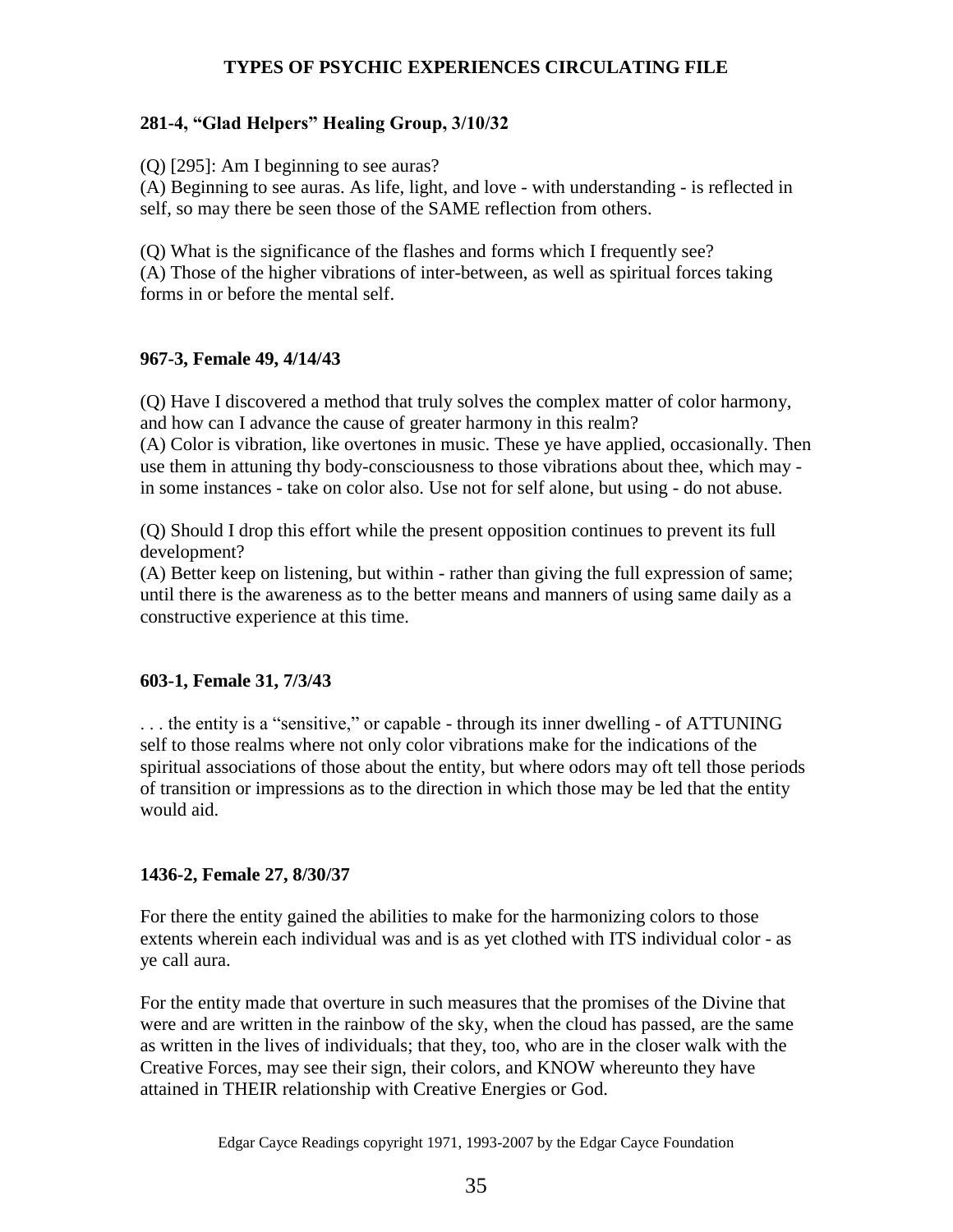**281-4, "Glad Helpers" Healing Group, 3/10/32**

(Q) [295]: Am I beginning to see auras?
(A) Beginning to see auras. As life, light, and love - with understanding - is reflected in self, so may there be seen those of the SAME reflection from others.

(Q) What is the significance of the flashes and forms which I frequently see?
(A) Those of the higher vibrations of inter-between, as well as spiritual forces taking forms in or before the mental self.

**967-3, Female 49, 4/14/43**

(Q) Have I discovered a method that truly solves the complex matter of color harmony, and how can I advance the cause of greater harmony in this realm?
(A) Color is vibration, like overtones in music. These ye have applied, occasionally. Then use them in attuning thy body-consciousness to those vibrations about thee, which may - in some instances - take on color also. Use not for self alone, but using - do not abuse.

(Q) Should I drop this effort while the present opposition continues to prevent its full development?
(A) Better keep on listening, but within - rather than giving the full expression of same; until there is the awareness as to the better means and manners of using same daily as a constructive experience at this time.

**603-1, Female 31, 7/3/43**

. . . the entity is a "sensitive," or capable - through its inner dwelling - of ATTUNING self to those realms where not only color vibrations make for the indications of the spiritual associations of those about the entity, but where odors may oft tell those periods of transition or impressions as to the direction in which those may be led that the entity would aid.

**1436-2, Female 27, 8/30/37**

For there the entity gained the abilities to make for the harmonizing colors to those extents wherein each individual was and is as yet clothed with ITS individual color - as ye call aura.

For the entity made that overture in such measures that the promises of the Divine that were and are written in the rainbow of the sky, when the cloud has passed, are the same as written in the lives of individuals; that they, too, who are in the closer walk with the Creative Forces, may see their sign, their colors, and KNOW whereunto they have attained in THEIR relationship with Creative Energies or God.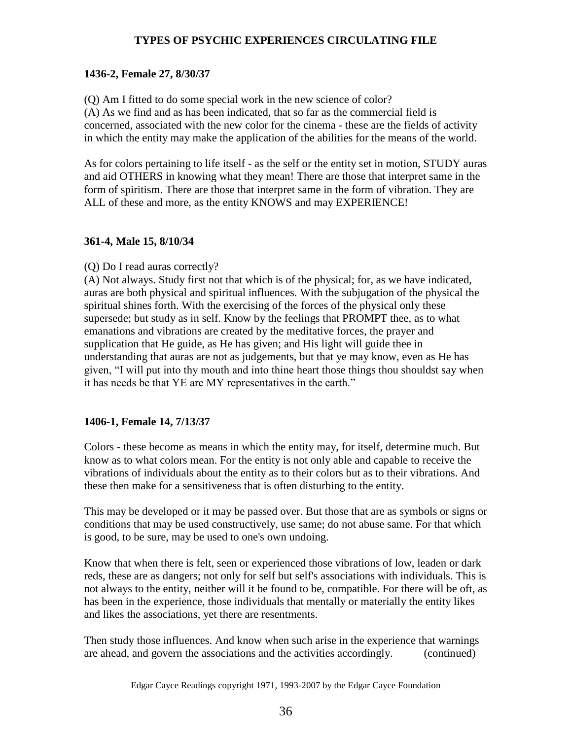### 1436-2, Female 27, 8/30/37

(Q) Am I fitted to do some special work in the new science of color?
(A) As we find and as has been indicated, that so far as the commercial field is concerned, associated with the new color for the cinema - these are the fields of activity in which the entity may make the application of the abilities for the means of the world.

As for colors pertaining to life itself - as the self or the entity set in motion, STUDY auras and aid OTHERS in knowing what they mean! There are those that interpret same in the form of spiritism. There are those that interpret same in the form of vibration. They are ALL of these and more, as the entity KNOWS and may EXPERIENCE!

### 361-4, Male 15, 8/10/34

(Q) Do I read auras correctly?
(A) Not always. Study first not that which is of the physical; for, as we have indicated, auras are both physical and spiritual influences. With the subjugation of the physical the spiritual shines forth. With the exercising of the forces of the physical only these supersede; but study as in self. Know by the feelings that PROMPT thee, as to what emanations and vibrations are created by the meditative forces, the prayer and supplication that He guide, as He has given; and His light will guide thee in understanding that auras are not as judgements, but that ye may know, even as He has given, "I will put into thy mouth and into thine heart those things thou shouldst say when it has needs be that YE are MY representatives in the earth."

### 1406-1, Female 14, 7/13/37

Colors - these become as means in which the entity may, for itself, determine much. But know as to what colors mean. For the entity is not only able and capable to receive the vibrations of individuals about the entity as to their colors but as to their vibrations. And these then make for a sensitiveness that is often disturbing to the entity.

This may be developed or it may be passed over. But those that are as symbols or signs or conditions that may be used constructively, use same; do not abuse same. For that which is good, to be sure, may be used to one's own undoing.

Know that when there is felt, seen or experienced those vibrations of low, leaden or dark reds, these are as dangers; not only for self but self's associations with individuals. This is not always to the entity, neither will it be found to be, compatible. For there will be oft, as has been in the experience, those individuals that mentally or materially the entity likes and likes the associations, yet there are resentments.

Then study those influences. And know when such arise in the experience that warnings are ahead, and govern the associations and the activities accordingly. (continued)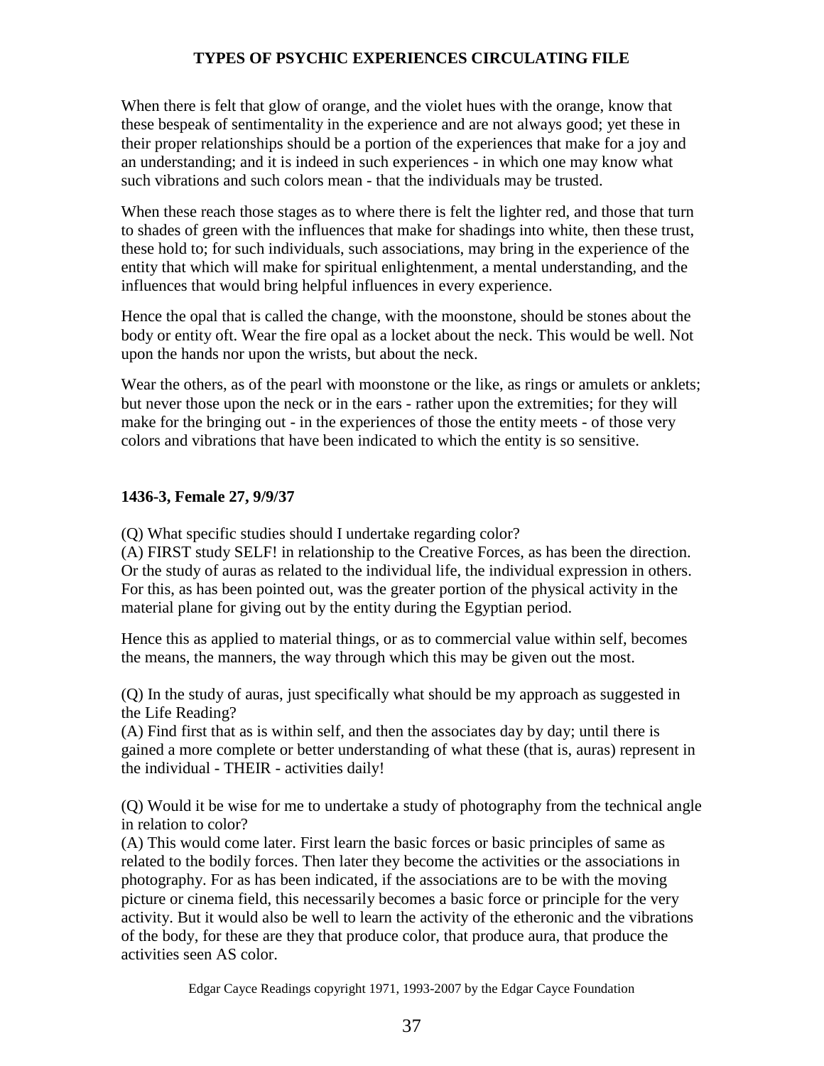When there is felt that glow of orange, and the violet hues with the orange, know that these bespeak of sentimentality in the experience and are not always good; yet these in their proper relationships should be a portion of the experiences that make for a joy and an understanding; and it is indeed in such experiences - in which one may know what such vibrations and such colors mean - that the individuals may be trusted.

When these reach those stages as to where there is felt the lighter red, and those that turn to shades of green with the influences that make for shadings into white, then these trust, these hold to; for such individuals, such associations, may bring in the experience of the entity that which will make for spiritual enlightenment, a mental understanding, and the influences that would bring helpful influences in every experience.

Hence the opal that is called the change, with the moonstone, should be stones about the body or entity oft. Wear the fire opal as a locket about the neck. This would be well. Not upon the hands nor upon the wrists, but about the neck.

Wear the others, as of the pearl with moonstone or the like, as rings or amulets or anklets; but never those upon the neck or in the ears - rather upon the extremities; for they will make for the bringing out - in the experiences of those the entity meets - of those very colors and vibrations that have been indicated to which the entity is so sensitive.

**1436-3, Female 27, 9/9/37**

(Q) What specific studies should I undertake regarding color?
(A) FIRST study SELF! in relationship to the Creative Forces, as has been the direction. Or the study of auras as related to the individual life, the individual expression in others. For this, as has been pointed out, was the greater portion of the physical activity in the material plane for giving out by the entity during the Egyptian period.

Hence this as applied to material things, or as to commercial value within self, becomes the means, the manners, the way through which this may be given out the most.

(Q) In the study of auras, just specifically what should be my approach as suggested in the Life Reading?
(A) Find first that as is within self, and then the associates day by day; until there is gained a more complete or better understanding of what these (that is, auras) represent in the individual - THEIR - activities daily!

(Q) Would it be wise for me to undertake a study of photography from the technical angle in relation to color?
(A) This would come later. First learn the basic forces or basic principles of same as related to the bodily forces. Then later they become the activities or the associations in photography. For as has been indicated, if the associations are to be with the moving picture or cinema field, this necessarily becomes a basic force or principle for the very activity. But it would also be well to learn the activity of the etheronic and the vibrations of the body, for these are they that produce color, that produce aura, that produce the activities seen AS color.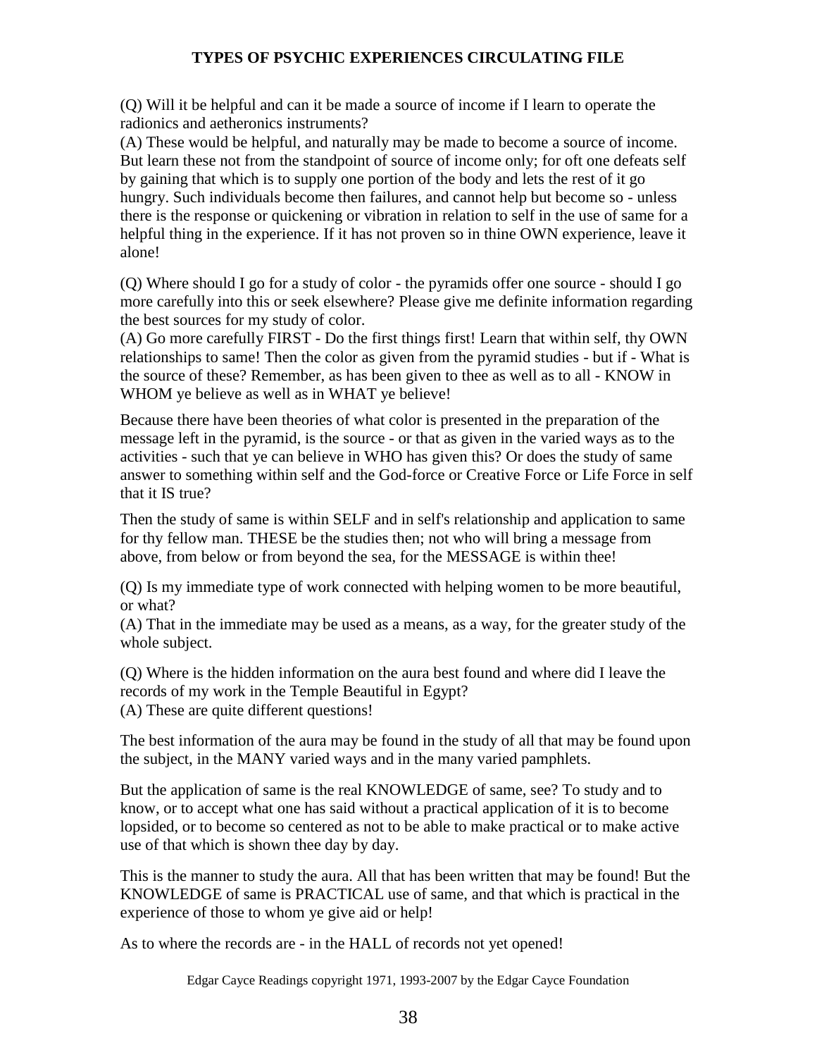(Q) Will it be helpful and can it be made a source of income if I learn to operate the radionics and aetheronics instruments?
(A) These would be helpful, and naturally may be made to become a source of income. But learn these not from the standpoint of source of income only; for oft one defeats self by gaining that which is to supply one portion of the body and lets the rest of it go hungry. Such individuals become then failures, and cannot help but become so - unless there is the response or quickening or vibration in relation to self in the use of same for a helpful thing in the experience. If it has not proven so in thine OWN experience, leave it alone!

(Q) Where should I go for a study of color - the pyramids offer one source - should I go more carefully into this or seek elsewhere? Please give me definite information regarding the best sources for my study of color.
(A) Go more carefully FIRST - Do the first things first! Learn that within self, thy OWN relationships to same! Then the color as given from the pyramid studies - but if - What is the source of these? Remember, as has been given to thee as well as to all - KNOW in WHOM ye believe as well as in WHAT ye believe!

Because there have been theories of what color is presented in the preparation of the message left in the pyramid, is the source - or that as given in the varied ways as to the activities - such that ye can believe in WHO has given this? Or does the study of same answer to something within self and the God-force or Creative Force or Life Force in self that it IS true?

Then the study of same is within SELF and in self's relationship and application to same for thy fellow man. THESE be the studies then; not who will bring a message from above, from below or from beyond the sea, for the MESSAGE is within thee!

(Q) Is my immediate type of work connected with helping women to be more beautiful, or what?
(A) That in the immediate may be used as a means, as a way, for the greater study of the whole subject.

(Q) Where is the hidden information on the aura best found and where did I leave the records of my work in the Temple Beautiful in Egypt?
(A) These are quite different questions!

The best information of the aura may be found in the study of all that may be found upon the subject, in the MANY varied ways and in the many varied pamphlets.

But the application of same is the real KNOWLEDGE of same, see? To study and to know, or to accept what one has said without a practical application of it is to become lopsided, or to become so centered as not to be able to make practical or to make active use of that which is shown thee day by day.

This is the manner to study the aura. All that has been written that may be found! But the KNOWLEDGE of same is PRACTICAL use of same, and that which is practical in the experience of those to whom ye give aid or help!

As to where the records are - in the HALL of records not yet opened!

Edgar Cayce Readings copyright 1971, 1993-2007 by the Edgar Cayce Foundation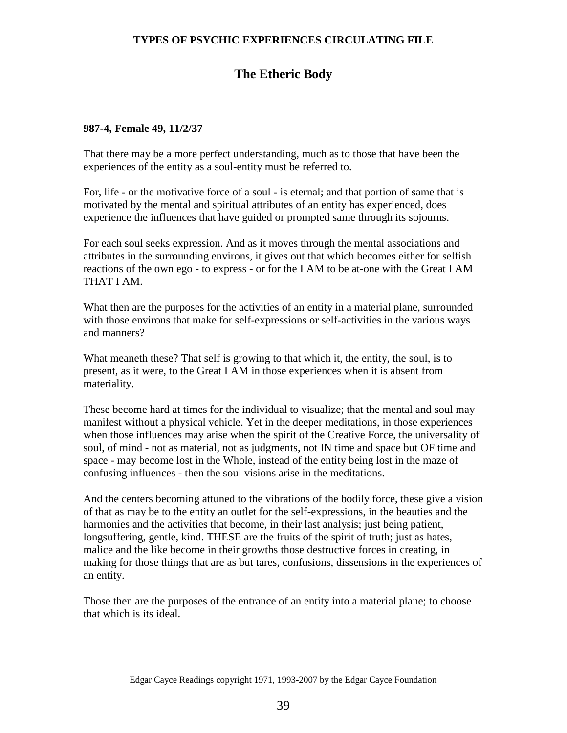# The Etheric Body

**987-4, Female 49, 11/2/37**

That there may be a more perfect understanding, much as to those that have been the experiences of the entity as a soul-entity must be referred to.

For, life - or the motivative force of a soul - is eternal; and that portion of same that is motivated by the mental and spiritual attributes of an entity has experienced, does experience the influences that have guided or prompted same through its sojourns.

For each soul seeks expression. And as it moves through the mental associations and attributes in the surrounding environs, it gives out that which becomes either for selfish reactions of the own ego - to express - or for the I AM to be at-one with the Great I AM THAT I AM.

What then are the purposes for the activities of an entity in a material plane, surrounded with those environs that make for self-expressions or self-activities in the various ways and manners?

What meaneth these? That self is growing to that which it, the entity, the soul, is to present, as it were, to the Great I AM in those experiences when it is absent from materiality.

These become hard at times for the individual to visualize; that the mental and soul may manifest without a physical vehicle. Yet in the deeper meditations, in those experiences when those influences may arise when the spirit of the Creative Force, the universality of soul, of mind - not as material, not as judgments, not IN time and space but OF time and space - may become lost in the Whole, instead of the entity being lost in the maze of confusing influences - then the soul visions arise in the meditations.

And the centers becoming attuned to the vibrations of the bodily force, these give a vision of that as may be to the entity an outlet for the self-expressions, in the beauties and the harmonies and the activities that become, in their last analysis; just being patient, longsuffering, gentle, kind. THESE are the fruits of the spirit of truth; just as hates, malice and the like become in their growths those destructive forces in creating, in making for those things that are as but tares, confusions, dissensions in the experiences of an entity.

Those then are the purposes of the entrance of an entity into a material plane; to choose that which is its ideal.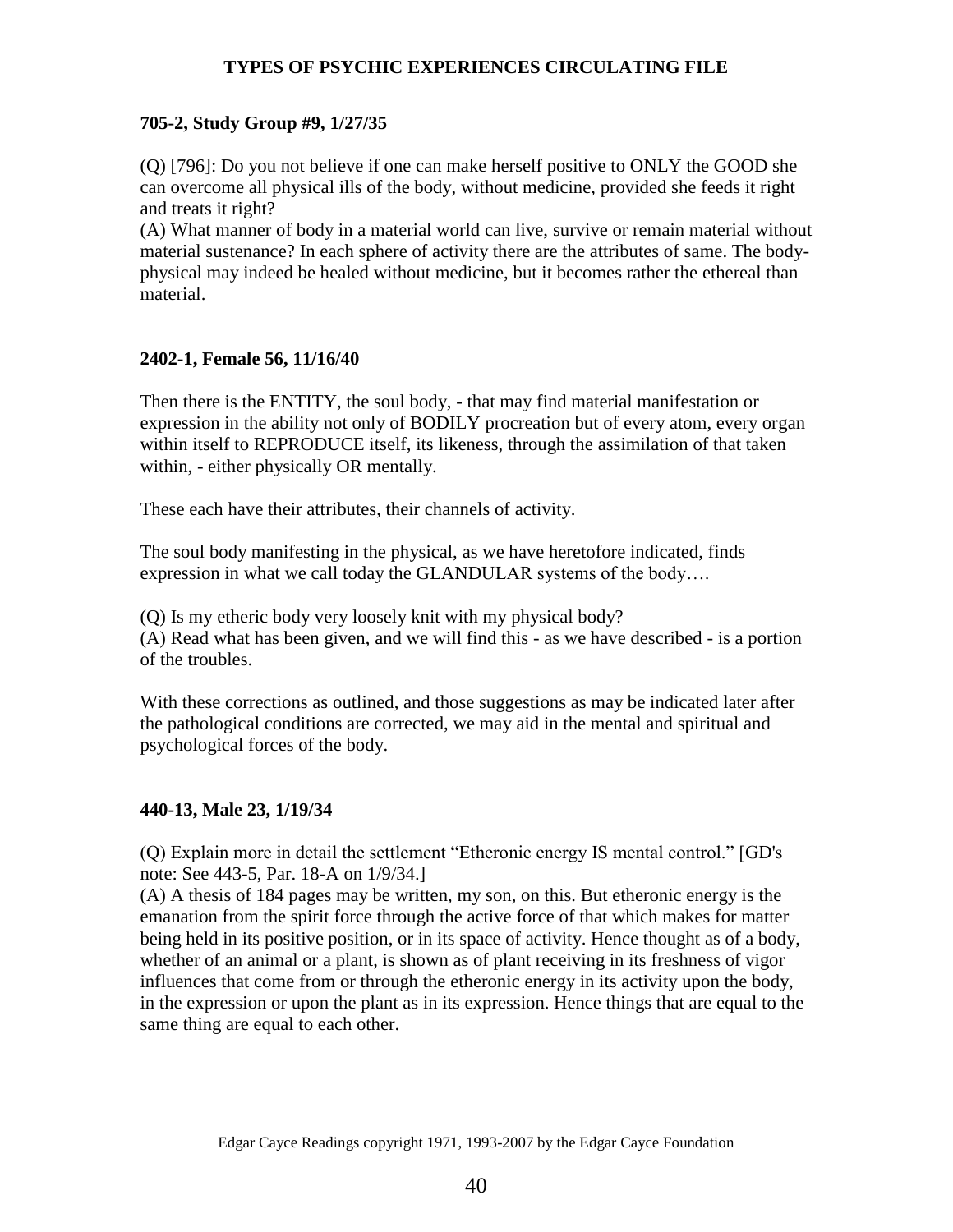**705-2, Study Group #9, 1/27/35**

(Q) [796]: Do you not believe if one can make herself positive to ONLY the GOOD she can overcome all physical ills of the body, without medicine, provided she feeds it right and treats it right?
(A) What manner of body in a material world can live, survive or remain material without material sustenance? In each sphere of activity there are the attributes of same. The body-physical may indeed be healed without medicine, but it becomes rather the ethereal than material.

**2402-1, Female 56, 11/16/40**

Then there is the ENTITY, the soul body, - that may find material manifestation or expression in the ability not only of BODILY procreation but of every atom, every organ within itself to REPRODUCE itself, its likeness, through the assimilation of that taken within, - either physically OR mentally.

These each have their attributes, their channels of activity.

The soul body manifesting in the physical, as we have heretofore indicated, finds expression in what we call today the GLANDULAR systems of the body….

(Q) Is my etheric body very loosely knit with my physical body?
(A) Read what has been given, and we will find this - as we have described - is a portion of the troubles.

With these corrections as outlined, and those suggestions as may be indicated later after the pathological conditions are corrected, we may aid in the mental and spiritual and psychological forces of the body.

**440-13, Male 23, 1/19/34**

(Q) Explain more in detail the settlement "Etheronic energy IS mental control." [GD's note: See 443-5, Par. 18-A on 1/9/34.]
(A) A thesis of 184 pages may be written, my son, on this. But etheronic energy is the emanation from the spirit force through the active force of that which makes for matter being held in its positive position, or in its space of activity. Hence thought as of a body, whether of an animal or a plant, is shown as of plant receiving in its freshness of vigor influences that come from or through the etheronic energy in its activity upon the body, in the expression or upon the plant as in its expression. Hence things that are equal to the same thing are equal to each other.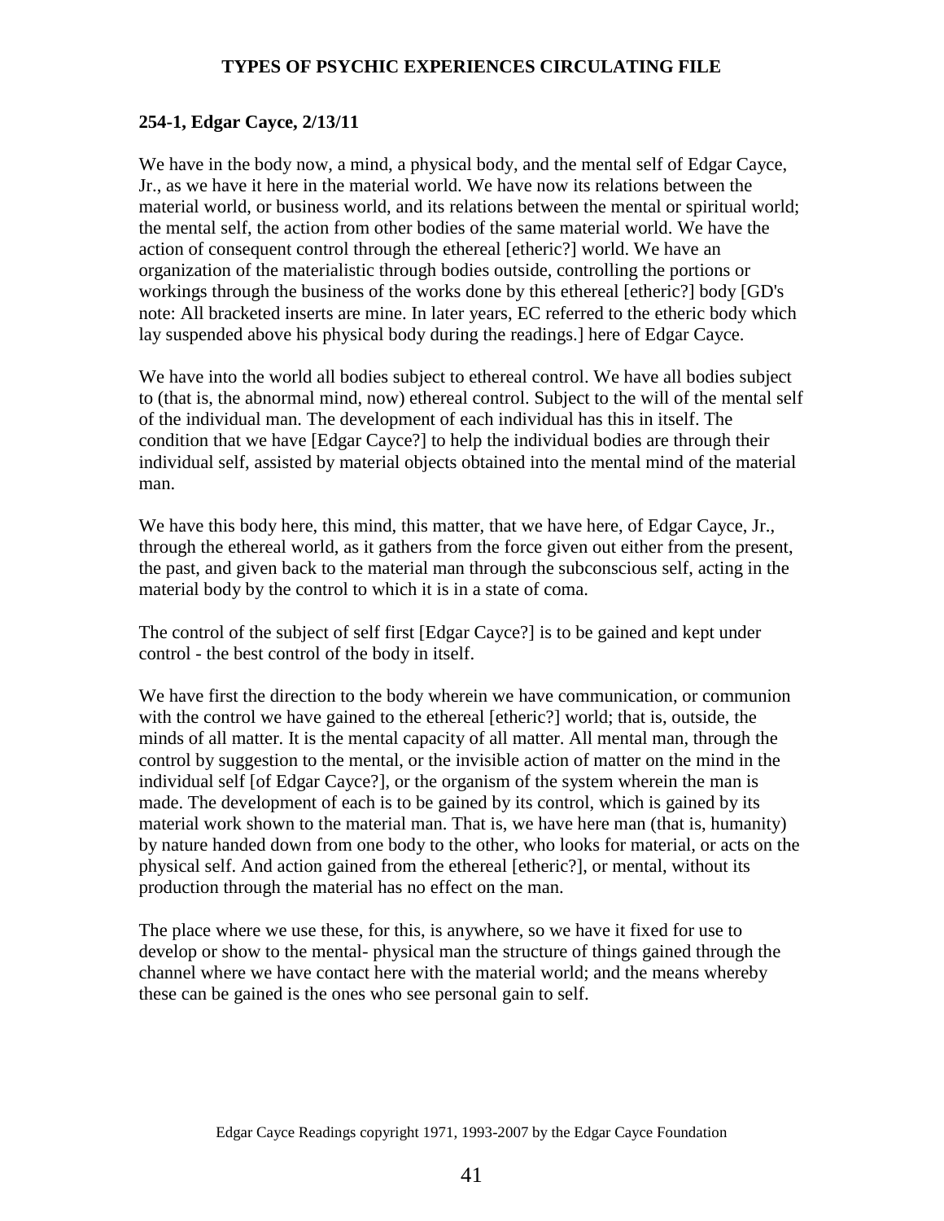### 254-1, Edgar Cayce, 2/13/11

We have in the body now, a mind, a physical body, and the mental self of Edgar Cayce, Jr., as we have it here in the material world. We have now its relations between the material world, or business world, and its relations between the mental or spiritual world; the mental self, the action from other bodies of the same material world. We have the action of consequent control through the ethereal [etheric?] world. We have an organization of the materialistic through bodies outside, controlling the portions or workings through the business of the works done by this ethereal [etheric?] body [GD's note: All bracketed inserts are mine. In later years, EC referred to the etheric body which lay suspended above his physical body during the readings.] here of Edgar Cayce.

We have into the world all bodies subject to ethereal control. We have all bodies subject to (that is, the abnormal mind, now) ethereal control. Subject to the will of the mental self of the individual man. The development of each individual has this in itself. The condition that we have [Edgar Cayce?] to help the individual bodies are through their individual self, assisted by material objects obtained into the mental mind of the material man.

We have this body here, this mind, this matter, that we have here, of Edgar Cayce, Jr., through the ethereal world, as it gathers from the force given out either from the present, the past, and given back to the material man through the subconscious self, acting in the material body by the control to which it is in a state of coma.

The control of the subject of self first [Edgar Cayce?] is to be gained and kept under control - the best control of the body in itself.

We have first the direction to the body wherein we have communication, or communion with the control we have gained to the ethereal [etheric?] world; that is, outside, the minds of all matter. It is the mental capacity of all matter. All mental man, through the control by suggestion to the mental, or the invisible action of matter on the mind in the individual self [of Edgar Cayce?], or the organism of the system wherein the man is made. The development of each is to be gained by its control, which is gained by its material work shown to the material man. That is, we have here man (that is, humanity) by nature handed down from one body to the other, who looks for material, or acts on the physical self. And action gained from the ethereal [etheric?], or mental, without its production through the material has no effect on the man.

The place where we use these, for this, is anywhere, so we have it fixed for use to develop or show to the mental- physical man the structure of things gained through the channel where we have contact here with the material world; and the means whereby these can be gained is the ones who see personal gain to self.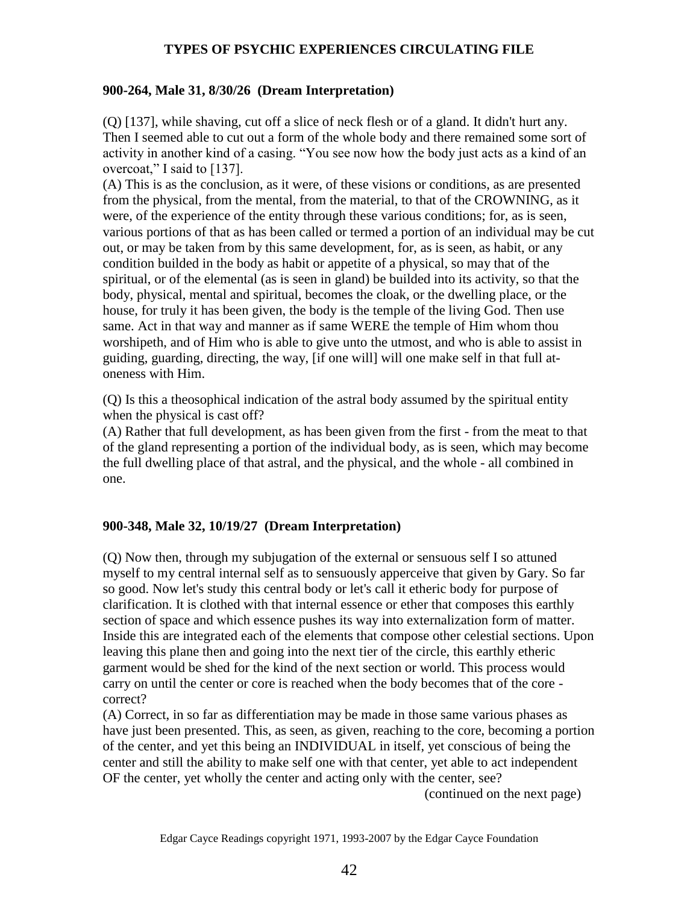## 900-264, Male 31, 8/30/26 (Dream Interpretation)

(Q) [137], while shaving, cut off a slice of neck flesh or of a gland. It didn't hurt any. Then I seemed able to cut out a form of the whole body and there remained some sort of activity in another kind of a casing. "You see now how the body just acts as a kind of an overcoat," I said to [137].
(A) This is as the conclusion, as it were, of these visions or conditions, as are presented from the physical, from the mental, from the material, to that of the CROWNING, as it were, of the experience of the entity through these various conditions; for, as is seen, various portions of that as has been called or termed a portion of an individual may be cut out, or may be taken from by this same development, for, as is seen, as habit, or any condition builded in the body as habit or appetite of a physical, so may that of the spiritual, or of the elemental (as is seen in gland) be builded into its activity, so that the body, physical, mental and spiritual, becomes the cloak, or the dwelling place, or the house, for truly it has been given, the body is the temple of the living God. Then use same. Act in that way and manner as if same WERE the temple of Him whom thou worshipeth, and of Him who is able to give unto the utmost, and who is able to assist in guiding, guarding, directing, the way, [if one will] will one make self in that full at-oneness with Him.

(Q) Is this a theosophical indication of the astral body assumed by the spiritual entity when the physical is cast off?
(A) Rather that full development, as has been given from the first - from the meat to that of the gland representing a portion of the individual body, as is seen, which may become the full dwelling place of that astral, and the physical, and the whole - all combined in one.

## 900-348, Male 32, 10/19/27 (Dream Interpretation)

(Q) Now then, through my subjugation of the external or sensuous self I so attuned myself to my central internal self as to sensuously apperceive that given by Gary. So far so good. Now let's study this central body or let's call it etheric body for purpose of clarification. It is clothed with that internal essence or ether that composes this earthly section of space and which essence pushes its way into externalization form of matter. Inside this are integrated each of the elements that compose other celestial sections. Upon leaving this plane then and going into the next tier of the circle, this earthly etheric garment would be shed for the kind of the next section or world. This process would carry on until the center or core is reached when the body becomes that of the core - correct?
(A) Correct, in so far as differentiation may be made in those same various phases as have just been presented. This, as seen, as given, reaching to the core, becoming a portion of the center, and yet this being an INDIVIDUAL in itself, yet conscious of being the center and still the ability to make self one with that center, yet able to act independent OF the center, yet wholly the center and acting only with the center, see?

(continued on the next page)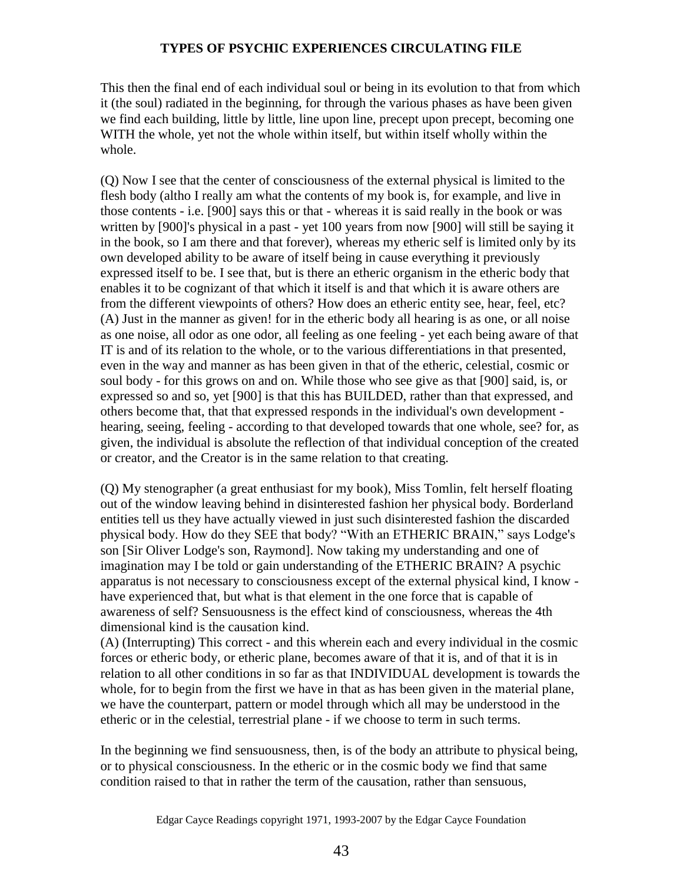This then the final end of each individual soul or being in its evolution to that from which it (the soul) radiated in the beginning, for through the various phases as have been given we find each building, little by little, line upon line, precept upon precept, becoming one WITH the whole, yet not the whole within itself, but within itself wholly within the whole.

(Q) Now I see that the center of consciousness of the external physical is limited to the flesh body (altho I really am what the contents of my book is, for example, and live in those contents - i.e. [900] says this or that - whereas it is said really in the book or was written by [900]'s physical in a past - yet 100 years from now [900] will still be saying it in the book, so I am there and that forever), whereas my etheric self is limited only by its own developed ability to be aware of itself being in cause everything it previously expressed itself to be. I see that, but is there an etheric organism in the etheric body that enables it to be cognizant of that which it itself is and that which it is aware others are from the different viewpoints of others? How does an etheric entity see, hear, feel, etc?
(A) Just in the manner as given! for in the etheric body all hearing is as one, or all noise as one noise, all odor as one odor, all feeling as one feeling - yet each being aware of that IT is and of its relation to the whole, or to the various differentiations in that presented, even in the way and manner as has been given in that of the etheric, celestial, cosmic or soul body - for this grows on and on. While those who see give as that [900] said, is, or expressed so and so, yet [900] is that this has BUILDED, rather than that expressed, and others become that, that that expressed responds in the individual's own development - hearing, seeing, feeling - according to that developed towards that one whole, see? for, as given, the individual is absolute the reflection of that individual conception of the created or creator, and the Creator is in the same relation to that creating.

(Q) My stenographer (a great enthusiast for my book), Miss Tomlin, felt herself floating out of the window leaving behind in disinterested fashion her physical body. Borderland entities tell us they have actually viewed in just such disinterested fashion the discarded physical body. How do they SEE that body? "With an ETHERIC BRAIN," says Lodge's son [Sir Oliver Lodge's son, Raymond]. Now taking my understanding and one of imagination may I be told or gain understanding of the ETHERIC BRAIN? A psychic apparatus is not necessary to consciousness except of the external physical kind, I know - have experienced that, but what is that element in the one force that is capable of awareness of self? Sensuousness is the effect kind of consciousness, whereas the 4th dimensional kind is the causation kind.
(A) (Interrupting) This correct - and this wherein each and every individual in the cosmic forces or etheric body, or etheric plane, becomes aware of that it is, and of that it is in relation to all other conditions in so far as that INDIVIDUAL development is towards the whole, for to begin from the first we have in that as has been given in the material plane, we have the counterpart, pattern or model through which all may be understood in the etheric or in the celestial, terrestrial plane - if we choose to term in such terms.

In the beginning we find sensuousness, then, is of the body an attribute to physical being, or to physical consciousness. In the etheric or in the cosmic body we find that same condition raised to that in rather the term of the causation, rather than sensuous,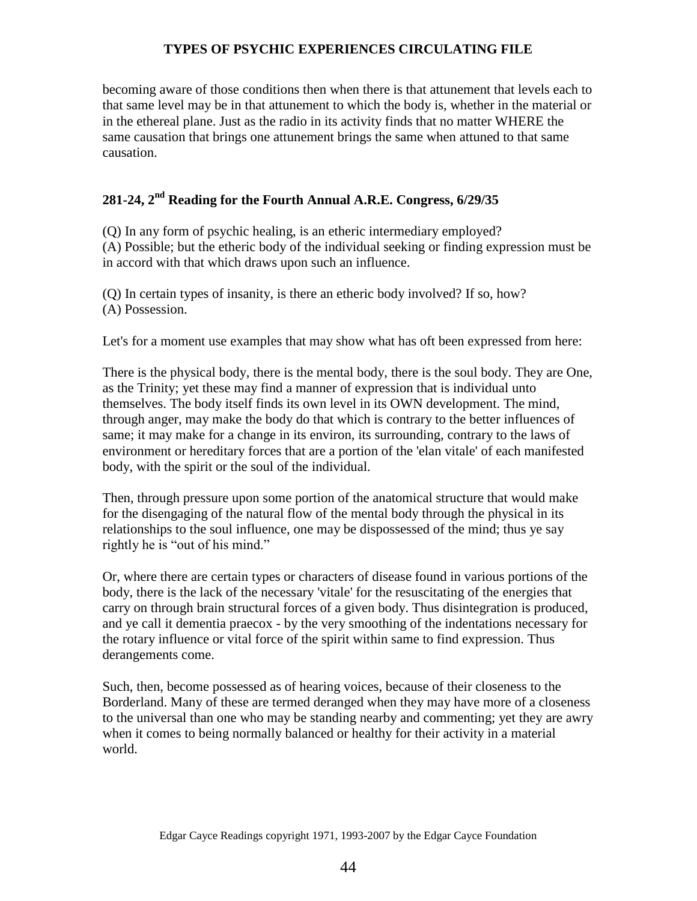becoming aware of those conditions then when there is that attunement that levels each to that same level may be in that attunement to which the body is, whether in the material or in the ethereal plane. Just as the radio in its activity finds that no matter WHERE the same causation that brings one attunement brings the same when attuned to that same causation.

## 281-24, 2nd Reading for the Fourth Annual A.R.E. Congress, 6/29/35

(Q) In any form of psychic healing, is an etheric intermediary employed?
(A) Possible; but the etheric body of the individual seeking or finding expression must be in accord with that which draws upon such an influence.

(Q) In certain types of insanity, is there an etheric body involved? If so, how?
(A) Possession.

Let's for a moment use examples that may show what has oft been expressed from here:

There is the physical body, there is the mental body, there is the soul body. They are One, as the Trinity; yet these may find a manner of expression that is individual unto themselves. The body itself finds its own level in its OWN development. The mind, through anger, may make the body do that which is contrary to the better influences of same; it may make for a change in its environ, its surrounding, contrary to the laws of environment or hereditary forces that are a portion of the 'elan vitale' of each manifested body, with the spirit or the soul of the individual.

Then, through pressure upon some portion of the anatomical structure that would make for the disengaging of the natural flow of the mental body through the physical in its relationships to the soul influence, one may be dispossessed of the mind; thus ye say rightly he is "out of his mind."

Or, where there are certain types or characters of disease found in various portions of the body, there is the lack of the necessary 'vitale' for the resuscitating of the energies that carry on through brain structural forces of a given body. Thus disintegration is produced, and ye call it dementia praecox - by the very smoothing of the indentations necessary for the rotary influence or vital force of the spirit within same to find expression. Thus derangements come.

Such, then, become possessed as of hearing voices, because of their closeness to the Borderland. Many of these are termed deranged when they may have more of a closeness to the universal than one who may be standing nearby and commenting; yet they are awry when it comes to being normally balanced or healthy for their activity in a material world.

Edgar Cayce Readings copyright 1971, 1993-2007 by the Edgar Cayce Foundation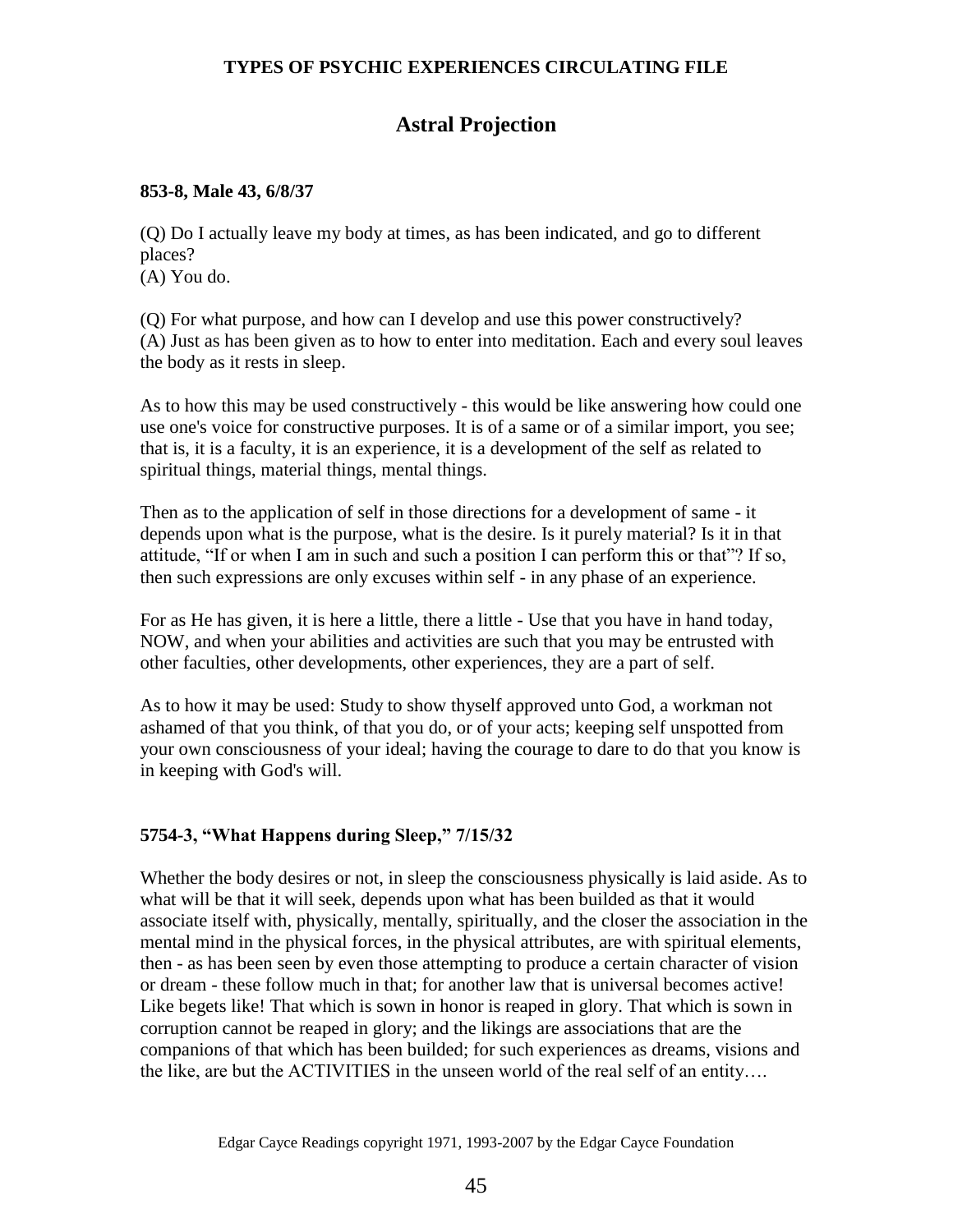# Astral Projection

**853-8, Male 43, 6/8/37**

(Q) Do I actually leave my body at times, as has been indicated, and go to different places?
(A) You do.

(Q) For what purpose, and how can I develop and use this power constructively?
(A) Just as has been given as to how to enter into meditation. Each and every soul leaves the body as it rests in sleep.

As to how this may be used constructively - this would be like answering how could one use one's voice for constructive purposes. It is of a same or of a similar import, you see; that is, it is a faculty, it is an experience, it is a development of the self as related to spiritual things, material things, mental things.

Then as to the application of self in those directions for a development of same - it depends upon what is the purpose, what is the desire. Is it purely material? Is it in that attitude, "If or when I am in such and such a position I can perform this or that"? If so, then such expressions are only excuses within self - in any phase of an experience.

For as He has given, it is here a little, there a little - Use that you have in hand today, NOW, and when your abilities and activities are such that you may be entrusted with other faculties, other developments, other experiences, they are a part of self.

As to how it may be used: Study to show thyself approved unto God, a workman not ashamed of that you think, of that you do, or of your acts; keeping self unspotted from your own consciousness of your ideal; having the courage to dare to do that you know is in keeping with God's will.

**5754-3, "What Happens during Sleep," 7/15/32**

Whether the body desires or not, in sleep the consciousness physically is laid aside. As to what will be that it will seek, depends upon what has been builded as that it would associate itself with, physically, mentally, spiritually, and the closer the association in the mental mind in the physical forces, in the physical attributes, are with spiritual elements, then - as has been seen by even those attempting to produce a certain character of vision or dream - these follow much in that; for another law that is universal becomes active! Like begets like! That which is sown in honor is reaped in glory. That which is sown in corruption cannot be reaped in glory; and the likings are associations that are the companions of that which has been builded; for such experiences as dreams, visions and the like, are but the ACTIVITIES in the unseen world of the real self of an entity….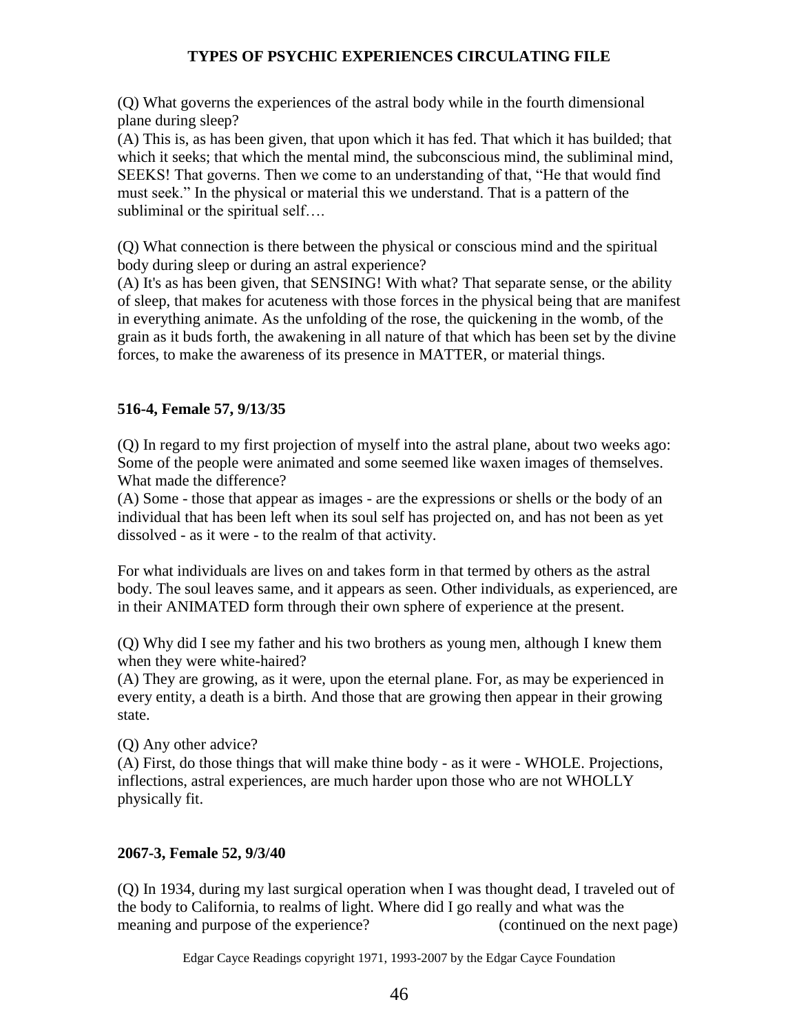(Q) What governs the experiences of the astral body while in the fourth dimensional plane during sleep?
(A) This is, as has been given, that upon which it has fed. That which it has builded; that which it seeks; that which the mental mind, the subconscious mind, the subliminal mind, SEEKS! That governs. Then we come to an understanding of that, "He that would find must seek." In the physical or material this we understand. That is a pattern of the subliminal or the spiritual self….

(Q) What connection is there between the physical or conscious mind and the spiritual body during sleep or during an astral experience?
(A) It's as has been given, that SENSING! With what? That separate sense, or the ability of sleep, that makes for acuteness with those forces in the physical being that are manifest in everything animate. As the unfolding of the rose, the quickening in the womb, of the grain as it buds forth, the awakening in all nature of that which has been set by the divine forces, to make the awareness of its presence in MATTER, or material things.

**516-4, Female 57, 9/13/35**

(Q) In regard to my first projection of myself into the astral plane, about two weeks ago: Some of the people were animated and some seemed like waxen images of themselves. What made the difference?
(A) Some - those that appear as images - are the expressions or shells or the body of an individual that has been left when its soul self has projected on, and has not been as yet dissolved - as it were - to the realm of that activity.

For what individuals are lives on and takes form in that termed by others as the astral body. The soul leaves same, and it appears as seen. Other individuals, as experienced, are in their ANIMATED form through their own sphere of experience at the present.

(Q) Why did I see my father and his two brothers as young men, although I knew them when they were white-haired?
(A) They are growing, as it were, upon the eternal plane. For, as may be experienced in every entity, a death is a birth. And those that are growing then appear in their growing state.

(Q) Any other advice?
(A) First, do those things that will make thine body - as it were - WHOLE. Projections, inflections, astral experiences, are much harder upon those who are not WHOLLY physically fit.

**2067-3, Female 52, 9/3/40**

(Q) In 1934, during my last surgical operation when I was thought dead, I traveled out of the body to California, to realms of light. Where did I go really and what was the meaning and purpose of the experience? (continued on the next page)

Edgar Cayce Readings copyright 1971, 1993-2007 by the Edgar Cayce Foundation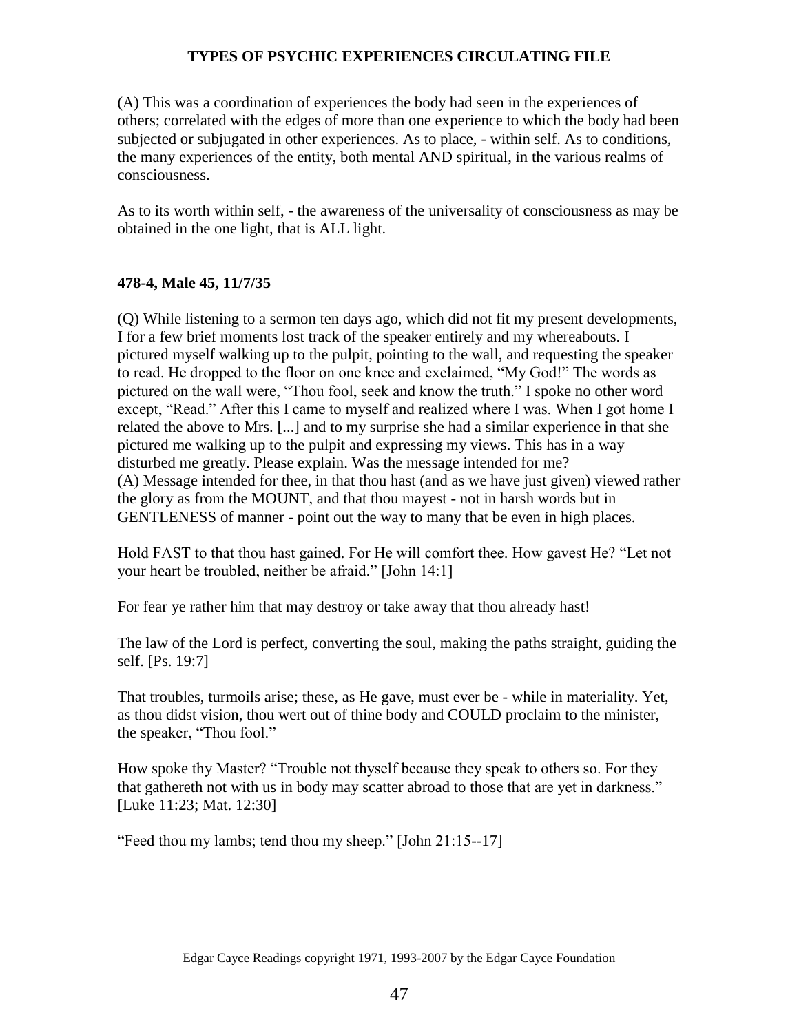(A) This was a coordination of experiences the body had seen in the experiences of others; correlated with the edges of more than one experience to which the body had been subjected or subjugated in other experiences. As to place, - within self. As to conditions, the many experiences of the entity, both mental AND spiritual, in the various realms of consciousness.

As to its worth within self, - the awareness of the universality of consciousness as may be obtained in the one light, that is ALL light.

**478-4, Male 45, 11/7/35**

(Q) While listening to a sermon ten days ago, which did not fit my present developments, I for a few brief moments lost track of the speaker entirely and my whereabouts. I pictured myself walking up to the pulpit, pointing to the wall, and requesting the speaker to read. He dropped to the floor on one knee and exclaimed, "My God!" The words as pictured on the wall were, "Thou fool, seek and know the truth." I spoke no other word except, "Read." After this I came to myself and realized where I was. When I got home I related the above to Mrs. [...] and to my surprise she had a similar experience in that she pictured me walking up to the pulpit and expressing my views. This has in a way disturbed me greatly. Please explain. Was the message intended for me?
(A) Message intended for thee, in that thou hast (and as we have just given) viewed rather the glory as from the MOUNT, and that thou mayest - not in harsh words but in GENTLENESS of manner - point out the way to many that be even in high places.

Hold FAST to that thou hast gained. For He will comfort thee. How gavest He? "Let not your heart be troubled, neither be afraid." [John 14:1]

For fear ye rather him that may destroy or take away that thou already hast!

The law of the Lord is perfect, converting the soul, making the paths straight, guiding the self. [Ps. 19:7]

That troubles, turmoils arise; these, as He gave, must ever be - while in materiality. Yet, as thou didst vision, thou wert out of thine body and COULD proclaim to the minister, the speaker, "Thou fool."

How spoke thy Master? "Trouble not thyself because they speak to others so. For they that gathereth not with us in body may scatter abroad to those that are yet in darkness." [Luke 11:23; Mat. 12:30]

"Feed thou my lambs; tend thou my sheep." [John 21:15--17]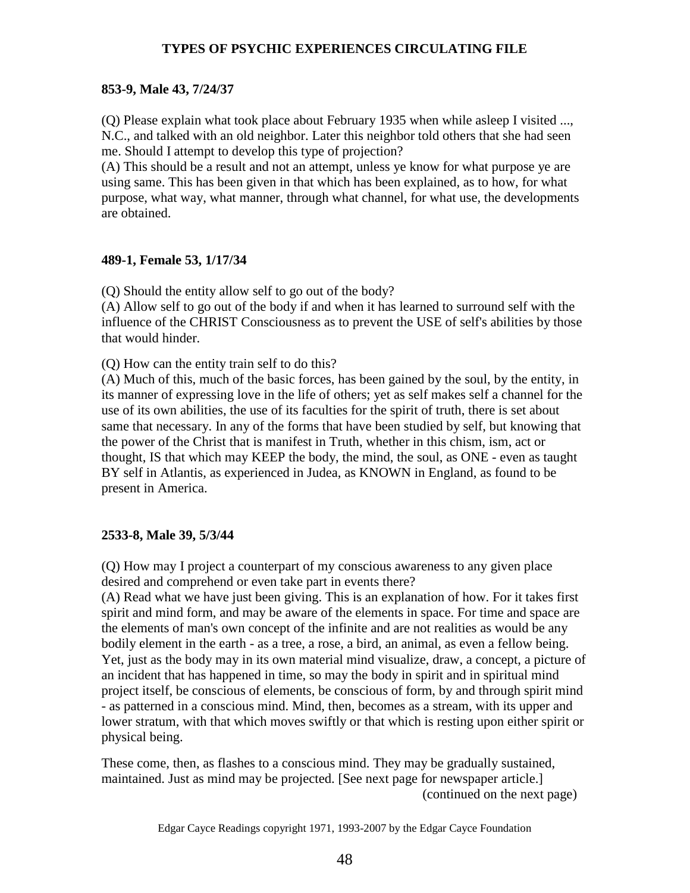**853-9, Male 43, 7/24/37**

(Q) Please explain what took place about February 1935 when while asleep I visited ..., N.C., and talked with an old neighbor. Later this neighbor told others that she had seen me. Should I attempt to develop this type of projection?
(A) This should be a result and not an attempt, unless ye know for what purpose ye are using same. This has been given in that which has been explained, as to how, for what purpose, what way, what manner, through what channel, for what use, the developments are obtained.

**489-1, Female 53, 1/17/34**

(Q) Should the entity allow self to go out of the body?
(A) Allow self to go out of the body if and when it has learned to surround self with the influence of the CHRIST Consciousness as to prevent the USE of self's abilities by those that would hinder.

(Q) How can the entity train self to do this?
(A) Much of this, much of the basic forces, has been gained by the soul, by the entity, in its manner of expressing love in the life of others; yet as self makes self a channel for the use of its own abilities, the use of its faculties for the spirit of truth, there is set about same that necessary. In any of the forms that have been studied by self, but knowing that the power of the Christ that is manifest in Truth, whether in this chism, ism, act or thought, IS that which may KEEP the body, the mind, the soul, as ONE - even as taught BY self in Atlantis, as experienced in Judea, as KNOWN in England, as found to be present in America.

**2533-8, Male 39, 5/3/44**

(Q) How may I project a counterpart of my conscious awareness to any given place desired and comprehend or even take part in events there?
(A) Read what we have just been giving. This is an explanation of how. For it takes first spirit and mind form, and may be aware of the elements in space. For time and space are the elements of man's own concept of the infinite and are not realities as would be any bodily element in the earth - as a tree, a rose, a bird, an animal, as even a fellow being. Yet, just as the body may in its own material mind visualize, draw, a concept, a picture of an incident that has happened in time, so may the body in spirit and in spiritual mind project itself, be conscious of elements, be conscious of form, by and through spirit mind - as patterned in a conscious mind. Mind, then, becomes as a stream, with its upper and lower stratum, with that which moves swiftly or that which is resting upon either spirit or physical being.

These come, then, as flashes to a conscious mind. They may be gradually sustained, maintained. Just as mind may be projected. [See next page for newspaper article.]

(continued on the next page)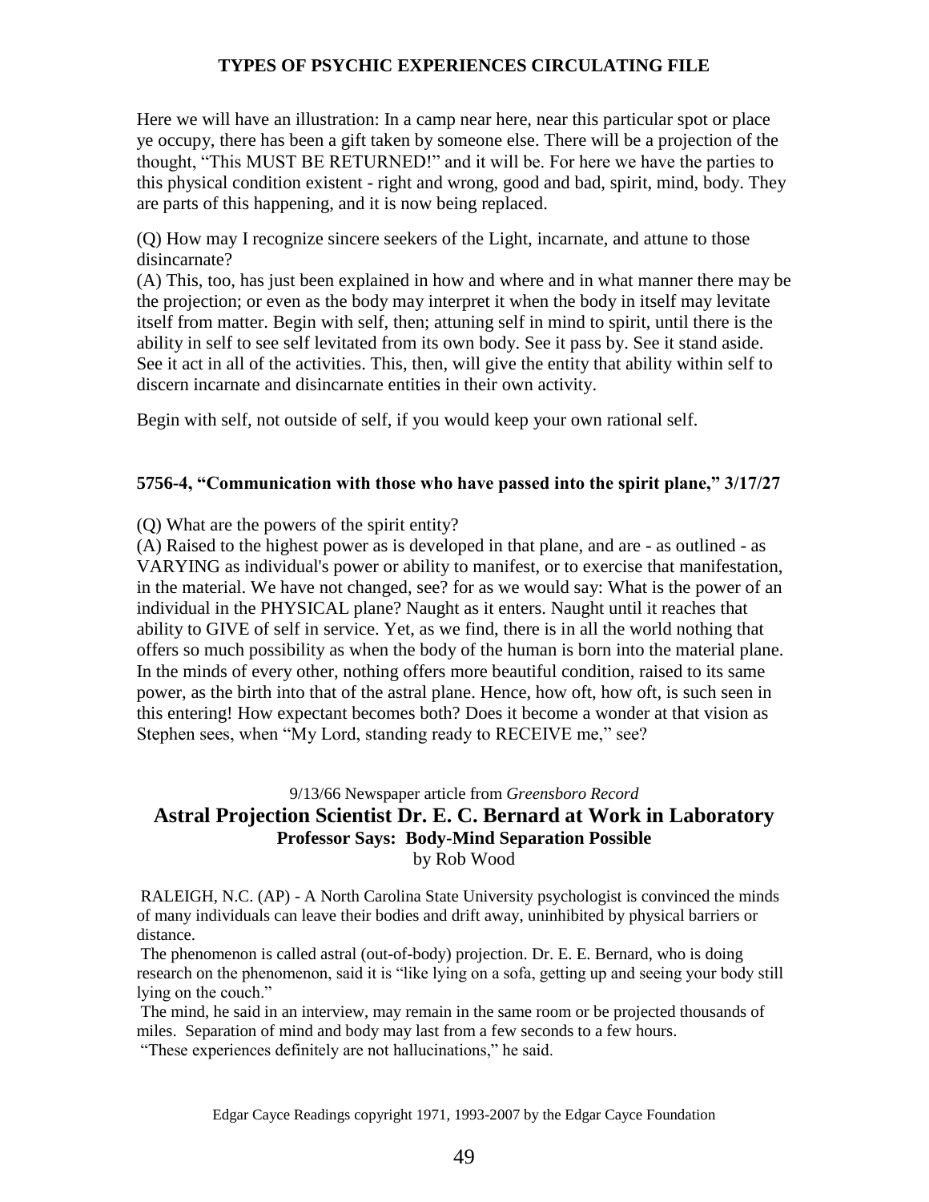Here we will have an illustration: In a camp near here, near this particular spot or place ye occupy, there has been a gift taken by someone else. There will be a projection of the thought, "This MUST BE RETURNED!" and it will be. For here we have the parties to this physical condition existent - right and wrong, good and bad, spirit, mind, body. They are parts of this happening, and it is now being replaced.

(Q) How may I recognize sincere seekers of the Light, incarnate, and attune to those disincarnate?
(A) This, too, has just been explained in how and where and in what manner there may be the projection; or even as the body may interpret it when the body in itself may levitate itself from matter. Begin with self, then; attuning self in mind to spirit, until there is the ability in self to see self levitated from its own body. See it pass by. See it stand aside. See it act in all of the activities. This, then, will give the entity that ability within self to discern incarnate and disincarnate entities in their own activity.

Begin with self, not outside of self, if you would keep your own rational self.

### 5756-4, "Communication with those who have passed into the spirit plane," 3/17/27

(Q) What are the powers of the spirit entity?
(A) Raised to the highest power as is developed in that plane, and are - as outlined - as VARYING as individual's power or ability to manifest, or to exercise that manifestation, in the material. We have not changed, see? for as we would say: What is the power of an individual in the PHYSICAL plane? Naught as it enters. Naught until it reaches that ability to GIVE of self in service. Yet, as we find, there is in all the world nothing that offers so much possibility as when the body of the human is born into the material plane. In the minds of every other, nothing offers more beautiful condition, raised to its same power, as the birth into that of the astral plane. Hence, how oft, how oft, is such seen in this entering! How expectant becomes both? Does it become a wonder at that vision as Stephen sees, when "My Lord, standing ready to RECEIVE me," see?

9/13/66 Newspaper article from *Greensboro Record*

## Astral Projection Scientist Dr. E. C. Bernard at Work in Laboratory

### Professor Says: Body-Mind Separation Possible

by Rob Wood

RALEIGH, N.C. (AP) - A North Carolina State University psychologist is convinced the minds of many individuals can leave their bodies and drift away, uninhibited by physical barriers or distance.

The phenomenon is called astral (out-of-body) projection. Dr. E. E. Bernard, who is doing research on the phenomenon, said it is "like lying on a sofa, getting up and seeing your body still lying on the couch."

The mind, he said in an interview, may remain in the same room or be projected thousands of miles. Separation of mind and body may last from a few seconds to a few hours.

"These experiences definitely are not hallucinations," he said.

Edgar Cayce Readings copyright 1971, 1993-2007 by the Edgar Cayce Foundation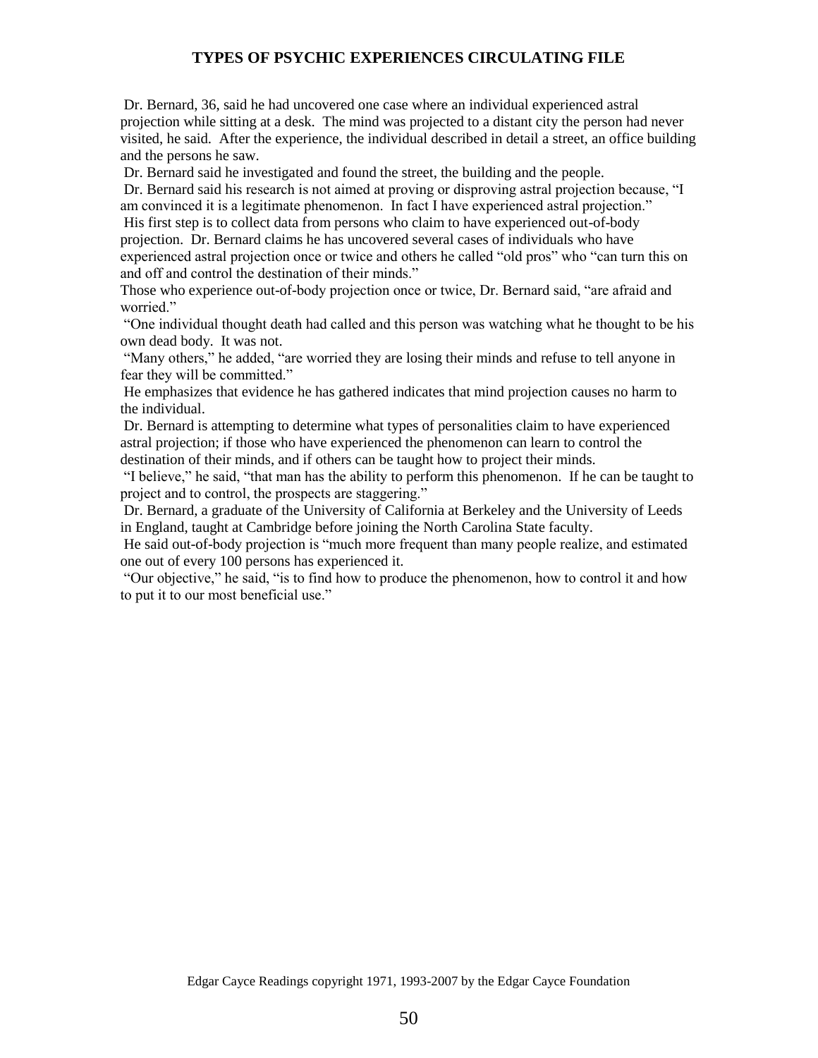Dr. Bernard, 36, said he had uncovered one case where an individual experienced astral projection while sitting at a desk. The mind was projected to a distant city the person had never visited, he said. After the experience, the individual described in detail a street, an office building and the persons he saw.

Dr. Bernard said he investigated and found the street, the building and the people.

Dr. Bernard said his research is not aimed at proving or disproving astral projection because, "I am convinced it is a legitimate phenomenon. In fact I have experienced astral projection."

His first step is to collect data from persons who claim to have experienced out-of-body projection. Dr. Bernard claims he has uncovered several cases of individuals who have experienced astral projection once or twice and others he called "old pros" who "can turn this on and off and control the destination of their minds."

Those who experience out-of-body projection once or twice, Dr. Bernard said, "are afraid and worried."

"One individual thought death had called and this person was watching what he thought to be his own dead body. It was not.

"Many others," he added, "are worried they are losing their minds and refuse to tell anyone in fear they will be committed."

He emphasizes that evidence he has gathered indicates that mind projection causes no harm to the individual.

Dr. Bernard is attempting to determine what types of personalities claim to have experienced astral projection; if those who have experienced the phenomenon can learn to control the destination of their minds, and if others can be taught how to project their minds.

"I believe," he said, "that man has the ability to perform this phenomenon. If he can be taught to project and to control, the prospects are staggering."

Dr. Bernard, a graduate of the University of California at Berkeley and the University of Leeds in England, taught at Cambridge before joining the North Carolina State faculty.

He said out-of-body projection is "much more frequent than many people realize, and estimated one out of every 100 persons has experienced it.

"Our objective," he said, "is to find how to produce the phenomenon, how to control it and how to put it to our most beneficial use."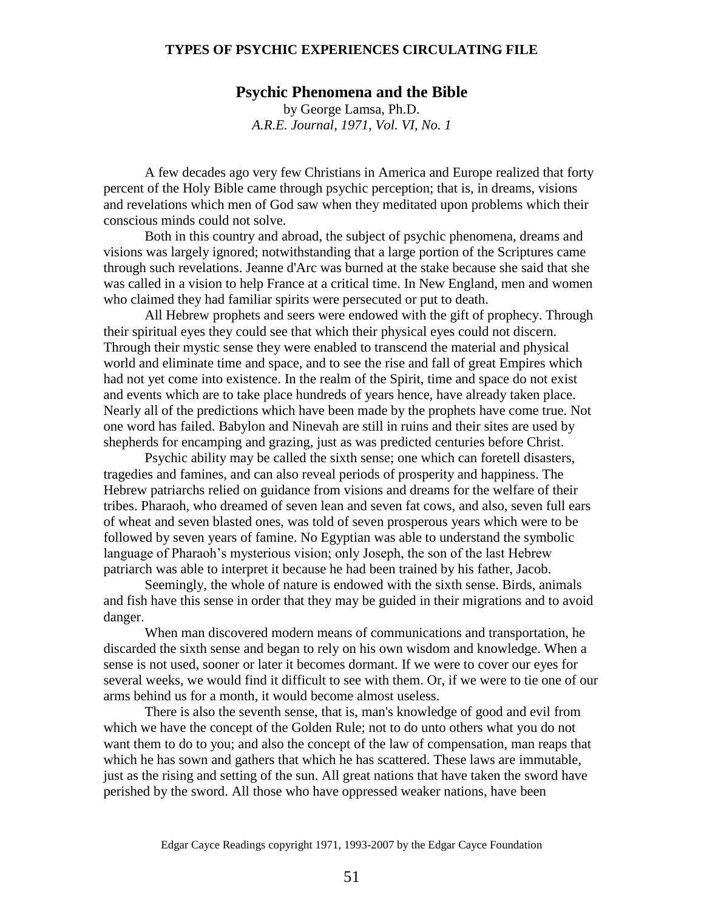## Psychic Phenomena and the Bible

by George Lamsa, Ph.D.
*A.R.E. Journal, 1971, Vol. VI, No. 1*

A few decades ago very few Christians in America and Europe realized that forty percent of the Holy Bible came through psychic perception; that is, in dreams, visions and revelations which men of God saw when they meditated upon problems which their conscious minds could not solve.

Both in this country and abroad, the subject of psychic phenomena, dreams and visions was largely ignored; notwithstanding that a large portion of the Scriptures came through such revelations. Jeanne d'Arc was burned at the stake because she said that she was called in a vision to help France at a critical time. In New England, men and women who claimed they had familiar spirits were persecuted or put to death.

All Hebrew prophets and seers were endowed with the gift of prophecy. Through their spiritual eyes they could see that which their physical eyes could not discern. Through their mystic sense they were enabled to transcend the material and physical world and eliminate time and space, and to see the rise and fall of great Empires which had not yet come into existence. In the realm of the Spirit, time and space do not exist and events which are to take place hundreds of years hence, have already taken place. Nearly all of the predictions which have been made by the prophets have come true. Not one word has failed. Babylon and Ninevah are still in ruins and their sites are used by shepherds for encamping and grazing, just as was predicted centuries before Christ.

Psychic ability may be called the sixth sense; one which can foretell disasters, tragedies and famines, and can also reveal periods of prosperity and happiness. The Hebrew patriarchs relied on guidance from visions and dreams for the welfare of their tribes. Pharaoh, who dreamed of seven lean and seven fat cows, and also, seven full ears of wheat and seven blasted ones, was told of seven prosperous years which were to be followed by seven years of famine. No Egyptian was able to understand the symbolic language of Pharaoh's mysterious vision; only Joseph, the son of the last Hebrew patriarch was able to interpret it because he had been trained by his father, Jacob.

Seemingly, the whole of nature is endowed with the sixth sense. Birds, animals and fish have this sense in order that they may be guided in their migrations and to avoid danger.

When man discovered modern means of communications and transportation, he discarded the sixth sense and began to rely on his own wisdom and knowledge. When a sense is not used, sooner or later it becomes dormant. If we were to cover our eyes for several weeks, we would find it difficult to see with them. Or, if we were to tie one of our arms behind us for a month, it would become almost useless.

There is also the seventh sense, that is, man's knowledge of good and evil from which we have the concept of the Golden Rule; not to do unto others what you do not want them to do to you; and also the concept of the law of compensation, man reaps that which he has sown and gathers that which he has scattered. These laws are immutable, just as the rising and setting of the sun. All great nations that have taken the sword have perished by the sword. All those who have oppressed weaker nations, have been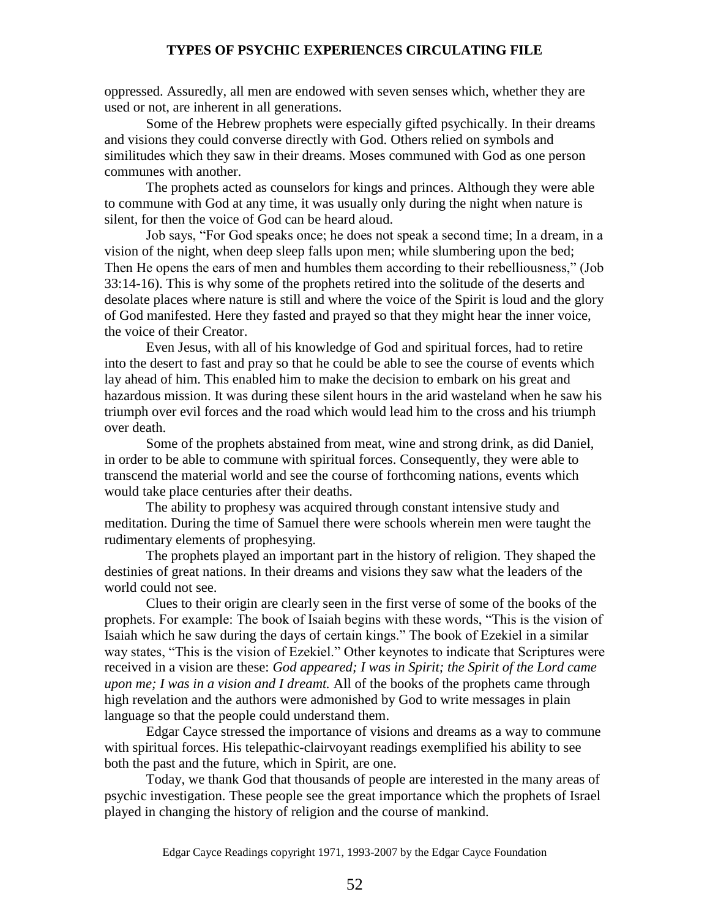oppressed. Assuredly, all men are endowed with seven senses which, whether they are used or not, are inherent in all generations.

Some of the Hebrew prophets were especially gifted psychically. In their dreams and visions they could converse directly with God. Others relied on symbols and similitudes which they saw in their dreams. Moses communed with God as one person communes with another.

The prophets acted as counselors for kings and princes. Although they were able to commune with God at any time, it was usually only during the night when nature is silent, for then the voice of God can be heard aloud.

Job says, "For God speaks once; he does not speak a second time; In a dream, in a vision of the night, when deep sleep falls upon men; while slumbering upon the bed; Then He opens the ears of men and humbles them according to their rebelliousness," (Job 33:14-16). This is why some of the prophets retired into the solitude of the deserts and desolate places where nature is still and where the voice of the Spirit is loud and the glory of God manifested. Here they fasted and prayed so that they might hear the inner voice, the voice of their Creator.

Even Jesus, with all of his knowledge of God and spiritual forces, had to retire into the desert to fast and pray so that he could be able to see the course of events which lay ahead of him. This enabled him to make the decision to embark on his great and hazardous mission. It was during these silent hours in the arid wasteland when he saw his triumph over evil forces and the road which would lead him to the cross and his triumph over death.

Some of the prophets abstained from meat, wine and strong drink, as did Daniel, in order to be able to commune with spiritual forces. Consequently, they were able to transcend the material world and see the course of forthcoming nations, events which would take place centuries after their deaths.

The ability to prophesy was acquired through constant intensive study and meditation. During the time of Samuel there were schools wherein men were taught the rudimentary elements of prophesying.

The prophets played an important part in the history of religion. They shaped the destinies of great nations. In their dreams and visions they saw what the leaders of the world could not see.

Clues to their origin are clearly seen in the first verse of some of the books of the prophets. For example: The book of Isaiah begins with these words, "This is the vision of Isaiah which he saw during the days of certain kings." The book of Ezekiel in a similar way states, "This is the vision of Ezekiel." Other keynotes to indicate that Scriptures were received in a vision are these: *God appeared; I was in Spirit; the Spirit of the Lord came upon me; I was in a vision and I dreamt.* All of the books of the prophets came through high revelation and the authors were admonished by God to write messages in plain language so that the people could understand them.

Edgar Cayce stressed the importance of visions and dreams as a way to commune with spiritual forces. His telepathic-clairvoyant readings exemplified his ability to see both the past and the future, which in Spirit, are one.

Today, we thank God that thousands of people are interested in the many areas of psychic investigation. These people see the great importance which the prophets of Israel played in changing the history of religion and the course of mankind.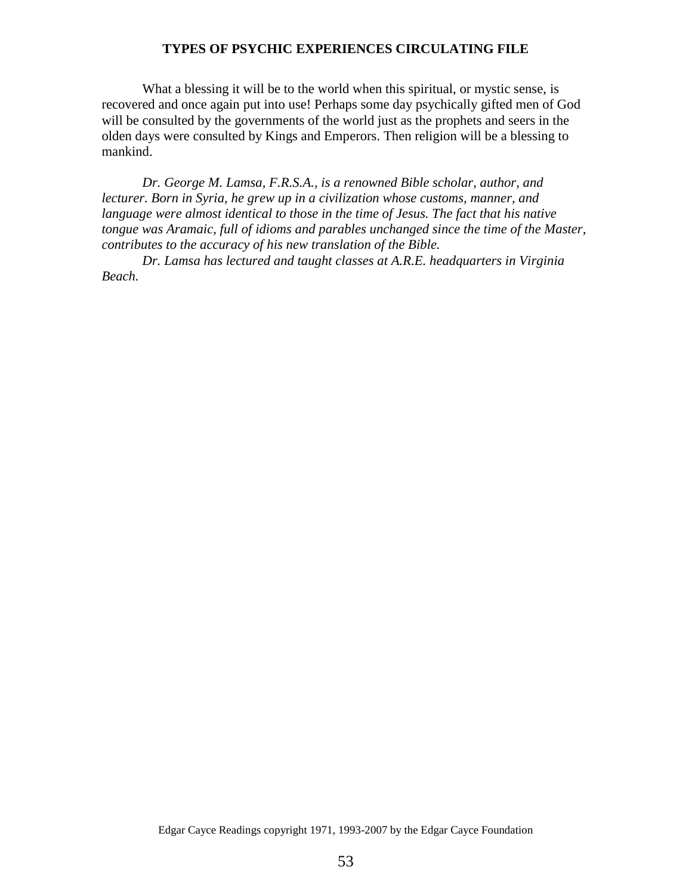What a blessing it will be to the world when this spiritual, or mystic sense, is recovered and once again put into use! Perhaps some day psychically gifted men of God will be consulted by the governments of the world just as the prophets and seers in the olden days were consulted by Kings and Emperors. Then religion will be a blessing to mankind.

*Dr. George M. Lamsa, F.R.S.A., is a renowned Bible scholar, author, and lecturer. Born in Syria, he grew up in a civilization whose customs, manner, and language were almost identical to those in the time of Jesus. The fact that his native tongue was Aramaic, full of idioms and parables unchanged since the time of the Master, contributes to the accuracy of his new translation of the Bible.*

*Dr. Lamsa has lectured and taught classes at A.R.E. headquarters in Virginia Beach.*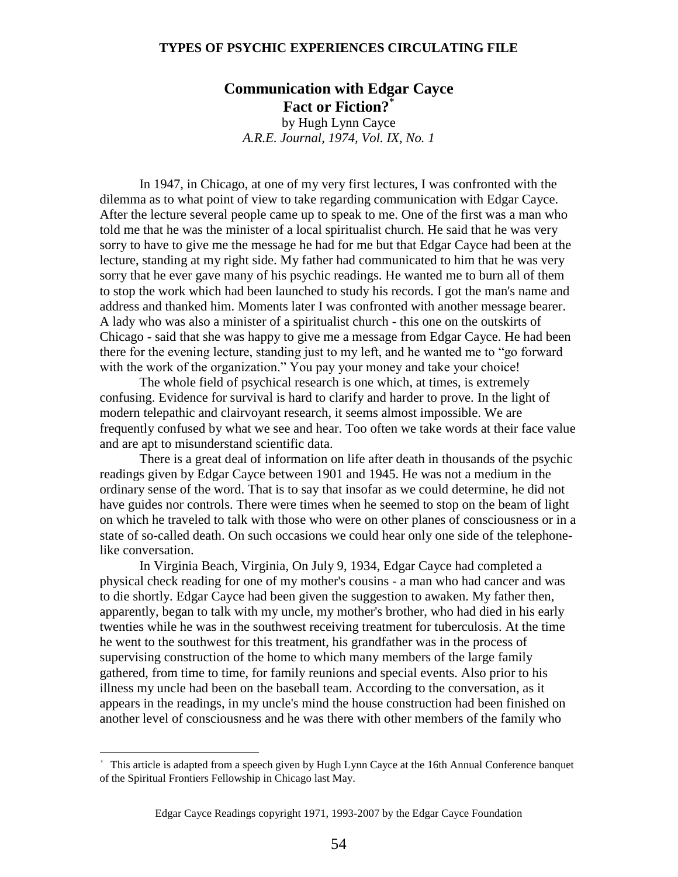**TYPES OF PSYCHIC EXPERIENCES CIRCULATING FILE**

# Communication with Edgar Cayce Fact or Fiction?*

by Hugh Lynn Cayce
*A.R.E. Journal, 1974, Vol. IX, No. 1*

In 1947, in Chicago, at one of my very first lectures, I was confronted with the dilemma as to what point of view to take regarding communication with Edgar Cayce. After the lecture several people came up to speak to me. One of the first was a man who told me that he was the minister of a local spiritualist church. He said that he was very sorry to have to give me the message he had for me but that Edgar Cayce had been at the lecture, standing at my right side. My father had communicated to him that he was very sorry that he ever gave many of his psychic readings. He wanted me to burn all of them to stop the work which had been launched to study his records. I got the man's name and address and thanked him. Moments later I was confronted with another message bearer. A lady who was also a minister of a spiritualist church - this one on the outskirts of Chicago - said that she was happy to give me a message from Edgar Cayce. He had been there for the evening lecture, standing just to my left, and he wanted me to "go forward with the work of the organization." You pay your money and take your choice!

The whole field of psychical research is one which, at times, is extremely confusing. Evidence for survival is hard to clarify and harder to prove. In the light of modern telepathic and clairvoyant research, it seems almost impossible. We are frequently confused by what we see and hear. Too often we take words at their face value and are apt to misunderstand scientific data.

There is a great deal of information on life after death in thousands of the psychic readings given by Edgar Cayce between 1901 and 1945. He was not a medium in the ordinary sense of the word. That is to say that insofar as we could determine, he did not have guides nor controls. There were times when he seemed to stop on the beam of light on which he traveled to talk with those who were on other planes of consciousness or in a state of so-called death. On such occasions we could hear only one side of the telephone-like conversation.

In Virginia Beach, Virginia, On July 9, 1934, Edgar Cayce had completed a physical check reading for one of my mother's cousins - a man who had cancer and was to die shortly. Edgar Cayce had been given the suggestion to awaken. My father then, apparently, began to talk with my uncle, my mother's brother, who had died in his early twenties while he was in the southwest receiving treatment for tuberculosis. At the time he went to the southwest for this treatment, his grandfather was in the process of supervising construction of the home to which many members of the large family gathered, from time to time, for family reunions and special events. Also prior to his illness my uncle had been on the baseball team. According to the conversation, as it appears in the readings, in my uncle's mind the house construction had been finished on another level of consciousness and he was there with other members of the family who

---

* This article is adapted from a speech given by Hugh Lynn Cayce at the 16th Annual Conference banquet of the Spiritual Frontiers Fellowship in Chicago last May.

Edgar Cayce Readings copyright 1971, 1993-2007 by the Edgar Cayce Foundation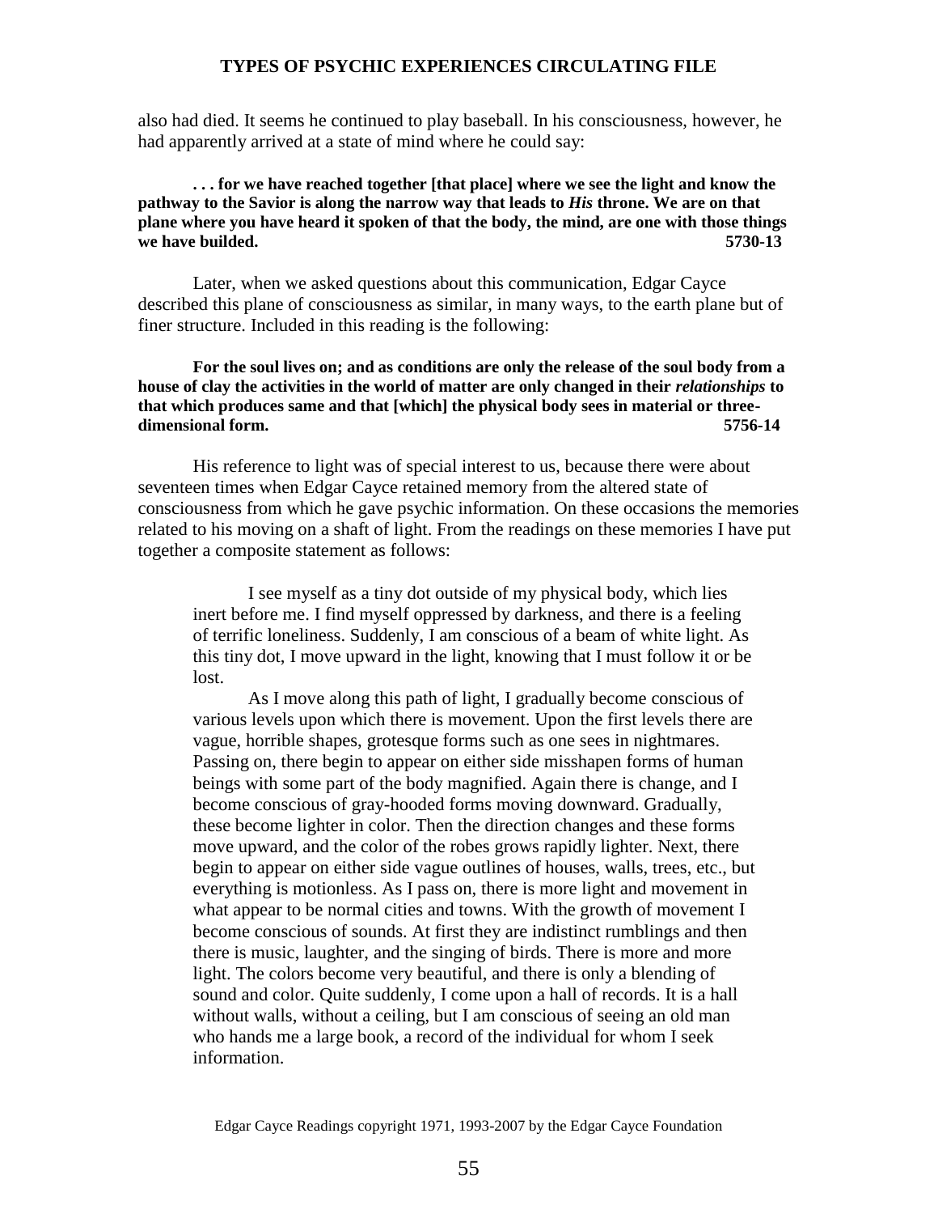also had died. It seems he continued to play baseball. In his consciousness, however, he had apparently arrived at a state of mind where he could say:

> **. . . for we have reached together [that place] where we see the light and know the pathway to the Savior is along the narrow way that leads to *His* throne. We are on that plane where you have heard it spoken of that the body, the mind, are one with those things we have builded. 5730-13**

Later, when we asked questions about this communication, Edgar Cayce described this plane of consciousness as similar, in many ways, to the earth plane but of finer structure. Included in this reading is the following:

> **For the soul lives on; and as conditions are only the release of the soul body from a house of clay the activities in the world of matter are only changed in their *relationships* to that which produces same and that [which] the physical body sees in material or three-dimensional form. 5756-14**

His reference to light was of special interest to us, because there were about seventeen times when Edgar Cayce retained memory from the altered state of consciousness from which he gave psychic information. On these occasions the memories related to his moving on a shaft of light. From the readings on these memories I have put together a composite statement as follows:

> I see myself as a tiny dot outside of my physical body, which lies inert before me. I find myself oppressed by darkness, and there is a feeling of terrific loneliness. Suddenly, I am conscious of a beam of white light. As this tiny dot, I move upward in the light, knowing that I must follow it or be lost.
>
> As I move along this path of light, I gradually become conscious of various levels upon which there is movement. Upon the first levels there are vague, horrible shapes, grotesque forms such as one sees in nightmares. Passing on, there begin to appear on either side misshapen forms of human beings with some part of the body magnified. Again there is change, and I become conscious of gray-hooded forms moving downward. Gradually, these become lighter in color. Then the direction changes and these forms move upward, and the color of the robes grows rapidly lighter. Next, there begin to appear on either side vague outlines of houses, walls, trees, etc., but everything is motionless. As I pass on, there is more light and movement in what appear to be normal cities and towns. With the growth of movement I become conscious of sounds. At first they are indistinct rumblings and then there is music, laughter, and the singing of birds. There is more and more light. The colors become very beautiful, and there is only a blending of sound and color. Quite suddenly, I come upon a hall of records. It is a hall without walls, without a ceiling, but I am conscious of seeing an old man who hands me a large book, a record of the individual for whom I seek information.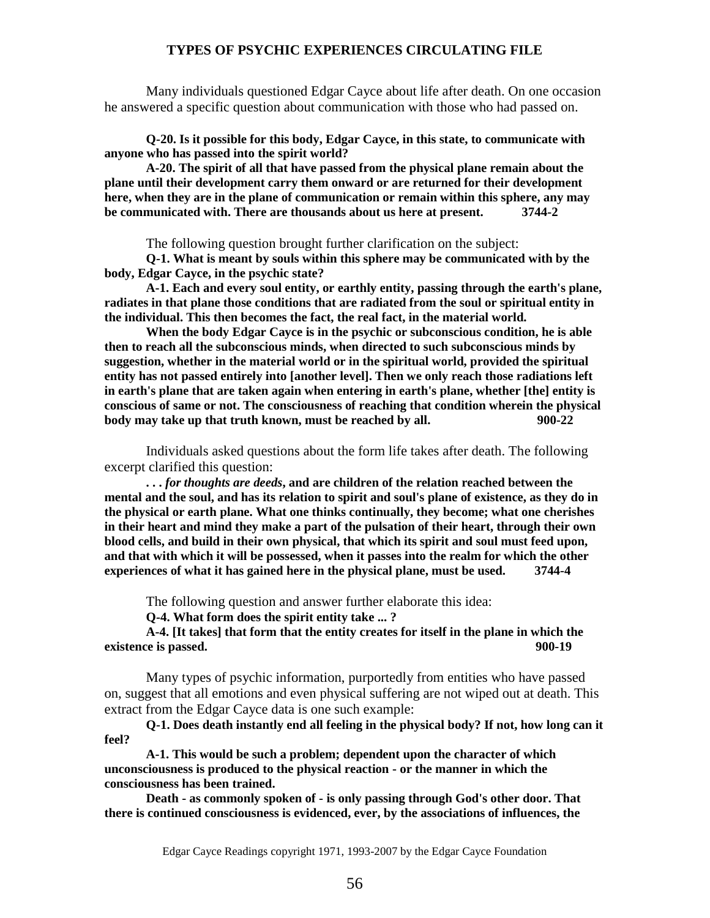**TYPES OF PSYCHIC EXPERIENCES CIRCULATING FILE**

Many individuals questioned Edgar Cayce about life after death. On one occasion he answered a specific question about communication with those who had passed on.

**Q-20. Is it possible for this body, Edgar Cayce, in this state, to communicate with anyone who has passed into the spirit world?**

**A-20. The spirit of all that have passed from the physical plane remain about the plane until their development carry them onward or are returned for their development here, when they are in the plane of communication or remain within this sphere, any may be communicated with. There are thousands about us here at present. 3744-2**

The following question brought further clarification on the subject:

**Q-1. What is meant by souls within this sphere may be communicated with by the body, Edgar Cayce, in the psychic state?**

**A-1. Each and every soul entity, or earthly entity, passing through the earth's plane, radiates in that plane those conditions that are radiated from the soul or spiritual entity in the individual. This then becomes the fact, the real fact, in the material world.**

**When the body Edgar Cayce is in the psychic or subconscious condition, he is able then to reach all the subconscious minds, when directed to such subconscious minds by suggestion, whether in the material world or in the spiritual world, provided the spiritual entity has not passed entirely into [another level]. Then we only reach those radiations left in earth's plane that are taken again when entering in earth's plane, whether [the] entity is conscious of same or not. The consciousness of reaching that condition wherein the physical body may take up that truth known, must be reached by all. 900-22**

Individuals asked questions about the form life takes after death. The following excerpt clarified this question:

***. . . for thoughts are deeds*, and are children of the relation reached between the mental and the soul, and has its relation to spirit and soul's plane of existence, as they do in the physical or earth plane. What one thinks continually, they become; what one cherishes in their heart and mind they make a part of the pulsation of their heart, through their own blood cells, and build in their own physical, that which its spirit and soul must feed upon, and that with which it will be possessed, when it passes into the realm for which the other experiences of what it has gained here in the physical plane, must be used. 3744-4**

The following question and answer further elaborate this idea:

**Q-4. What form does the spirit entity take ... ?**

**A-4. [It takes] that form that the entity creates for itself in the plane in which the existence is passed. 900-19**

Many types of psychic information, purportedly from entities who have passed on, suggest that all emotions and even physical suffering are not wiped out at death. This extract from the Edgar Cayce data is one such example:

**Q-1. Does death instantly end all feeling in the physical body? If not, how long can it feel?**

**A-1. This would be such a problem; dependent upon the character of which unconsciousness is produced to the physical reaction - or the manner in which the consciousness has been trained.**

**Death - as commonly spoken of - is only passing through God's other door. That there is continued consciousness is evidenced, ever, by the associations of influences, the**

Edgar Cayce Readings copyright 1971, 1993-2007 by the Edgar Cayce Foundation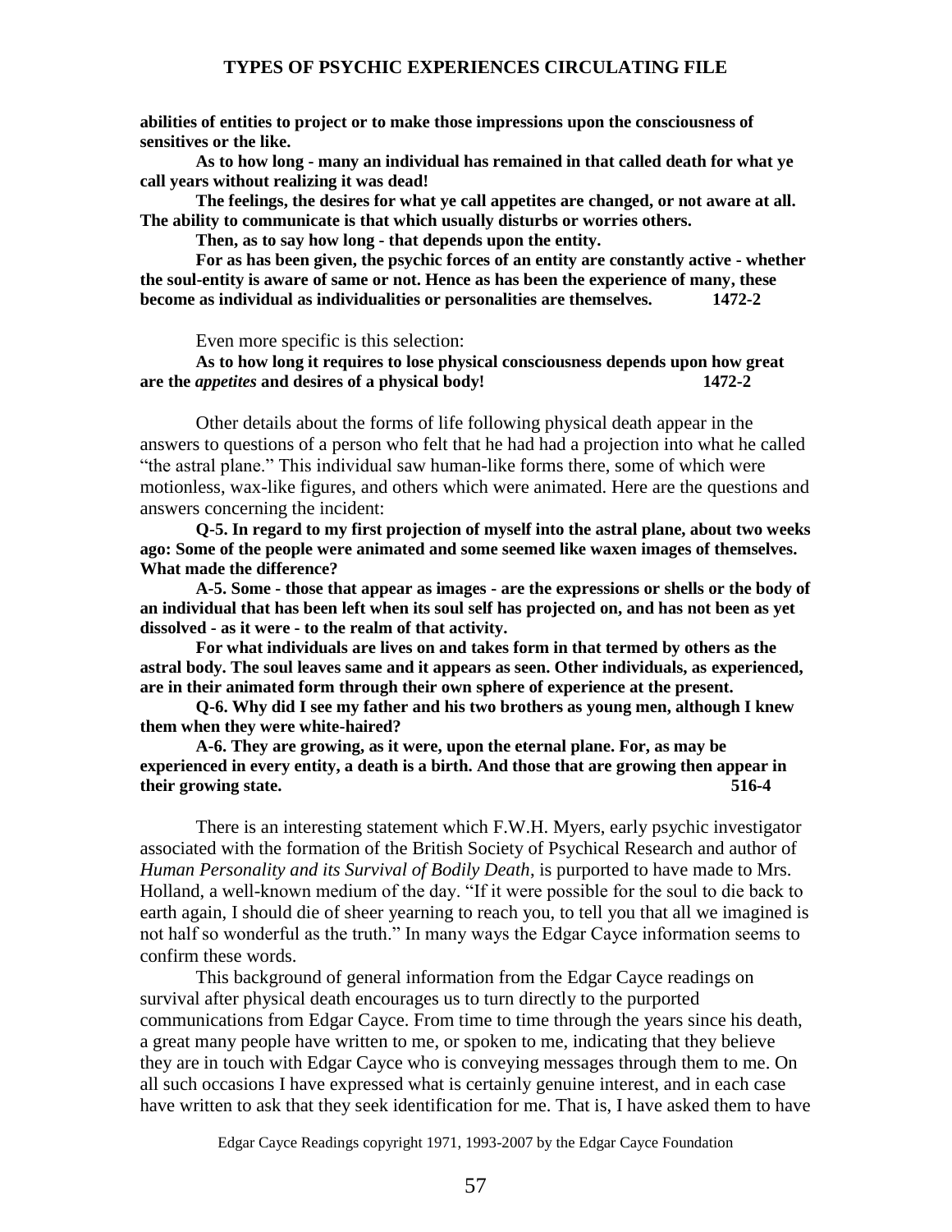**abilities of entities to project or to make those impressions upon the consciousness of sensitives or the like.**

**As to how long - many an individual has remained in that called death for what ye call years without realizing it was dead!**

**The feelings, the desires for what ye call appetites are changed, or not aware at all. The ability to communicate is that which usually disturbs or worries others.**

**Then, as to say how long - that depends upon the entity.**

**For as has been given, the psychic forces of an entity are constantly active - whether the soul-entity is aware of same or not. Hence as has been the experience of many, these become as individual as individualities or personalities are themselves. 1472-2**

Even more specific is this selection:

**As to how long it requires to lose physical consciousness depends upon how great are the *appetites* and desires of a physical body! 1472-2**

Other details about the forms of life following physical death appear in the answers to questions of a person who felt that he had had a projection into what he called "the astral plane." This individual saw human-like forms there, some of which were motionless, wax-like figures, and others which were animated. Here are the questions and answers concerning the incident:

**Q-5. In regard to my first projection of myself into the astral plane, about two weeks ago: Some of the people were animated and some seemed like waxen images of themselves. What made the difference?**

**A-5. Some - those that appear as images - are the expressions or shells or the body of an individual that has been left when its soul self has projected on, and has not been as yet dissolved - as it were - to the realm of that activity.**

**For what individuals are lives on and takes form in that termed by others as the astral body. The soul leaves same and it appears as seen. Other individuals, as experienced, are in their animated form through their own sphere of experience at the present.**

**Q-6. Why did I see my father and his two brothers as young men, although I knew them when they were white-haired?**

**A-6. They are growing, as it were, upon the eternal plane. For, as may be experienced in every entity, a death is a birth. And those that are growing then appear in their growing state. 516-4**

There is an interesting statement which F.W.H. Myers, early psychic investigator associated with the formation of the British Society of Psychical Research and author of *Human Personality and its Survival of Bodily Death*, is purported to have made to Mrs. Holland, a well-known medium of the day. "If it were possible for the soul to die back to earth again, I should die of sheer yearning to reach you, to tell you that all we imagined is not half so wonderful as the truth." In many ways the Edgar Cayce information seems to confirm these words.

This background of general information from the Edgar Cayce readings on survival after physical death encourages us to turn directly to the purported communications from Edgar Cayce. From time to time through the years since his death, a great many people have written to me, or spoken to me, indicating that they believe they are in touch with Edgar Cayce who is conveying messages through them to me. On all such occasions I have expressed what is certainly genuine interest, and in each case have written to ask that they seek identification for me. That is, I have asked them to have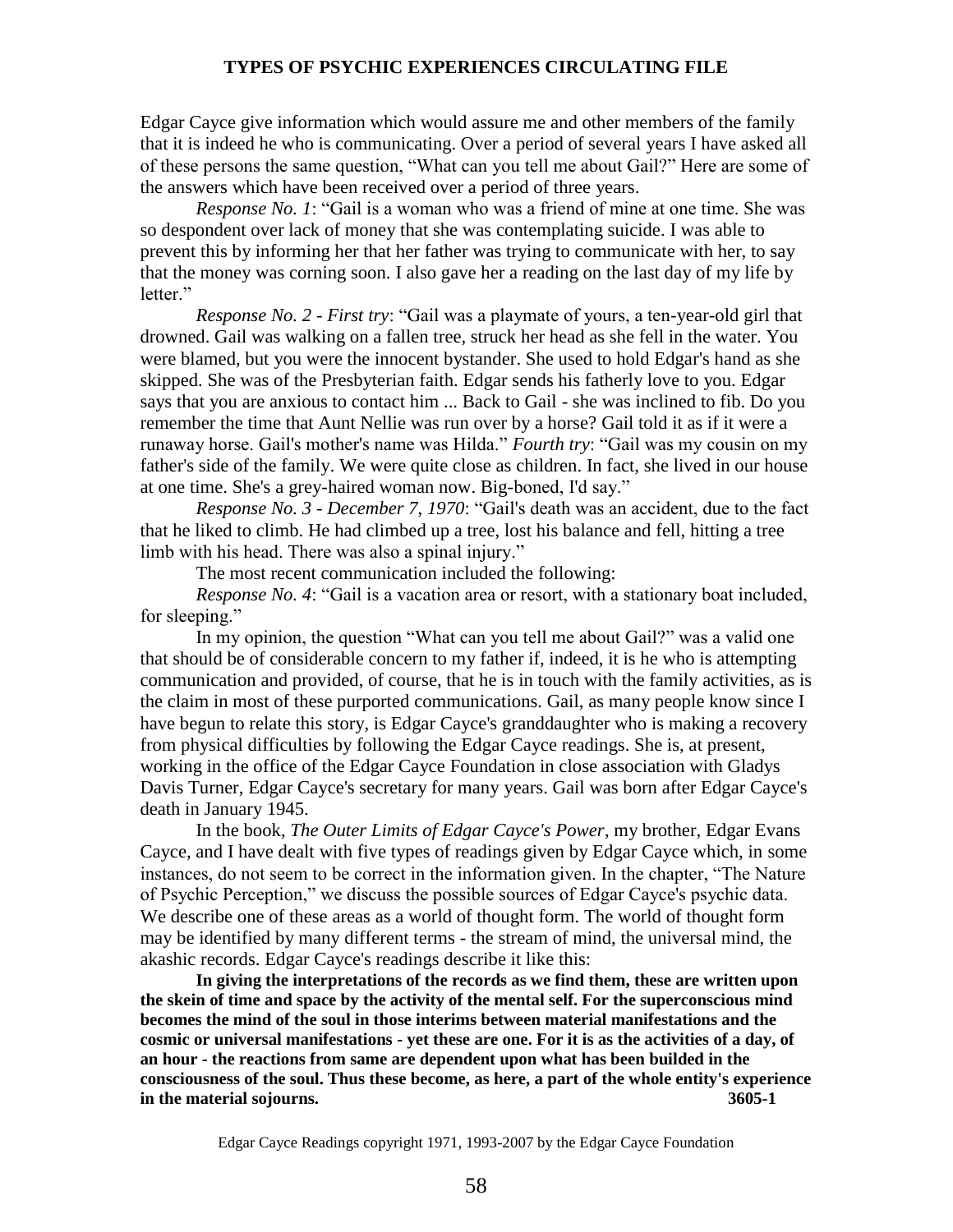Edgar Cayce give information which would assure me and other members of the family that it is indeed he who is communicating. Over a period of several years I have asked all of these persons the same question, "What can you tell me about Gail?" Here are some of the answers which have been received over a period of three years.

*Response No. 1*: "Gail is a woman who was a friend of mine at one time. She was so despondent over lack of money that she was contemplating suicide. I was able to prevent this by informing her that her father was trying to communicate with her, to say that the money was corning soon. I also gave her a reading on the last day of my life by letter."

*Response No. 2 - First try*: "Gail was a playmate of yours, a ten-year-old girl that drowned. Gail was walking on a fallen tree, struck her head as she fell in the water. You were blamed, but you were the innocent bystander. She used to hold Edgar's hand as she skipped. She was of the Presbyterian faith. Edgar sends his fatherly love to you. Edgar says that you are anxious to contact him ... Back to Gail - she was inclined to fib. Do you remember the time that Aunt Nellie was run over by a horse? Gail told it as if it were a runaway horse. Gail's mother's name was Hilda." *Fourth try*: "Gail was my cousin on my father's side of the family. We were quite close as children. In fact, she lived in our house at one time. She's a grey-haired woman now. Big-boned, I'd say."

*Response No. 3 - December 7, 1970*: "Gail's death was an accident, due to the fact that he liked to climb. He had climbed up a tree, lost his balance and fell, hitting a tree limb with his head. There was also a spinal injury."

The most recent communication included the following:

*Response No. 4*: "Gail is a vacation area or resort, with a stationary boat included, for sleeping."

In my opinion, the question "What can you tell me about Gail?" was a valid one that should be of considerable concern to my father if, indeed, it is he who is attempting communication and provided, of course, that he is in touch with the family activities, as is the claim in most of these purported communications. Gail, as many people know since I have begun to relate this story, is Edgar Cayce's granddaughter who is making a recovery from physical difficulties by following the Edgar Cayce readings. She is, at present, working in the office of the Edgar Cayce Foundation in close association with Gladys Davis Turner, Edgar Cayce's secretary for many years. Gail was born after Edgar Cayce's death in January 1945.

In the book, *The Outer Limits of Edgar Cayce's Power*, my brother, Edgar Evans Cayce, and I have dealt with five types of readings given by Edgar Cayce which, in some instances, do not seem to be correct in the information given. In the chapter, "The Nature of Psychic Perception," we discuss the possible sources of Edgar Cayce's psychic data. We describe one of these areas as a world of thought form. The world of thought form may be identified by many different terms - the stream of mind, the universal mind, the akashic records. Edgar Cayce's readings describe it like this:

**In giving the interpretations of the records as we find them, these are written upon the skein of time and space by the activity of the mental self. For the superconscious mind becomes the mind of the soul in those interims between material manifestations and the cosmic or universal manifestations - yet these are one. For it is as the activities of a day, of an hour - the reactions from same are dependent upon what has been builded in the consciousness of the soul. Thus these become, as here, a part of the whole entity's experience in the material sojourns. 3605-1**

Edgar Cayce Readings copyright 1971, 1993-2007 by the Edgar Cayce Foundation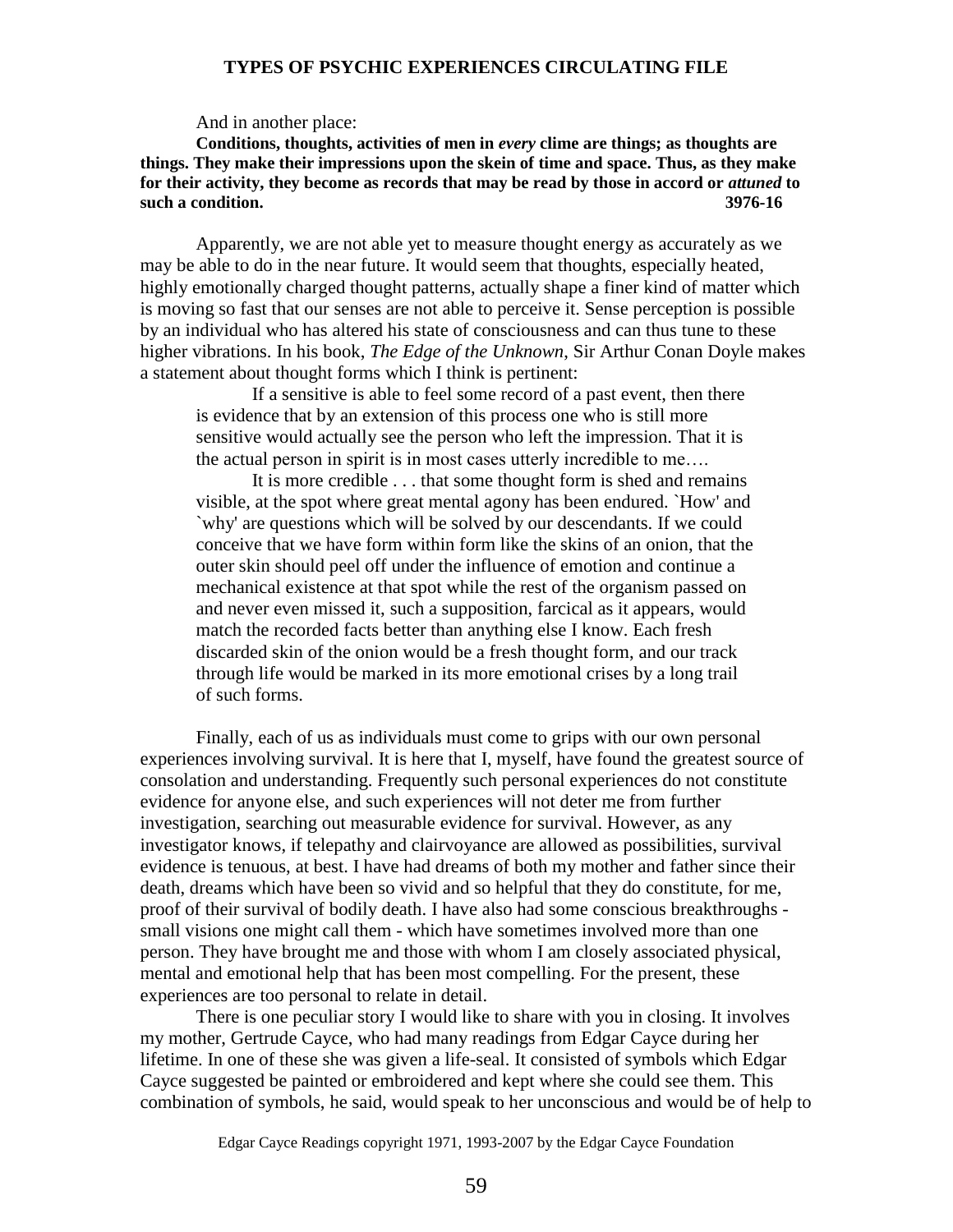And in another place:

**Conditions, thoughts, activities of men in *every* clime are things; as thoughts are things. They make their impressions upon the skein of time and space. Thus, as they make for their activity, they become as records that may be read by those in accord or *attuned* to such a condition. 3976-16**

Apparently, we are not able yet to measure thought energy as accurately as we may be able to do in the near future. It would seem that thoughts, especially heated, highly emotionally charged thought patterns, actually shape a finer kind of matter which is moving so fast that our senses are not able to perceive it. Sense perception is possible by an individual who has altered his state of consciousness and can thus tune to these higher vibrations. In his book, *The Edge of the Unknown*, Sir Arthur Conan Doyle makes a statement about thought forms which I think is pertinent:

> If a sensitive is able to feel some record of a past event, then there is evidence that by an extension of this process one who is still more sensitive would actually see the person who left the impression. That it is the actual person in spirit is in most cases utterly incredible to me….
>
> It is more credible . . . that some thought form is shed and remains visible, at the spot where great mental agony has been endured. `How' and `why' are questions which will be solved by our descendants. If we could conceive that we have form within form like the skins of an onion, that the outer skin should peel off under the influence of emotion and continue a mechanical existence at that spot while the rest of the organism passed on and never even missed it, such a supposition, farcical as it appears, would match the recorded facts better than anything else I know. Each fresh discarded skin of the onion would be a fresh thought form, and our track through life would be marked in its more emotional crises by a long trail of such forms.

Finally, each of us as individuals must come to grips with our own personal experiences involving survival. It is here that I, myself, have found the greatest source of consolation and understanding. Frequently such personal experiences do not constitute evidence for anyone else, and such experiences will not deter me from further investigation, searching out measurable evidence for survival. However, as any investigator knows, if telepathy and clairvoyance are allowed as possibilities, survival evidence is tenuous, at best. I have had dreams of both my mother and father since their death, dreams which have been so vivid and so helpful that they do constitute, for me, proof of their survival of bodily death. I have also had some conscious breakthroughs - small visions one might call them - which have sometimes involved more than one person. They have brought me and those with whom I am closely associated physical, mental and emotional help that has been most compelling. For the present, these experiences are too personal to relate in detail.

There is one peculiar story I would like to share with you in closing. It involves my mother, Gertrude Cayce, who had many readings from Edgar Cayce during her lifetime. In one of these she was given a life-seal. It consisted of symbols which Edgar Cayce suggested be painted or embroidered and kept where she could see them. This combination of symbols, he said, would speak to her unconscious and would be of help to

Edgar Cayce Readings copyright 1971, 1993-2007 by the Edgar Cayce Foundation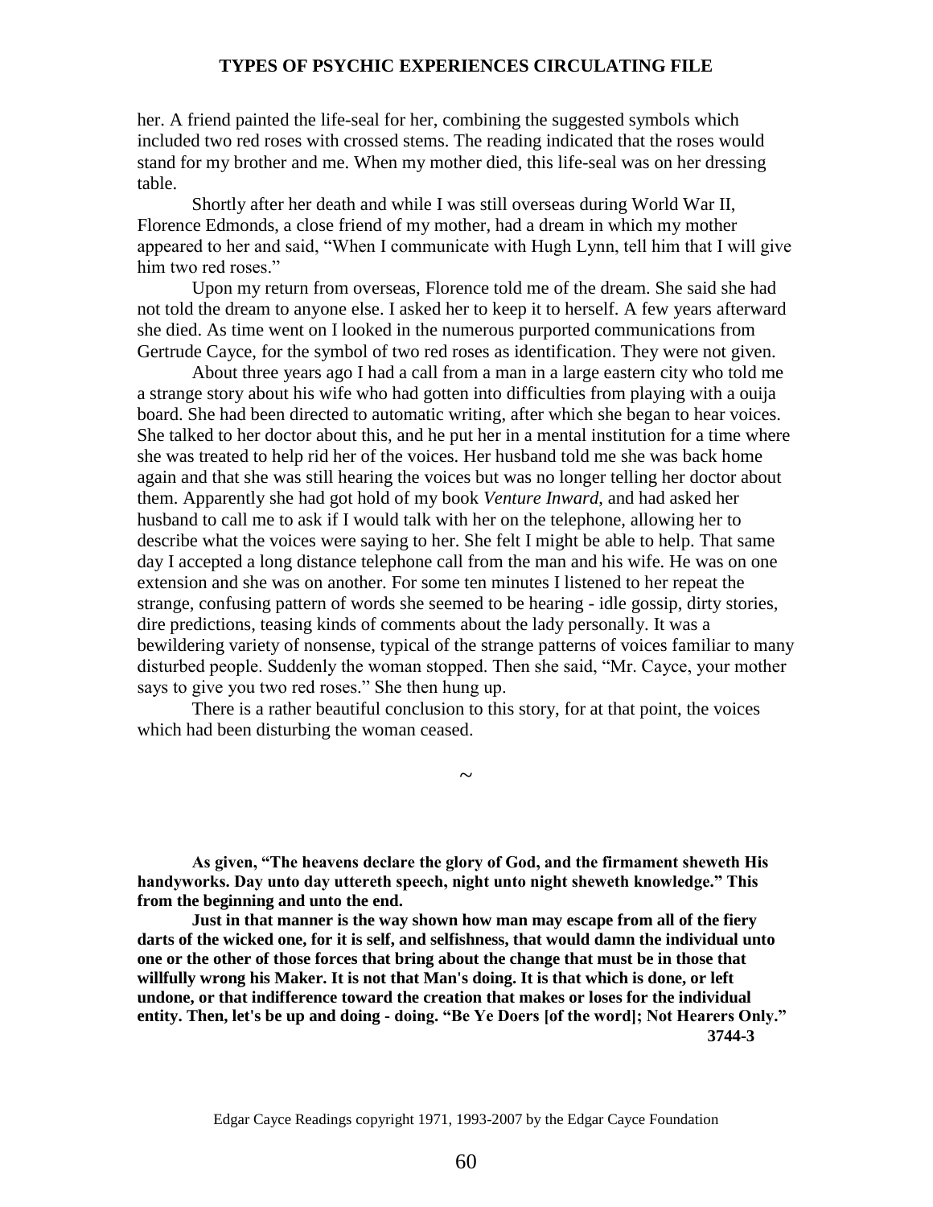her. A friend painted the life-seal for her, combining the suggested symbols which included two red roses with crossed stems. The reading indicated that the roses would stand for my brother and me. When my mother died, this life-seal was on her dressing table.

Shortly after her death and while I was still overseas during World War II, Florence Edmonds, a close friend of my mother, had a dream in which my mother appeared to her and said, "When I communicate with Hugh Lynn, tell him that I will give him two red roses."

Upon my return from overseas, Florence told me of the dream. She said she had not told the dream to anyone else. I asked her to keep it to herself. A few years afterward she died. As time went on I looked in the numerous purported communications from Gertrude Cayce, for the symbol of two red roses as identification. They were not given.

About three years ago I had a call from a man in a large eastern city who told me a strange story about his wife who had gotten into difficulties from playing with a ouija board. She had been directed to automatic writing, after which she began to hear voices. She talked to her doctor about this, and he put her in a mental institution for a time where she was treated to help rid her of the voices. Her husband told me she was back home again and that she was still hearing the voices but was no longer telling her doctor about them. Apparently she had got hold of my book *Venture Inward*, and had asked her husband to call me to ask if I would talk with her on the telephone, allowing her to describe what the voices were saying to her. She felt I might be able to help. That same day I accepted a long distance telephone call from the man and his wife. He was on one extension and she was on another. For some ten minutes I listened to her repeat the strange, confusing pattern of words she seemed to be hearing - idle gossip, dirty stories, dire predictions, teasing kinds of comments about the lady personally. It was a bewildering variety of nonsense, typical of the strange patterns of voices familiar to many disturbed people. Suddenly the woman stopped. Then she said, "Mr. Cayce, your mother says to give you two red roses." She then hung up.

There is a rather beautiful conclusion to this story, for at that point, the voices which had been disturbing the woman ceased.

~

**As given, "The heavens declare the glory of God, and the firmament sheweth His handyworks. Day unto day uttereth speech, night unto night sheweth knowledge." This from the beginning and unto the end.**

**Just in that manner is the way shown how man may escape from all of the fiery darts of the wicked one, for it is self, and selfishness, that would damn the individual unto one or the other of those forces that bring about the change that must be in those that willfully wrong his Maker. It is not that Man's doing. It is that which is done, or left undone, or that indifference toward the creation that makes or loses for the individual entity. Then, let's be up and doing - doing. "Be Ye Doers [of the word]; Not Hearers Only."**

**3744-3**

Edgar Cayce Readings copyright 1971, 1993-2007 by the Edgar Cayce Foundation